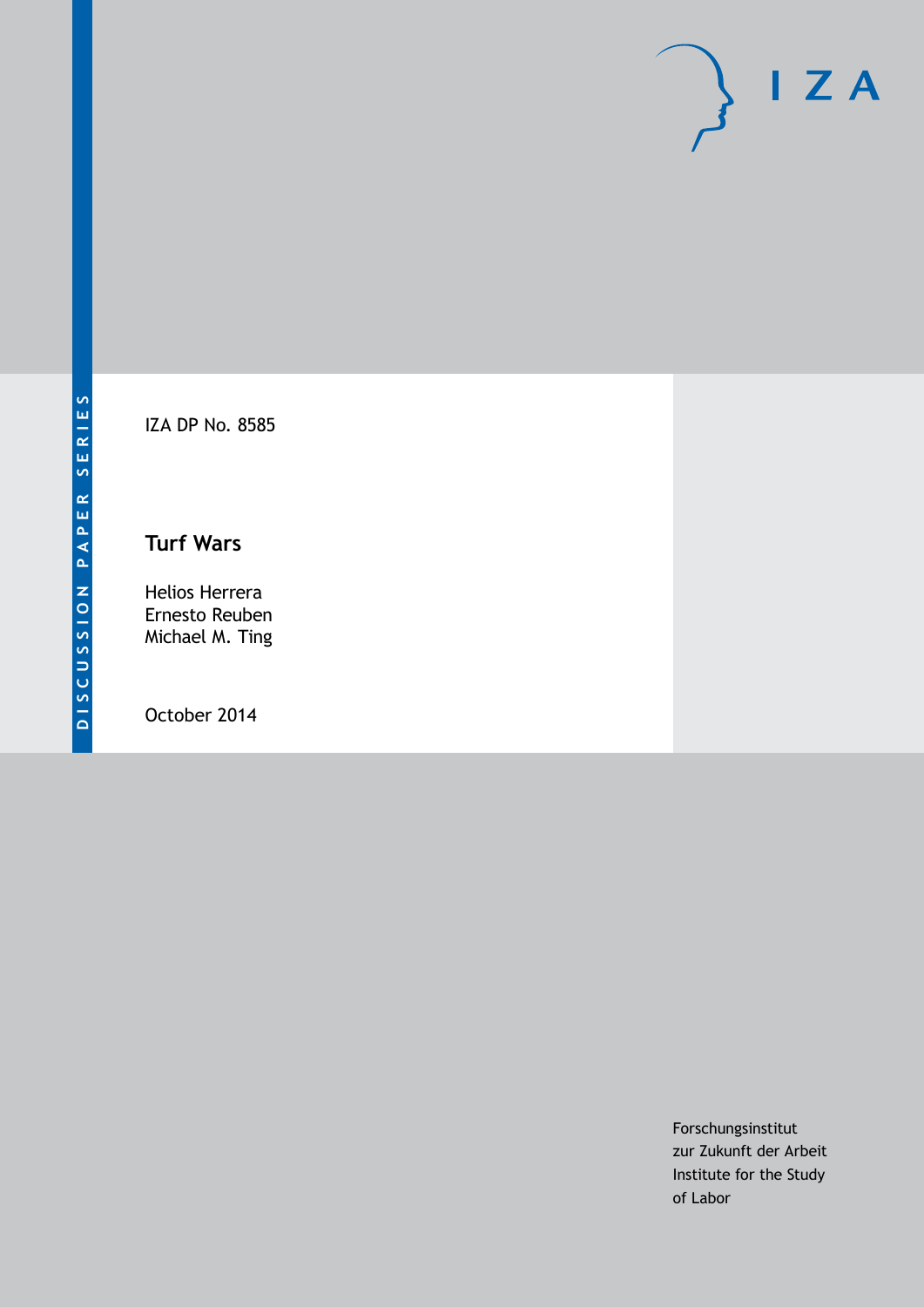DISCUSSION PAPER SERIES

IZA DP No. 8585

# Turf Wars

Helios Herrera
Ernesto Reuben
Michael M. Ting

October 2014

Forschungsinstitut
zur Zukunft der Arbeit
Institute for the Study
of Labor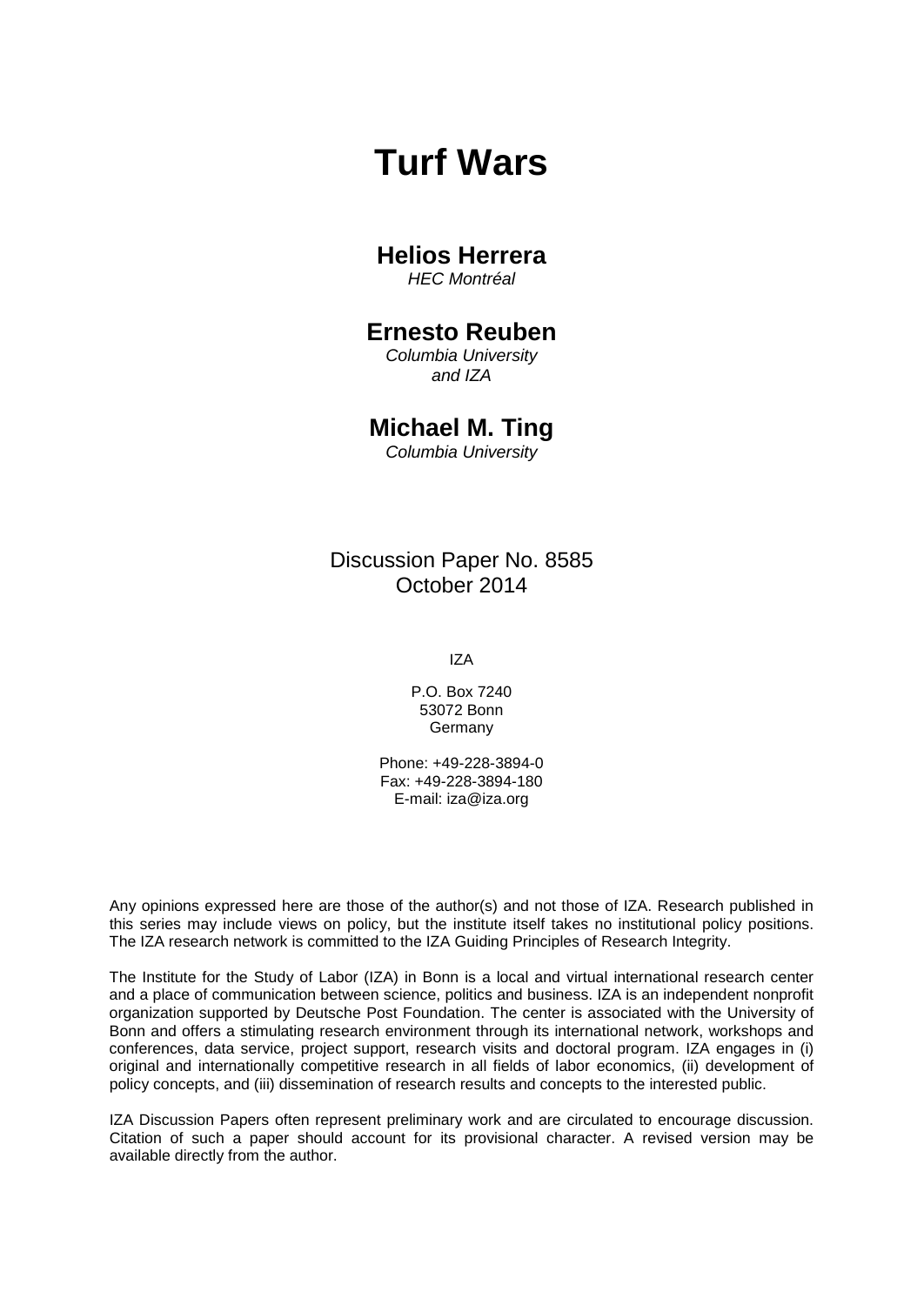# Turf Wars

## Helios Herrera

*HEC Montréal*

## Ernesto Reuben

*Columbia University and IZA*

## Michael M. Ting

*Columbia University*

Discussion Paper No. 8585
October 2014

IZA

P.O. Box 7240
53072 Bonn
Germany

Phone: +49-228-3894-0
Fax: +49-228-3894-180
E-mail: iza@iza.org

Any opinions expressed here are those of the author(s) and not those of IZA. Research published in this series may include views on policy, but the institute itself takes no institutional policy positions. The IZA research network is committed to the IZA Guiding Principles of Research Integrity.

The Institute for the Study of Labor (IZA) in Bonn is a local and virtual international research center and a place of communication between science, politics and business. IZA is an independent nonprofit organization supported by Deutsche Post Foundation. The center is associated with the University of Bonn and offers a stimulating research environment through its international network, workshops and conferences, data service, project support, research visits and doctoral program. IZA engages in (i) original and internationally competitive research in all fields of labor economics, (ii) development of policy concepts, and (iii) dissemination of research results and concepts to the interested public.

IZA Discussion Papers often represent preliminary work and are circulated to encourage discussion. Citation of such a paper should account for its provisional character. A revised version may be available directly from the author.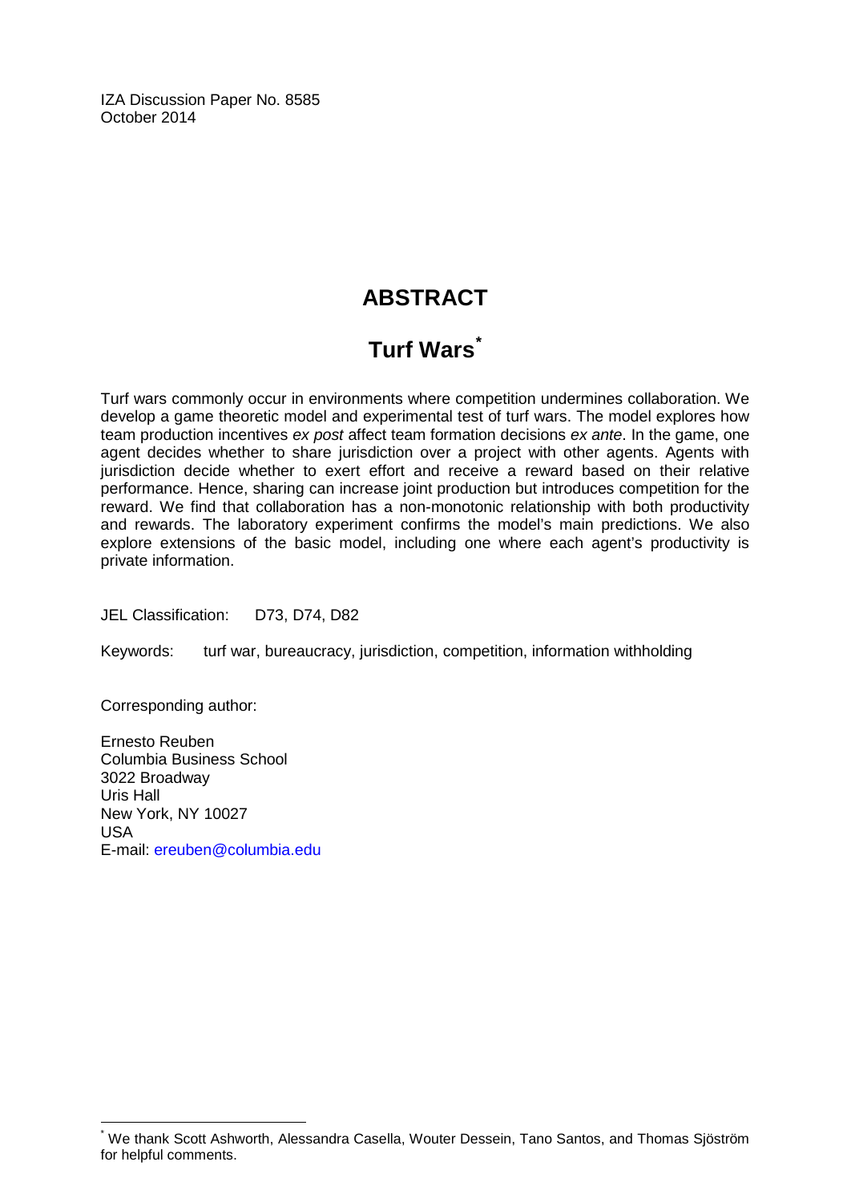IZA Discussion Paper No. 8585
October 2014

# ABSTRACT

## Turf Wars[*]

Turf wars commonly occur in environments where competition undermines collaboration. We develop a game theoretic model and experimental test of turf wars. The model explores how team production incentives *ex post* affect team formation decisions *ex ante*. In the game, one agent decides whether to share jurisdiction over a project with other agents. Agents with jurisdiction decide whether to exert effort and receive a reward based on their relative performance. Hence, sharing can increase joint production but introduces competition for the reward. We find that collaboration has a non-monotonic relationship with both productivity and rewards. The laboratory experiment confirms the model's main predictions. We also explore extensions of the basic model, including one where each agent's productivity is private information.

JEL Classification: D73, D74, D82

Keywords: turf war, bureaucracy, jurisdiction, competition, information withholding

Corresponding author:

Ernesto Reuben
Columbia Business School
3022 Broadway
Uris Hall
New York, NY 10027
USA
E-mail: ereuben@columbia.edu

---

[*] We thank Scott Ashworth, Alessandra Casella, Wouter Dessein, Tano Santos, and Thomas Sjöström for helpful comments.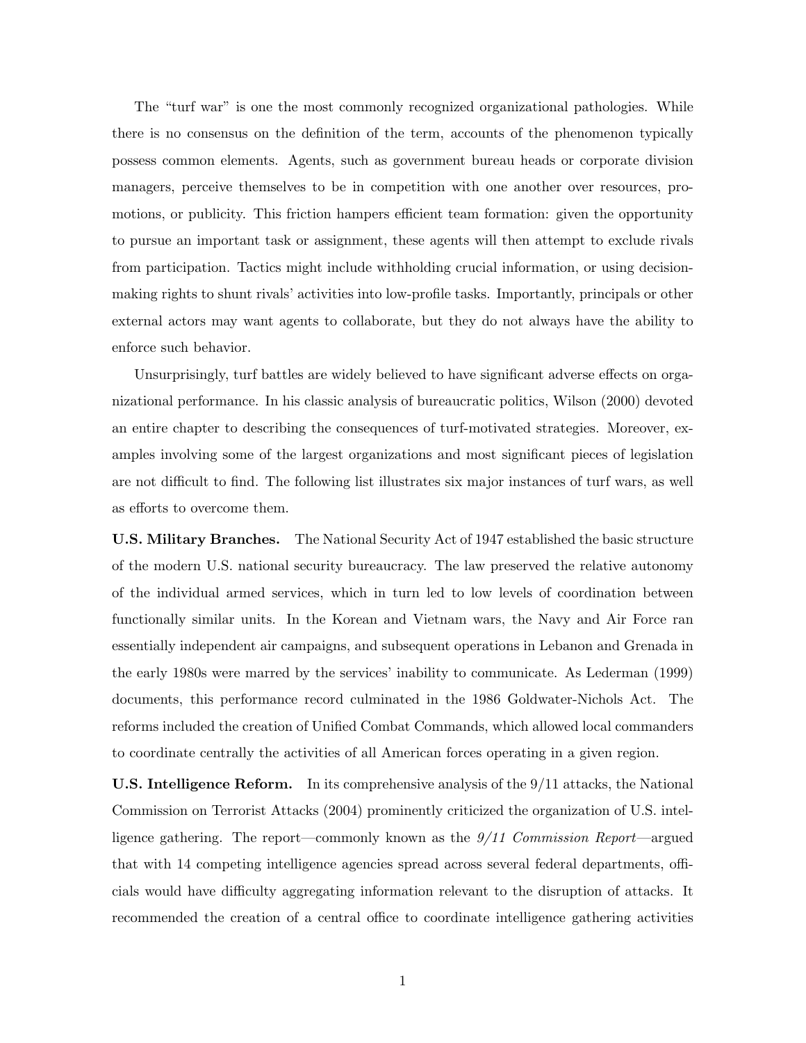The "turf war" is one the most commonly recognized organizational pathologies. While there is no consensus on the definition of the term, accounts of the phenomenon typically possess common elements. Agents, such as government bureau heads or corporate division managers, perceive themselves to be in competition with one another over resources, promotions, or publicity. This friction hampers efficient team formation: given the opportunity to pursue an important task or assignment, these agents will then attempt to exclude rivals from participation. Tactics might include withholding crucial information, or using decision-making rights to shunt rivals' activities into low-profile tasks. Importantly, principals or other external actors may want agents to collaborate, but they do not always have the ability to enforce such behavior.

Unsurprisingly, turf battles are widely believed to have significant adverse effects on organizational performance. In his classic analysis of bureaucratic politics, Wilson (2000) devoted an entire chapter to describing the consequences of turf-motivated strategies. Moreover, examples involving some of the largest organizations and most significant pieces of legislation are not difficult to find. The following list illustrates six major instances of turf wars, as well as efforts to overcome them.

**U.S. Military Branches.** The National Security Act of 1947 established the basic structure of the modern U.S. national security bureaucracy. The law preserved the relative autonomy of the individual armed services, which in turn led to low levels of coordination between functionally similar units. In the Korean and Vietnam wars, the Navy and Air Force ran essentially independent air campaigns, and subsequent operations in Lebanon and Grenada in the early 1980s were marred by the services' inability to communicate. As Lederman (1999) documents, this performance record culminated in the 1986 Goldwater-Nichols Act. The reforms included the creation of Unified Combat Commands, which allowed local commanders to coordinate centrally the activities of all American forces operating in a given region.

**U.S. Intelligence Reform.** In its comprehensive analysis of the 9/11 attacks, the National Commission on Terrorist Attacks (2004) prominently criticized the organization of U.S. intelligence gathering. The report—commonly known as the *9/11 Commission Report*—argued that with 14 competing intelligence agencies spread across several federal departments, officials would have difficulty aggregating information relevant to the disruption of attacks. It recommended the creation of a central office to coordinate intelligence gathering activities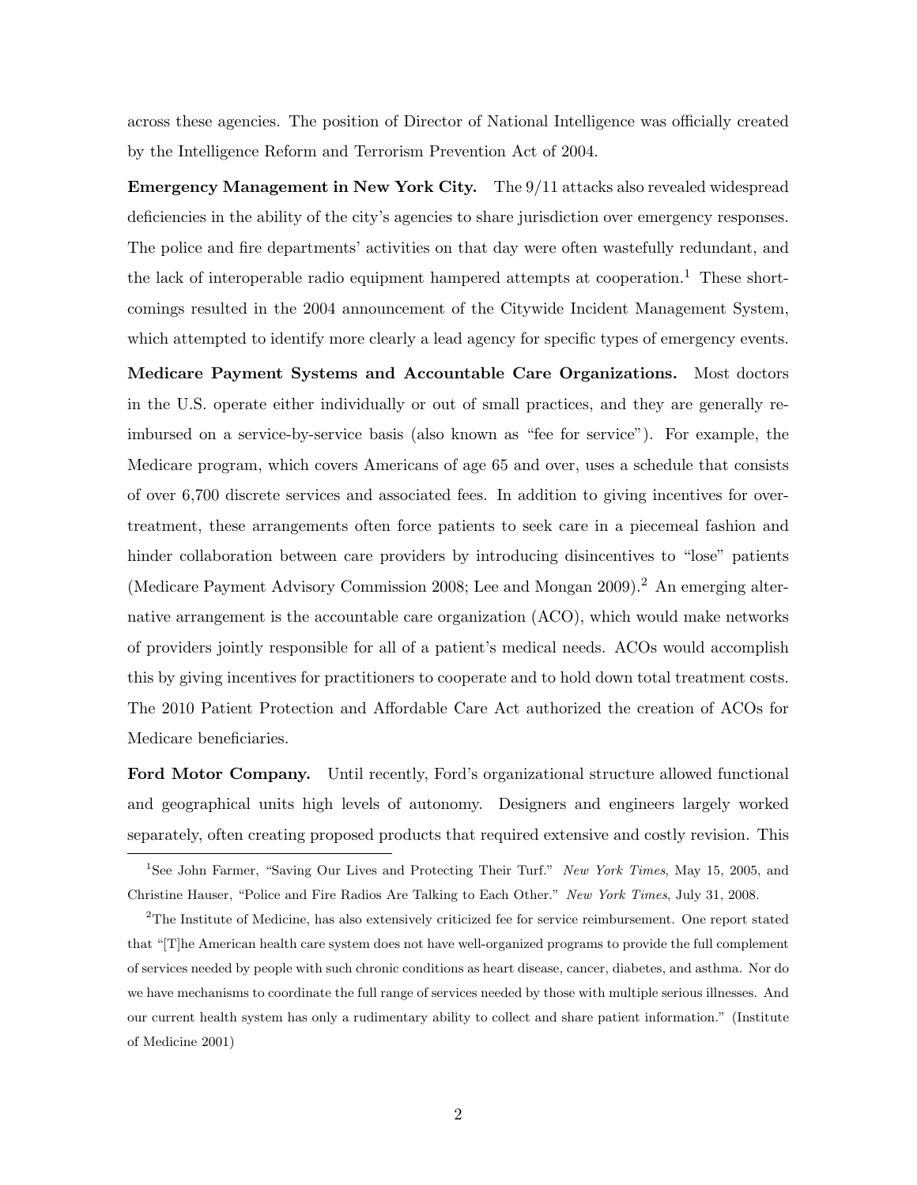across these agencies. The position of Director of National Intelligence was officially created by the Intelligence Reform and Terrorism Prevention Act of 2004.

**Emergency Management in New York City.** The 9/11 attacks also revealed widespread deficiencies in the ability of the city's agencies to share jurisdiction over emergency responses. The police and fire departments' activities on that day were often wastefully redundant, and the lack of interoperable radio equipment hampered attempts at cooperation.[1] These shortcomings resulted in the 2004 announcement of the Citywide Incident Management System, which attempted to identify more clearly a lead agency for specific types of emergency events.

**Medicare Payment Systems and Accountable Care Organizations.** Most doctors in the U.S. operate either individually or out of small practices, and they are generally reimbursed on a service-by-service basis (also known as "fee for service"). For example, the Medicare program, which covers Americans of age 65 and over, uses a schedule that consists of over 6,700 discrete services and associated fees. In addition to giving incentives for overtreatment, these arrangements often force patients to seek care in a piecemeal fashion and hinder collaboration between care providers by introducing disincentives to "lose" patients (Medicare Payment Advisory Commission 2008; Lee and Mongan 2009).[2] An emerging alternative arrangement is the accountable care organization (ACO), which would make networks of providers jointly responsible for all of a patient's medical needs. ACOs would accomplish this by giving incentives for practitioners to cooperate and to hold down total treatment costs. The 2010 Patient Protection and Affordable Care Act authorized the creation of ACOs for Medicare beneficiaries.

**Ford Motor Company.** Until recently, Ford's organizational structure allowed functional and geographical units high levels of autonomy. Designers and engineers largely worked separately, often creating proposed products that required extensive and costly revision. This

---

[1] See John Farmer, "Saving Our Lives and Protecting Their Turf." *New York Times*, May 15, 2005, and Christine Hauser, "Police and Fire Radios Are Talking to Each Other." *New York Times*, July 31, 2008.

[2] The Institute of Medicine, has also extensively criticized fee for service reimbursement. One report stated that "[T]he American health care system does not have well-organized programs to provide the full complement of services needed by people with such chronic conditions as heart disease, cancer, diabetes, and asthma. Nor do we have mechanisms to coordinate the full range of services needed by those with multiple serious illnesses. And our current health system has only a rudimentary ability to collect and share patient information." (Institute of Medicine 2001)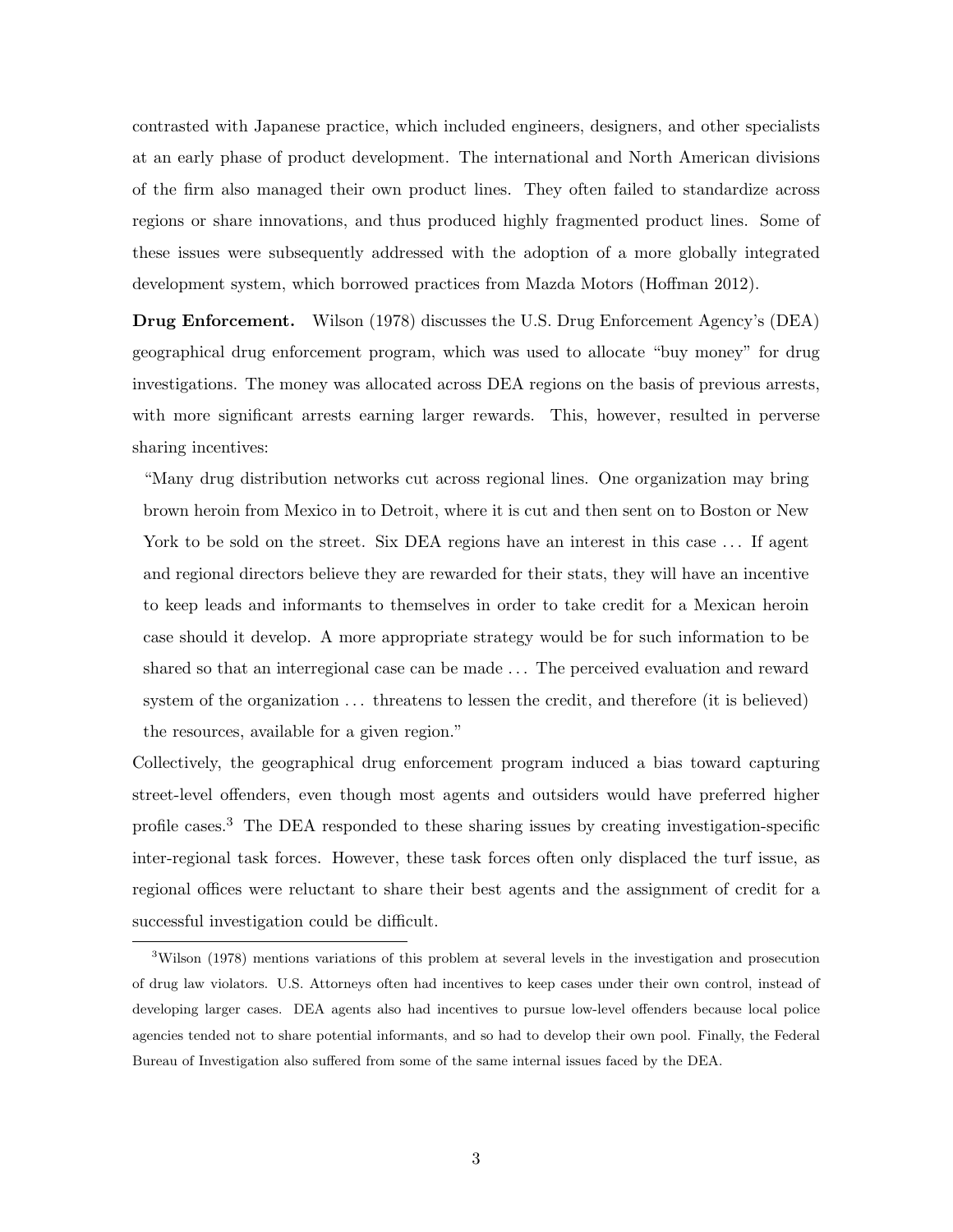contrasted with Japanese practice, which included engineers, designers, and other specialists at an early phase of product development. The international and North American divisions of the firm also managed their own product lines. They often failed to standardize across regions or share innovations, and thus produced highly fragmented product lines. Some of these issues were subsequently addressed with the adoption of a more globally integrated development system, which borrowed practices from Mazda Motors (Hoffman 2012).

**Drug Enforcement.** Wilson (1978) discusses the U.S. Drug Enforcement Agency's (DEA) geographical drug enforcement program, which was used to allocate "buy money" for drug investigations. The money was allocated across DEA regions on the basis of previous arrests, with more significant arrests earning larger rewards. This, however, resulted in perverse sharing incentives:

> "Many drug distribution networks cut across regional lines. One organization may bring brown heroin from Mexico in to Detroit, where it is cut and then sent on to Boston or New York to be sold on the street. Six DEA regions have an interest in this case ... If agent and regional directors believe they are rewarded for their stats, they will have an incentive to keep leads and informants to themselves in order to take credit for a Mexican heroin case should it develop. A more appropriate strategy would be for such information to be shared so that an interregional case can be made ... The perceived evaluation and reward system of the organization ... threatens to lessen the credit, and therefore (it is believed) the resources, available for a given region."

Collectively, the geographical drug enforcement program induced a bias toward capturing street-level offenders, even though most agents and outsiders would have preferred higher profile cases.[3] The DEA responded to these sharing issues by creating investigation-specific inter-regional task forces. However, these task forces often only displaced the turf issue, as regional offices were reluctant to share their best agents and the assignment of credit for a successful investigation could be difficult.

[3] Wilson (1978) mentions variations of this problem at several levels in the investigation and prosecution of drug law violators. U.S. Attorneys often had incentives to keep cases under their own control, instead of developing larger cases. DEA agents also had incentives to pursue low-level offenders because local police agencies tended not to share potential informants, and so had to develop their own pool. Finally, the Federal Bureau of Investigation also suffered from some of the same internal issues faced by the DEA.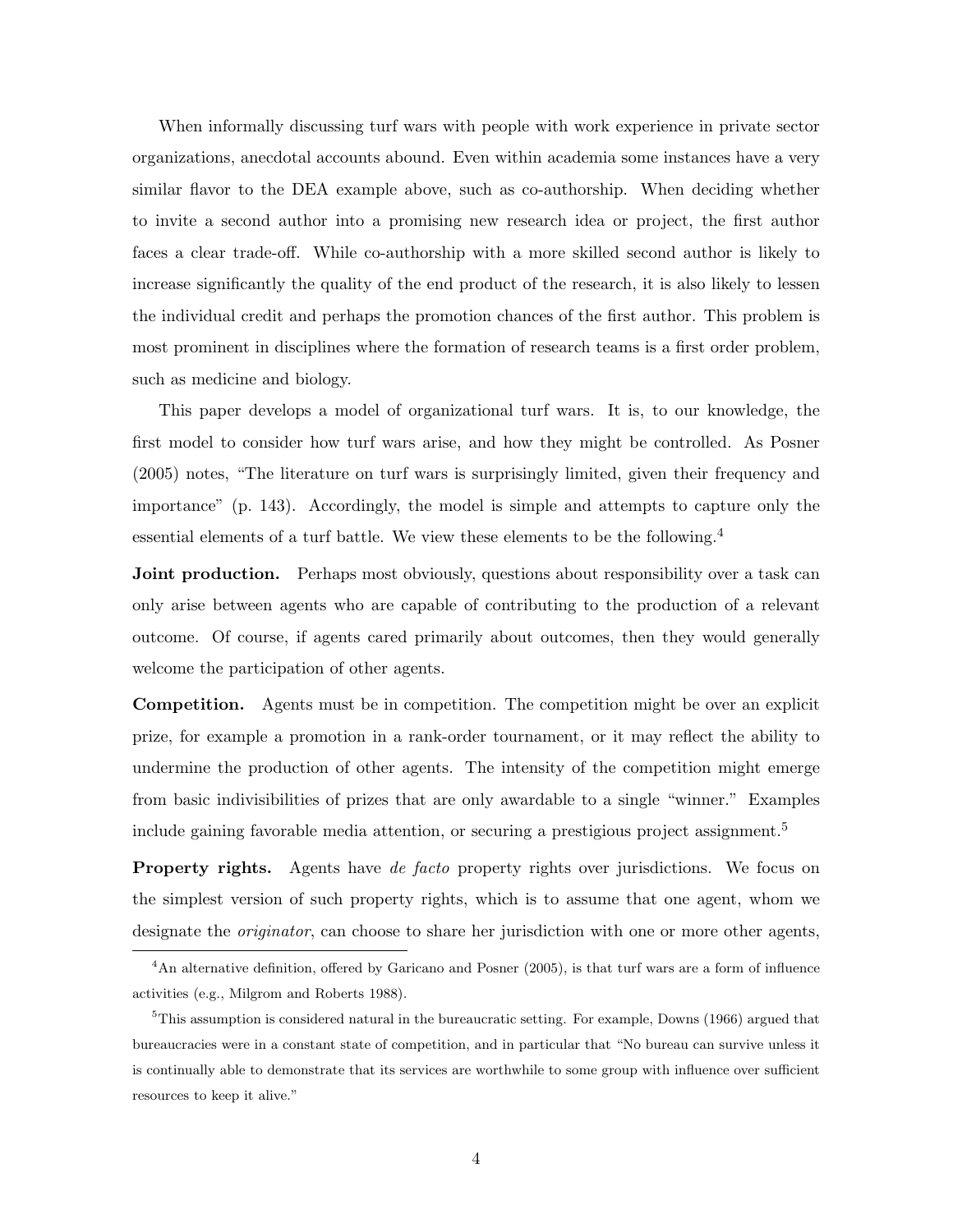When informally discussing turf wars with people with work experience in private sector organizations, anecdotal accounts abound. Even within academia some instances have a very similar flavor to the DEA example above, such as co-authorship. When deciding whether to invite a second author into a promising new research idea or project, the first author faces a clear trade-off. While co-authorship with a more skilled second author is likely to increase significantly the quality of the end product of the research, it is also likely to lessen the individual credit and perhaps the promotion chances of the first author. This problem is most prominent in disciplines where the formation of research teams is a first order problem, such as medicine and biology.

This paper develops a model of organizational turf wars. It is, to our knowledge, the first model to consider how turf wars arise, and how they might be controlled. As Posner (2005) notes, "The literature on turf wars is surprisingly limited, given their frequency and importance" (p. 143). Accordingly, the model is simple and attempts to capture only the essential elements of a turf battle. We view these elements to be the following.[4]

**Joint production.** Perhaps most obviously, questions about responsibility over a task can only arise between agents who are capable of contributing to the production of a relevant outcome. Of course, if agents cared primarily about outcomes, then they would generally welcome the participation of other agents.

**Competition.** Agents must be in competition. The competition might be over an explicit prize, for example a promotion in a rank-order tournament, or it may reflect the ability to undermine the production of other agents. The intensity of the competition might emerge from basic indivisibilities of prizes that are only awardable to a single "winner." Examples include gaining favorable media attention, or securing a prestigious project assignment.[5]

**Property rights.** Agents have *de facto* property rights over jurisdictions. We focus on the simplest version of such property rights, which is to assume that one agent, whom we designate the *originator*, can choose to share her jurisdiction with one or more other agents,

[4] An alternative definition, offered by Garicano and Posner (2005), is that turf wars are a form of influence activities (e.g., Milgrom and Roberts 1988).

[5] This assumption is considered natural in the bureaucratic setting. For example, Downs (1966) argued that bureaucracies were in a constant state of competition, and in particular that "No bureau can survive unless it is continually able to demonstrate that its services are worthwhile to some group with influence over sufficient resources to keep it alive."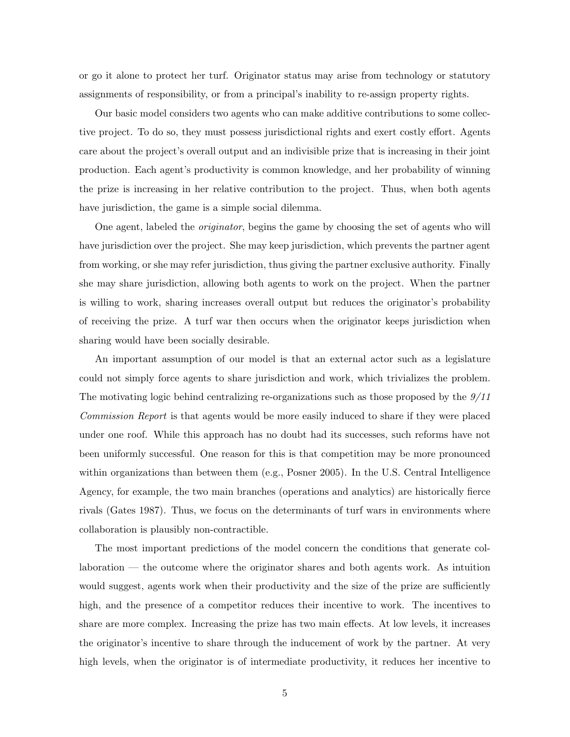or go it alone to protect her turf. Originator status may arise from technology or statutory assignments of responsibility, or from a principal's inability to re-assign property rights.

Our basic model considers two agents who can make additive contributions to some collective project. To do so, they must possess jurisdictional rights and exert costly effort. Agents care about the project's overall output and an indivisible prize that is increasing in their joint production. Each agent's productivity is common knowledge, and her probability of winning the prize is increasing in her relative contribution to the project. Thus, when both agents have jurisdiction, the game is a simple social dilemma.

One agent, labeled the *originator*, begins the game by choosing the set of agents who will have jurisdiction over the project. She may keep jurisdiction, which prevents the partner agent from working, or she may refer jurisdiction, thus giving the partner exclusive authority. Finally she may share jurisdiction, allowing both agents to work on the project. When the partner is willing to work, sharing increases overall output but reduces the originator's probability of receiving the prize. A turf war then occurs when the originator keeps jurisdiction when sharing would have been socially desirable.

An important assumption of our model is that an external actor such as a legislature could not simply force agents to share jurisdiction and work, which trivializes the problem. The motivating logic behind centralizing re-organizations such as those proposed by the *9/11 Commission Report* is that agents would be more easily induced to share if they were placed under one roof. While this approach has no doubt had its successes, such reforms have not been uniformly successful. One reason for this is that competition may be more pronounced within organizations than between them (e.g., Posner 2005). In the U.S. Central Intelligence Agency, for example, the two main branches (operations and analytics) are historically fierce rivals (Gates 1987). Thus, we focus on the determinants of turf wars in environments where collaboration is plausibly non-contractible.

The most important predictions of the model concern the conditions that generate collaboration — the outcome where the originator shares and both agents work. As intuition would suggest, agents work when their productivity and the size of the prize are sufficiently high, and the presence of a competitor reduces their incentive to work. The incentives to share are more complex. Increasing the prize has two main effects. At low levels, it increases the originator's incentive to share through the inducement of work by the partner. At very high levels, when the originator is of intermediate productivity, it reduces her incentive to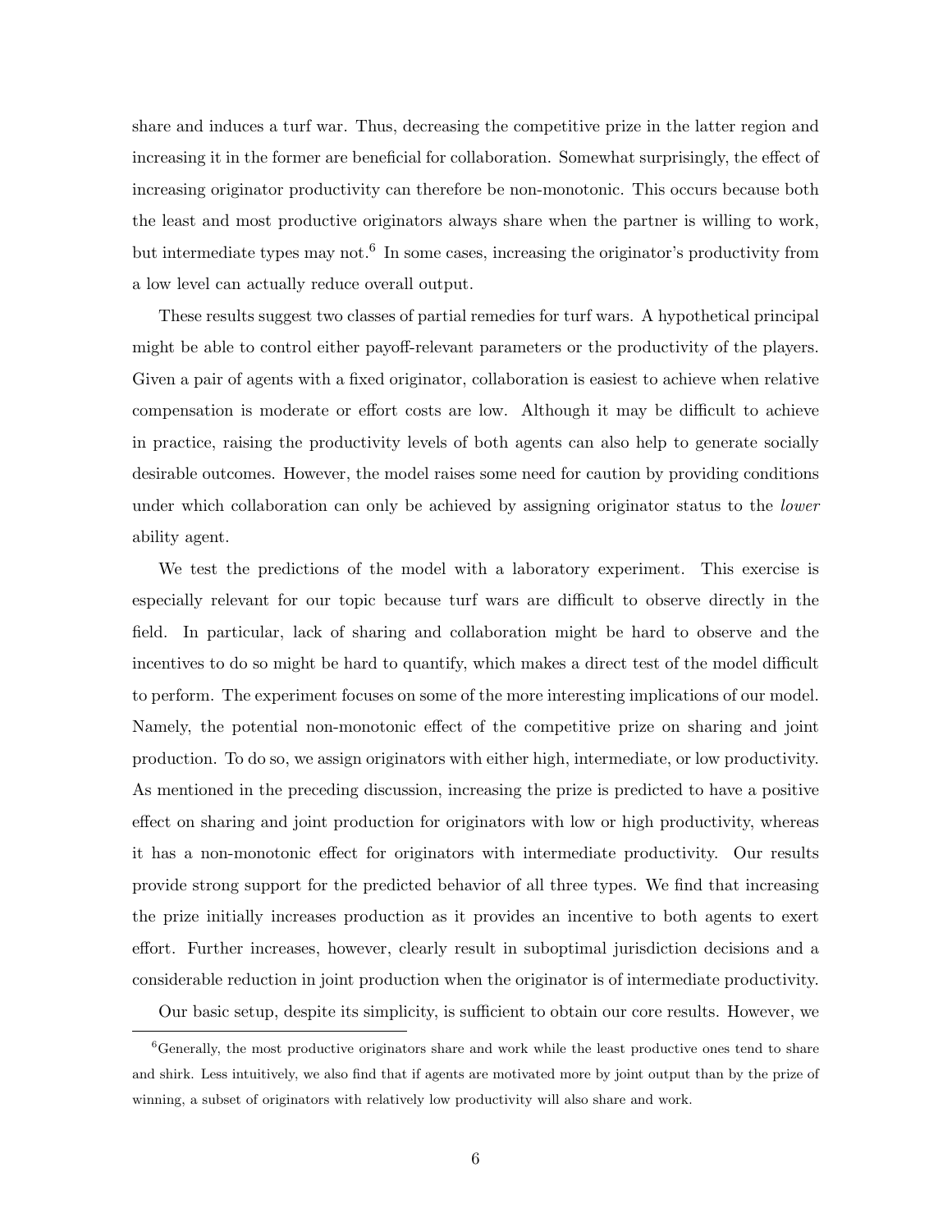share and induces a turf war. Thus, decreasing the competitive prize in the latter region and increasing it in the former are beneficial for collaboration. Somewhat surprisingly, the effect of increasing originator productivity can therefore be non-monotonic. This occurs because both the least and most productive originators always share when the partner is willing to work, but intermediate types may not.[6] In some cases, increasing the originator's productivity from a low level can actually reduce overall output.

These results suggest two classes of partial remedies for turf wars. A hypothetical principal might be able to control either payoff-relevant parameters or the productivity of the players. Given a pair of agents with a fixed originator, collaboration is easiest to achieve when relative compensation is moderate or effort costs are low. Although it may be difficult to achieve in practice, raising the productivity levels of both agents can also help to generate socially desirable outcomes. However, the model raises some need for caution by providing conditions under which collaboration can only be achieved by assigning originator status to the *lower* ability agent.

We test the predictions of the model with a laboratory experiment. This exercise is especially relevant for our topic because turf wars are difficult to observe directly in the field. In particular, lack of sharing and collaboration might be hard to observe and the incentives to do so might be hard to quantify, which makes a direct test of the model difficult to perform. The experiment focuses on some of the more interesting implications of our model. Namely, the potential non-monotonic effect of the competitive prize on sharing and joint production. To do so, we assign originators with either high, intermediate, or low productivity. As mentioned in the preceding discussion, increasing the prize is predicted to have a positive effect on sharing and joint production for originators with low or high productivity, whereas it has a non-monotonic effect for originators with intermediate productivity. Our results provide strong support for the predicted behavior of all three types. We find that increasing the prize initially increases production as it provides an incentive to both agents to exert effort. Further increases, however, clearly result in suboptimal jurisdiction decisions and a considerable reduction in joint production when the originator is of intermediate productivity.

Our basic setup, despite its simplicity, is sufficient to obtain our core results. However, we

[6] Generally, the most productive originators share and work while the least productive ones tend to share and shirk. Less intuitively, we also find that if agents are motivated more by joint output than by the prize of winning, a subset of originators with relatively low productivity will also share and work.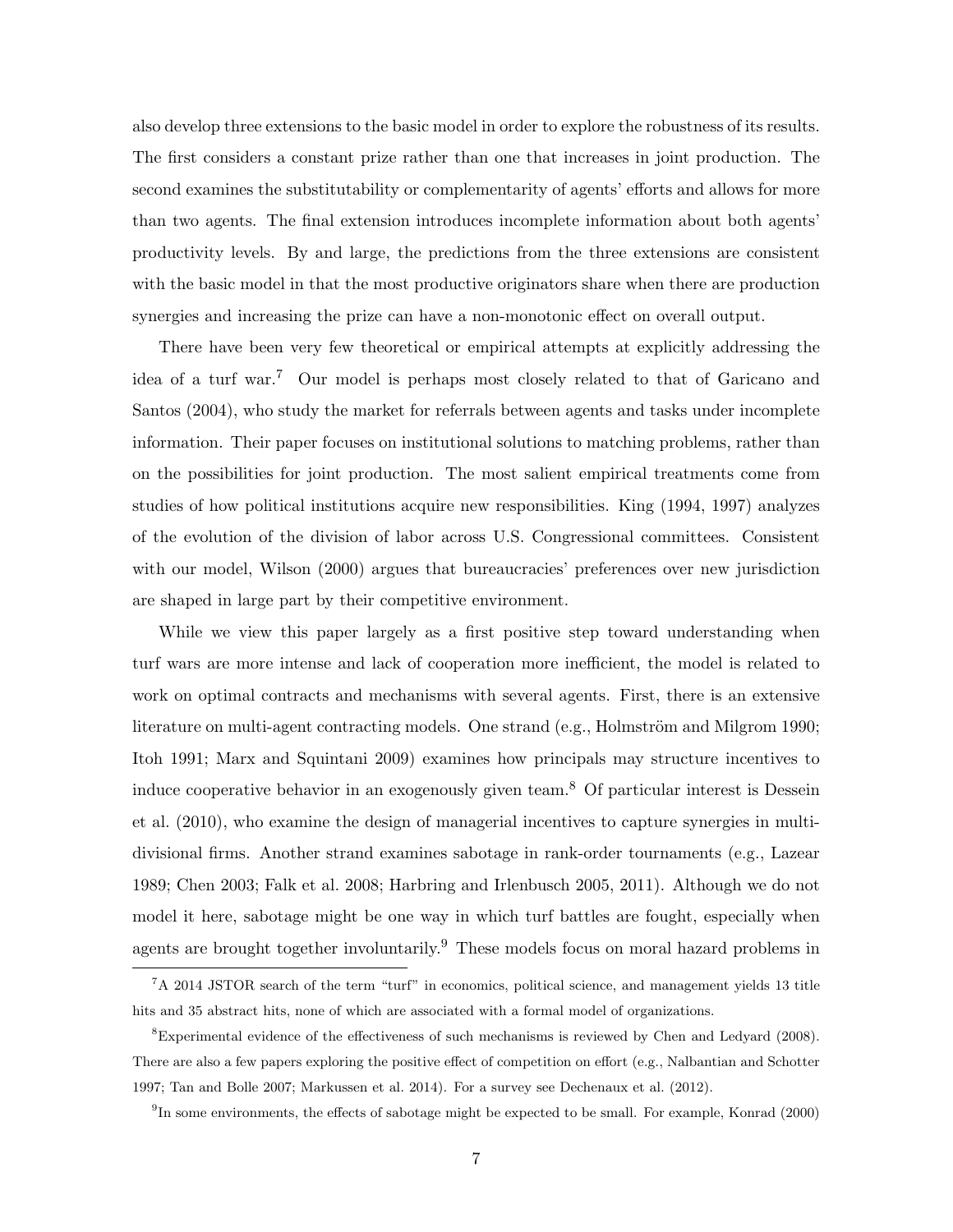also develop three extensions to the basic model in order to explore the robustness of its results. The first considers a constant prize rather than one that increases in joint production. The second examines the substitutability or complementarity of agents' efforts and allows for more than two agents. The final extension introduces incomplete information about both agents' productivity levels. By and large, the predictions from the three extensions are consistent with the basic model in that the most productive originators share when there are production synergies and increasing the prize can have a non-monotonic effect on overall output.

There have been very few theoretical or empirical attempts at explicitly addressing the idea of a turf war.[7] Our model is perhaps most closely related to that of Garicano and Santos (2004), who study the market for referrals between agents and tasks under incomplete information. Their paper focuses on institutional solutions to matching problems, rather than on the possibilities for joint production. The most salient empirical treatments come from studies of how political institutions acquire new responsibilities. King (1994, 1997) analyzes of the evolution of the division of labor across U.S. Congressional committees. Consistent with our model, Wilson (2000) argues that bureaucracies' preferences over new jurisdiction are shaped in large part by their competitive environment.

While we view this paper largely as a first positive step toward understanding when turf wars are more intense and lack of cooperation more inefficient, the model is related to work on optimal contracts and mechanisms with several agents. First, there is an extensive literature on multi-agent contracting models. One strand (e.g., Holmström and Milgrom 1990; Itoh 1991; Marx and Squintani 2009) examines how principals may structure incentives to induce cooperative behavior in an exogenously given team.[8] Of particular interest is Dessein et al. (2010), who examine the design of managerial incentives to capture synergies in multi-divisional firms. Another strand examines sabotage in rank-order tournaments (e.g., Lazear 1989; Chen 2003; Falk et al. 2008; Harbring and Irlenbusch 2005, 2011). Although we do not model it here, sabotage might be one way in which turf battles are fought, especially when agents are brought together involuntarily.[9] These models focus on moral hazard problems in

[7] A 2014 JSTOR search of the term "turf" in economics, political science, and management yields 13 title hits and 35 abstract hits, none of which are associated with a formal model of organizations.

[8] Experimental evidence of the effectiveness of such mechanisms is reviewed by Chen and Ledyard (2008). There are also a few papers exploring the positive effect of competition on effort (e.g., Nalbantian and Schotter 1997; Tan and Bolle 2007; Markussen et al. 2014). For a survey see Dechenaux et al. (2012).

[9] In some environments, the effects of sabotage might be expected to be small. For example, Konrad (2000)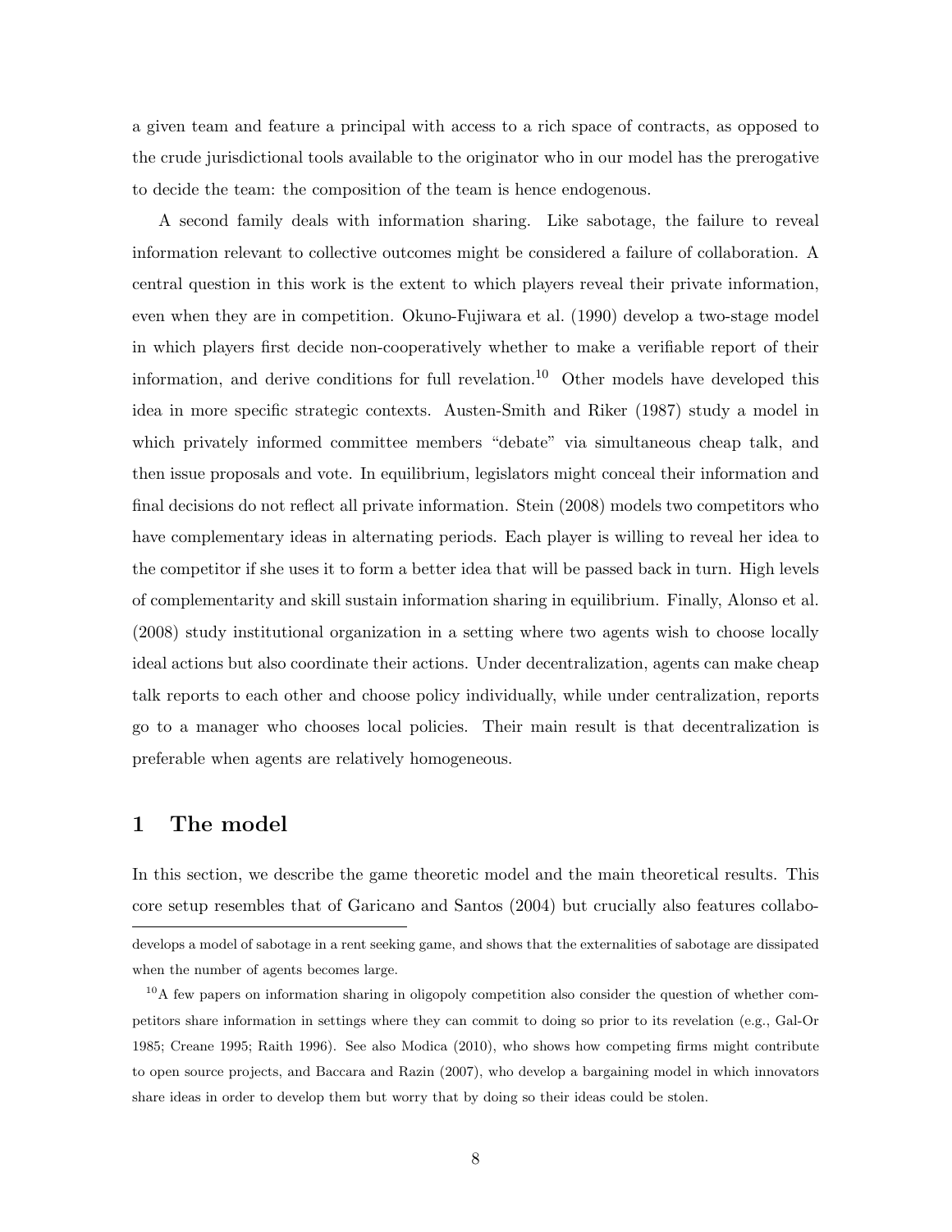a given team and feature a principal with access to a rich space of contracts, as opposed to the crude jurisdictional tools available to the originator who in our model has the prerogative to decide the team: the composition of the team is hence endogenous.

A second family deals with information sharing. Like sabotage, the failure to reveal information relevant to collective outcomes might be considered a failure of collaboration. A central question in this work is the extent to which players reveal their private information, even when they are in competition. Okuno-Fujiwara et al. (1990) develop a two-stage model in which players first decide non-cooperatively whether to make a verifiable report of their information, and derive conditions for full revelation.[10] Other models have developed this idea in more specific strategic contexts. Austen-Smith and Riker (1987) study a model in which privately informed committee members "debate" via simultaneous cheap talk, and then issue proposals and vote. In equilibrium, legislators might conceal their information and final decisions do not reflect all private information. Stein (2008) models two competitors who have complementary ideas in alternating periods. Each player is willing to reveal her idea to the competitor if she uses it to form a better idea that will be passed back in turn. High levels of complementarity and skill sustain information sharing in equilibrium. Finally, Alonso et al. (2008) study institutional organization in a setting where two agents wish to choose locally ideal actions but also coordinate their actions. Under decentralization, agents can make cheap talk reports to each other and choose policy individually, while under centralization, reports go to a manager who chooses local policies. Their main result is that decentralization is preferable when agents are relatively homogeneous.

# 1 The model

In this section, we describe the game theoretic model and the main theoretical results. This core setup resembles that of Garicano and Santos (2004) but crucially also features collabo-

develops a model of sabotage in a rent seeking game, and shows that the externalities of sabotage are dissipated when the number of agents becomes large.

[10] A few papers on information sharing in oligopoly competition also consider the question of whether competitors share information in settings where they can commit to doing so prior to its revelation (e.g., Gal-Or 1985; Creane 1995; Raith 1996). See also Modica (2010), who shows how competing firms might contribute to open source projects, and Baccara and Razin (2007), who develop a bargaining model in which innovators share ideas in order to develop them but worry that by doing so their ideas could be stolen.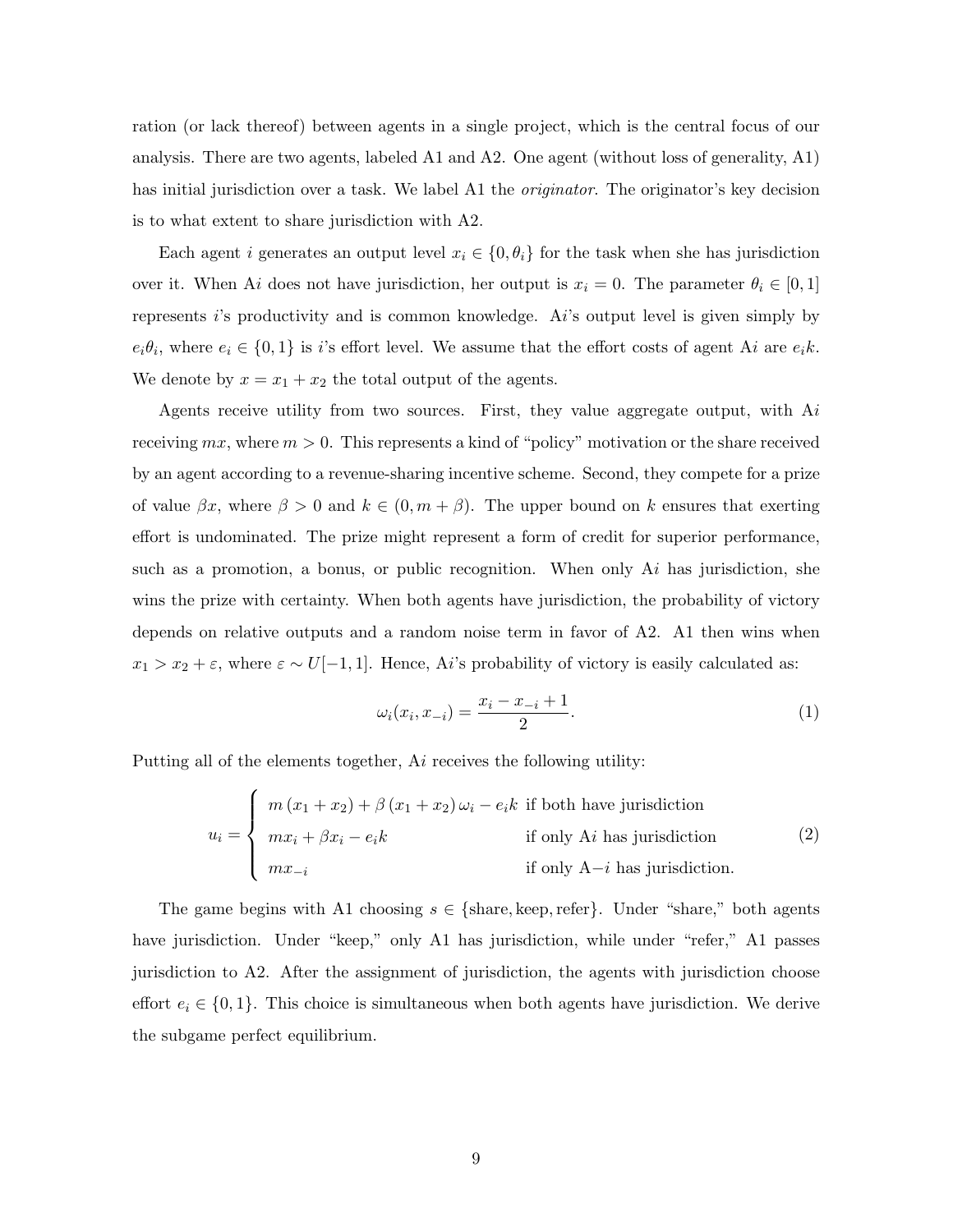ration (or lack thereof) between agents in a single project, which is the central focus of our analysis. There are two agents, labeled A1 and A2. One agent (without loss of generality, A1) has initial jurisdiction over a task. We label A1 the *originator*. The originator's key decision is to what extent to share jurisdiction with A2.

Each agent $i$ generates an output level $x_i \in \{0, \theta_i\}$ for the task when she has jurisdiction over it. When A$i$ does not have jurisdiction, her output is $x_i = 0$. The parameter $\theta_i \in [0, 1]$ represents $i$'s productivity and is common knowledge. A$i$'s output level is given simply by $e_i\theta_i$, where $e_i \in \{0, 1\}$ is $i$'s effort level. We assume that the effort costs of agent A$i$ are $e_i k$. We denote by $x = x_1 + x_2$ the total output of the agents.

Agents receive utility from two sources. First, they value aggregate output, with A$i$ receiving $mx$, where $m > 0$. This represents a kind of "policy" motivation or the share received by an agent according to a revenue-sharing incentive scheme. Second, they compete for a prize of value $\beta x$, where $\beta > 0$ and $k \in (0, m + \beta)$. The upper bound on $k$ ensures that exerting effort is undominated. The prize might represent a form of credit for superior performance, such as a promotion, a bonus, or public recognition. When only A$i$ has jurisdiction, she wins the prize with certainty. When both agents have jurisdiction, the probability of victory depends on relative outputs and a random noise term in favor of A2. A1 then wins when $x_1 > x_2 + \varepsilon$, where $\varepsilon \sim U[-1, 1]$. Hence, A$i$'s probability of victory is easily calculated as:

$$\omega_i(x_i, x_{-i}) = \frac{x_i - x_{-i} + 1}{2}. \tag{1}$$

Putting all of the elements together, A$i$ receives the following utility:

$$u_i = \begin{cases} m(x_1 + x_2) + \beta(x_1 + x_2)\omega_i - e_i k & \text{if both have jurisdiction} \\ m x_i + \beta x_i - e_i k & \text{if only A}i \text{ has jurisdiction} \\ m x_{-i} & \text{if only A}{-i} \text{ has jurisdiction.} \end{cases} \tag{2}$$

The game begins with A1 choosing $s \in \{\text{share}, \text{keep}, \text{refer}\}$. Under "share," both agents have jurisdiction. Under "keep," only A1 has jurisdiction, while under "refer," A1 passes jurisdiction to A2. After the assignment of jurisdiction, the agents with jurisdiction choose effort $e_i \in \{0, 1\}$. This choice is simultaneous when both agents have jurisdiction. We derive the subgame perfect equilibrium.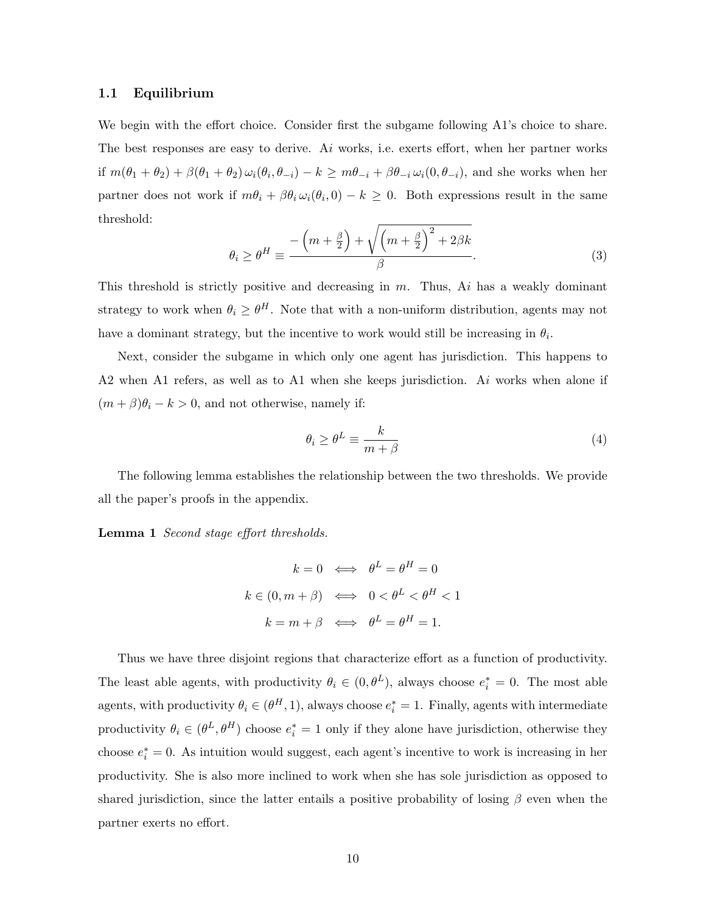### 1.1 Equilibrium

We begin with the effort choice. Consider first the subgame following A1's choice to share. The best responses are easy to derive. A$i$ works, i.e. exerts effort, when her partner works if $m(\theta_1 + \theta_2) + \beta(\theta_1 + \theta_2)\,\omega_i(\theta_i, \theta_{-i}) - k \geq m\theta_{-i} + \beta\theta_{-i}\,\omega_i(0, \theta_{-i})$, and she works when her partner does not work if $m\theta_i + \beta\theta_i\,\omega_i(\theta_i, 0) - k \geq 0$. Both expressions result in the same threshold:

$$\theta_i \geq \theta^H \equiv \frac{-\left(m + \frac{\beta}{2}\right) + \sqrt{\left(m + \frac{\beta}{2}\right)^2 + 2\beta k}}{\beta}. \tag{3}$$

This threshold is strictly positive and decreasing in $m$. Thus, A$i$ has a weakly dominant strategy to work when $\theta_i \geq \theta^H$. Note that with a non-uniform distribution, agents may not have a dominant strategy, but the incentive to work would still be increasing in $\theta_i$.

Next, consider the subgame in which only one agent has jurisdiction. This happens to A2 when A1 refers, as well as to A1 when she keeps jurisdiction. A$i$ works when alone if $(m + \beta)\theta_i - k > 0$, and not otherwise, namely if:

$$\theta_i \geq \theta^L \equiv \frac{k}{m + \beta} \tag{4}$$

The following lemma establishes the relationship between the two thresholds. We provide all the paper's proofs in the appendix.

**Lemma 1** *Second stage effort thresholds.*

$$k = 0 \iff \theta^L = \theta^H = 0$$

$$k \in (0, m + \beta) \iff 0 < \theta^L < \theta^H < 1$$

$$k = m + \beta \iff \theta^L = \theta^H = 1.$$

Thus we have three disjoint regions that characterize effort as a function of productivity. The least able agents, with productivity $\theta_i \in (0, \theta^L)$, always choose $e_i^* = 0$. The most able agents, with productivity $\theta_i \in (\theta^H, 1)$, always choose $e_i^* = 1$. Finally, agents with intermediate productivity $\theta_i \in (\theta^L, \theta^H)$ choose $e_i^* = 1$ only if they alone have jurisdiction, otherwise they choose $e_i^* = 0$. As intuition would suggest, each agent's incentive to work is increasing in her productivity. She is also more inclined to work when she has sole jurisdiction as opposed to shared jurisdiction, since the latter entails a positive probability of losing $\beta$ even when the partner exerts no effort.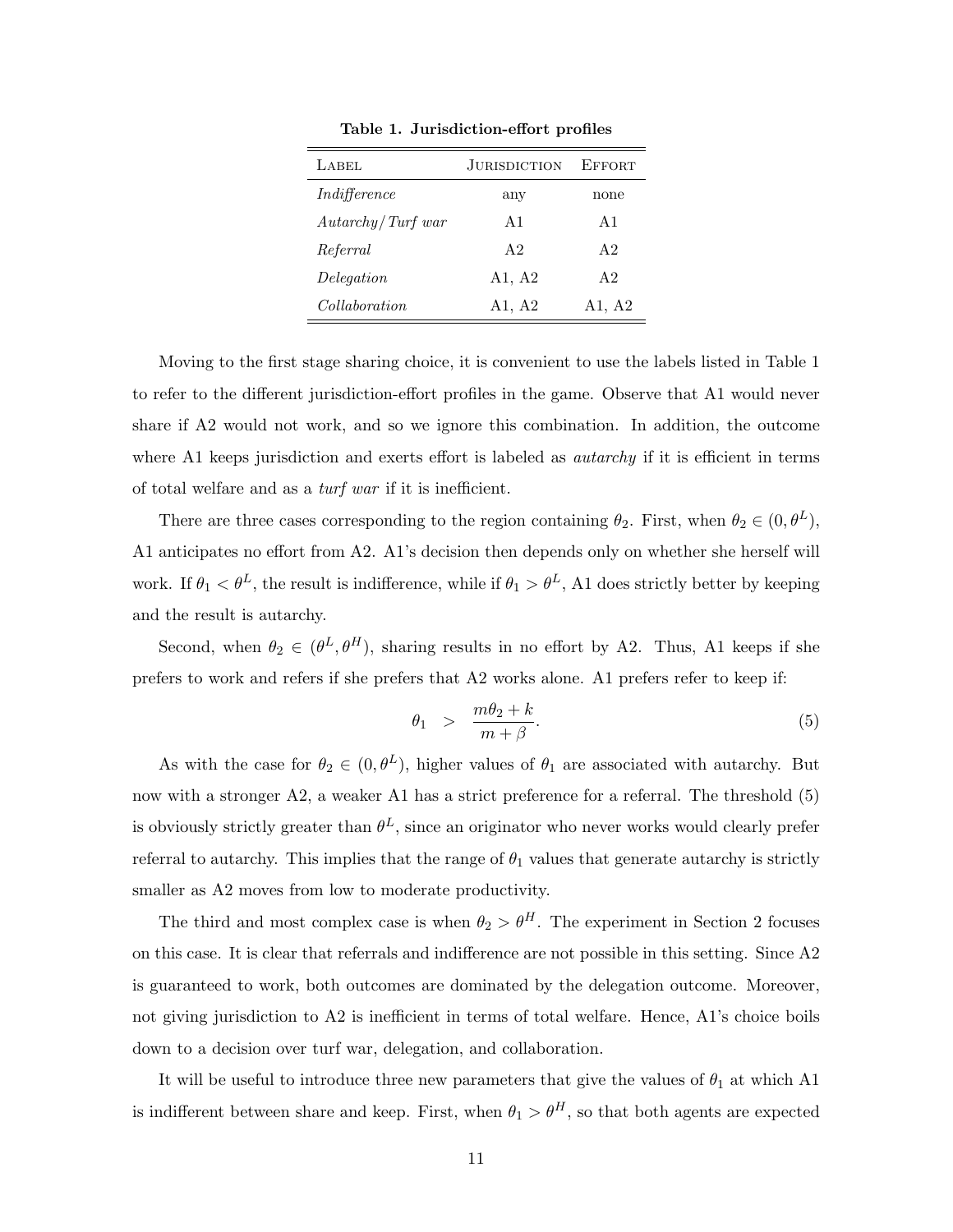**Table 1. Jurisdiction-effort profiles**

| Label | Jurisdiction | Effort |
|---|---|---|
| *Indifference* | any | none |
| *Autarchy/Turf war* | A1 | A1 |
| *Referral* | A2 | A2 |
| *Delegation* | A1, A2 | A2 |
| *Collaboration* | A1, A2 | A1, A2 |

Moving to the first stage sharing choice, it is convenient to use the labels listed in Table 1 to refer to the different jurisdiction-effort profiles in the game. Observe that A1 would never share if A2 would not work, and so we ignore this combination. In addition, the outcome where A1 keeps jurisdiction and exerts effort is labeled as *autarchy* if it is efficient in terms of total welfare and as a *turf war* if it is inefficient.

There are three cases corresponding to the region containing $\theta_2$. First, when $\theta_2 \in (0, \theta^L)$, A1 anticipates no effort from A2. A1's decision then depends only on whether she herself will work. If $\theta_1 < \theta^L$, the result is indifference, while if $\theta_1 > \theta^L$, A1 does strictly better by keeping and the result is autarchy.

Second, when $\theta_2 \in (\theta^L, \theta^H)$, sharing results in no effort by A2. Thus, A1 keeps if she prefers to work and refers if she prefers that A2 works alone. A1 prefers refer to keep if:

$$\theta_1 \quad > \quad \frac{m\theta_2 + k}{m + \beta}. \tag{5}$$

As with the case for $\theta_2 \in (0, \theta^L)$, higher values of $\theta_1$ are associated with autarchy. But now with a stronger A2, a weaker A1 has a strict preference for a referral. The threshold (5) is obviously strictly greater than $\theta^L$, since an originator who never works would clearly prefer referral to autarchy. This implies that the range of $\theta_1$ values that generate autarchy is strictly smaller as A2 moves from low to moderate productivity.

The third and most complex case is when $\theta_2 > \theta^H$. The experiment in Section 2 focuses on this case. It is clear that referrals and indifference are not possible in this setting. Since A2 is guaranteed to work, both outcomes are dominated by the delegation outcome. Moreover, not giving jurisdiction to A2 is inefficient in terms of total welfare. Hence, A1's choice boils down to a decision over turf war, delegation, and collaboration.

It will be useful to introduce three new parameters that give the values of $\theta_1$ at which A1 is indifferent between share and keep. First, when $\theta_1 > \theta^H$, so that both agents are expected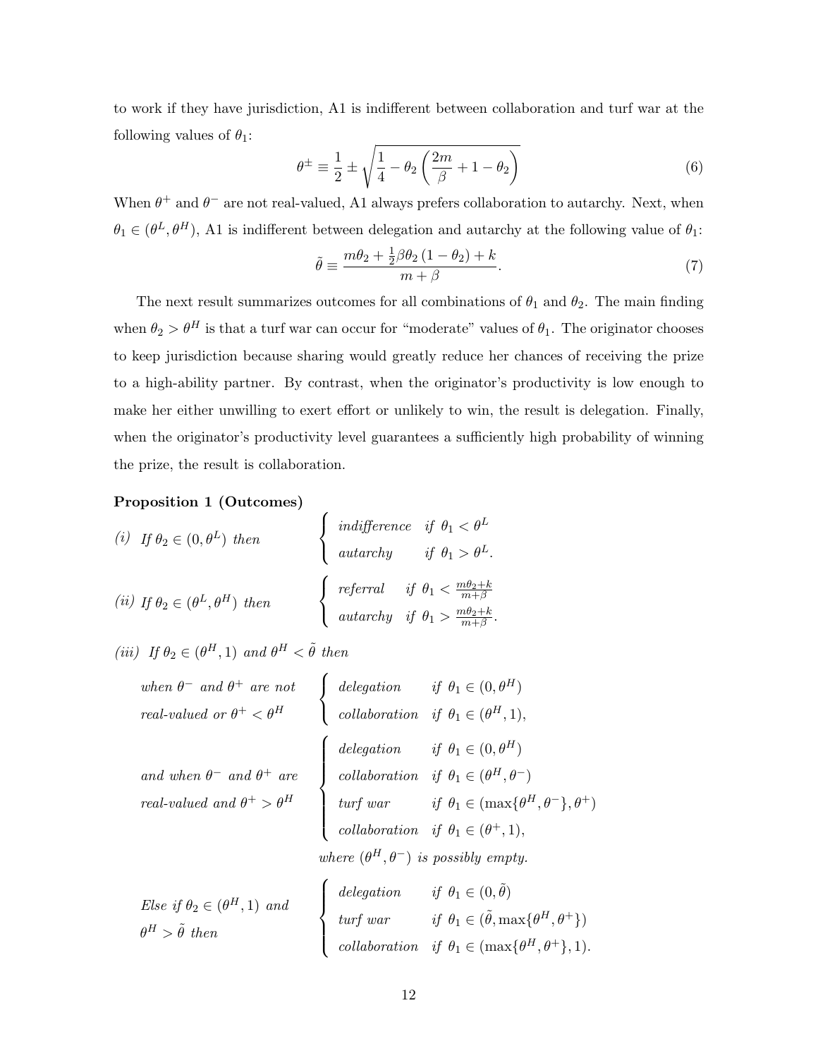to work if they have jurisdiction, A1 is indifferent between collaboration and turf war at the following values of $\theta_1$:

$$\theta^{\pm} \equiv \frac{1}{2} \pm \sqrt{\frac{1}{4} - \theta_2 \left( \frac{2m}{\beta} + 1 - \theta_2 \right)} \tag{6}$$

When $\theta^+$ and $\theta^-$ are not real-valued, A1 always prefers collaboration to autarchy. Next, when $\theta_1 \in (\theta^L, \theta^H)$, A1 is indifferent between delegation and autarchy at the following value of $\theta_1$:

$$\tilde{\theta} \equiv \frac{m\theta_2 + \frac{1}{2}\beta\theta_2 (1 - \theta_2) + k}{m + \beta}. \tag{7}$$

The next result summarizes outcomes for all combinations of $\theta_1$ and $\theta_2$. The main finding when $\theta_2 > \theta^H$ is that a turf war can occur for "moderate" values of $\theta_1$. The originator chooses to keep jurisdiction because sharing would greatly reduce her chances of receiving the prize to a high-ability partner. By contrast, when the originator's productivity is low enough to make her either unwilling to exert effort or unlikely to win, the result is delegation. Finally, when the originator's productivity level guarantees a sufficiently high probability of winning the prize, the result is collaboration.

**Proposition 1 (Outcomes)**

*(i)* *If* $\theta_2 \in (0, \theta^L)$ *then*

$$\begin{cases} \textit{indifference} & \textit{if } \theta_1 < \theta^L \\ \textit{autarchy} & \textit{if } \theta_1 > \theta^L. \end{cases}$$

*(ii)* *If* $\theta_2 \in (\theta^L, \theta^H)$ *then*

$$\begin{cases} \textit{referral} & \textit{if } \theta_1 < \frac{m\theta_2 + k}{m+\beta} \\ \textit{autarchy} & \textit{if } \theta_1 > \frac{m\theta_2 + k}{m+\beta}. \end{cases}$$

*(iii)* *If* $\theta_2 \in (\theta^H, 1)$ *and* $\theta^H < \tilde{\theta}$ *then*

*when* $\theta^-$ *and* $\theta^+$ *are not real-valued or* $\theta^+ < \theta^H$

$$\begin{cases} \textit{delegation} & \textit{if } \theta_1 \in (0, \theta^H) \\ \textit{collaboration} & \textit{if } \theta_1 \in (\theta^H, 1), \end{cases}$$

*and when* $\theta^-$ *and* $\theta^+$ *are real-valued and* $\theta^+ > \theta^H$

$$\begin{cases} \textit{delegation} & \textit{if } \theta_1 \in (0, \theta^H) \\ \textit{collaboration} & \textit{if } \theta_1 \in (\theta^H, \theta^-) \\ \textit{turf war} & \textit{if } \theta_1 \in (\max\{\theta^H, \theta^-\}, \theta^+) \\ \textit{collaboration} & \textit{if } \theta_1 \in (\theta^+, 1), \end{cases}$$

*where* $(\theta^H, \theta^-)$ *is possibly empty.*

*Else if* $\theta_2 \in (\theta^H, 1)$ *and* $\theta^H > \tilde{\theta}$ *then*

$$\begin{cases} \textit{delegation} & \textit{if } \theta_1 \in (0, \tilde{\theta}) \\ \textit{turf war} & \textit{if } \theta_1 \in (\tilde{\theta}, \max\{\theta^H, \theta^+\}) \\ \textit{collaboration} & \textit{if } \theta_1 \in (\max\{\theta^H, \theta^+\}, 1). \end{cases}$$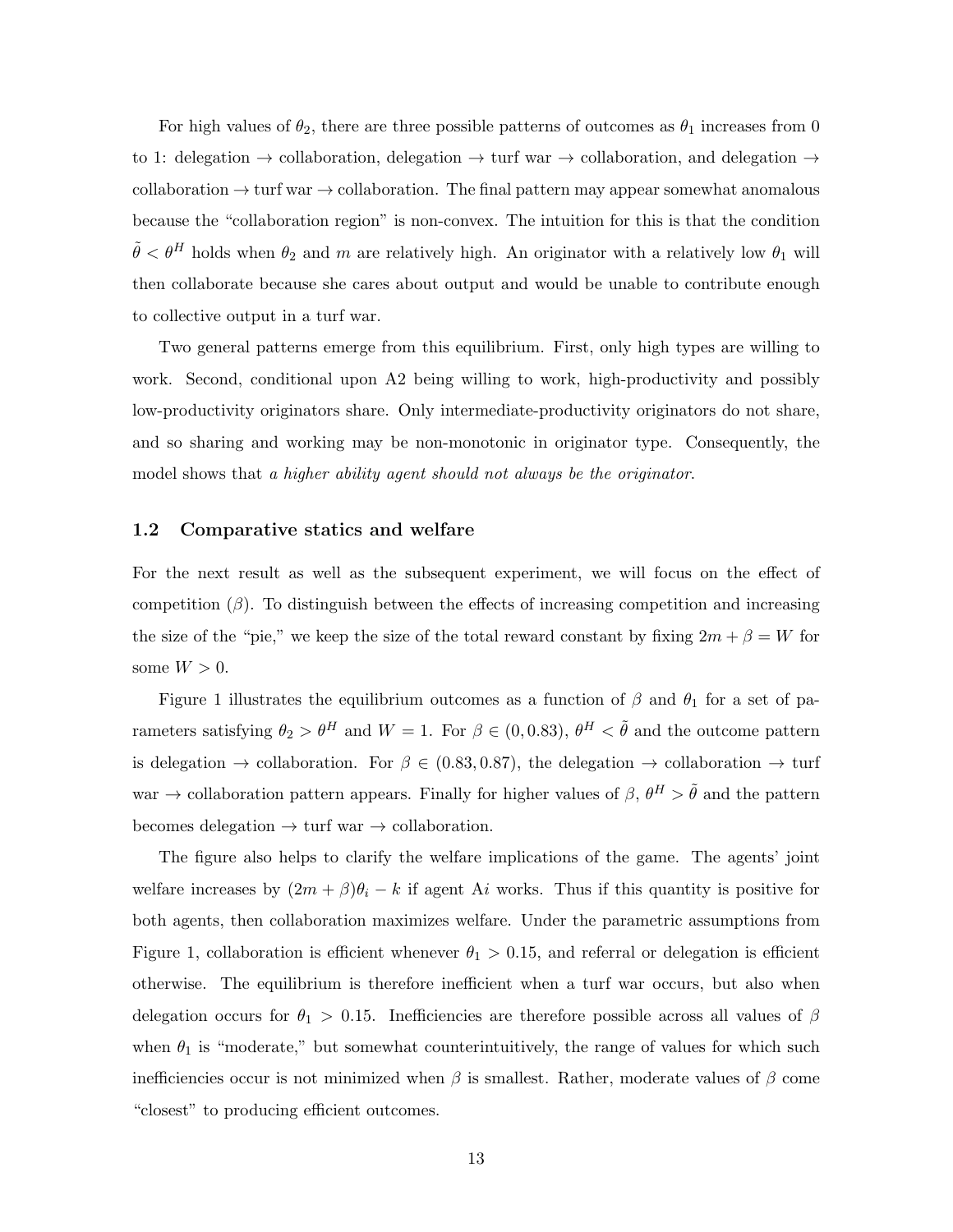For high values of $\theta_2$, there are three possible patterns of outcomes as $\theta_1$ increases from 0 to 1: delegation $\rightarrow$ collaboration, delegation $\rightarrow$ turf war $\rightarrow$ collaboration, and delegation $\rightarrow$ collaboration $\rightarrow$ turf war $\rightarrow$ collaboration. The final pattern may appear somewhat anomalous because the "collaboration region" is non-convex. The intuition for this is that the condition $\tilde{\theta} < \theta^H$ holds when $\theta_2$ and $m$ are relatively high. An originator with a relatively low $\theta_1$ will then collaborate because she cares about output and would be unable to contribute enough to collective output in a turf war.

Two general patterns emerge from this equilibrium. First, only high types are willing to work. Second, conditional upon A2 being willing to work, high-productivity and possibly low-productivity originators share. Only intermediate-productivity originators do not share, and so sharing and working may be non-monotonic in originator type. Consequently, the model shows that *a higher ability agent should not always be the originator*.

### 1.2 Comparative statics and welfare

For the next result as well as the subsequent experiment, we will focus on the effect of competition ($\beta$). To distinguish between the effects of increasing competition and increasing the size of the "pie," we keep the size of the total reward constant by fixing $2m + \beta = W$ for some $W > 0$.

Figure 1 illustrates the equilibrium outcomes as a function of $\beta$ and $\theta_1$ for a set of parameters satisfying $\theta_2 > \theta^H$ and $W = 1$. For $\beta \in (0, 0.83)$, $\theta^H < \tilde{\theta}$ and the outcome pattern is delegation $\rightarrow$ collaboration. For $\beta \in (0.83, 0.87)$, the delegation $\rightarrow$ collaboration $\rightarrow$ turf war $\rightarrow$ collaboration pattern appears. Finally for higher values of $\beta$, $\theta^H > \tilde{\theta}$ and the pattern becomes delegation $\rightarrow$ turf war $\rightarrow$ collaboration.

The figure also helps to clarify the welfare implications of the game. The agents' joint welfare increases by $(2m + \beta)\theta_i - k$ if agent A$i$ works. Thus if this quantity is positive for both agents, then collaboration maximizes welfare. Under the parametric assumptions from Figure 1, collaboration is efficient whenever $\theta_1 > 0.15$, and referral or delegation is efficient otherwise. The equilibrium is therefore inefficient when a turf war occurs, but also when delegation occurs for $\theta_1 > 0.15$. Inefficiencies are therefore possible across all values of $\beta$ when $\theta_1$ is "moderate," but somewhat counterintuitively, the range of values for which such inefficiencies occur is not minimized when $\beta$ is smallest. Rather, moderate values of $\beta$ come "closest" to producing efficient outcomes.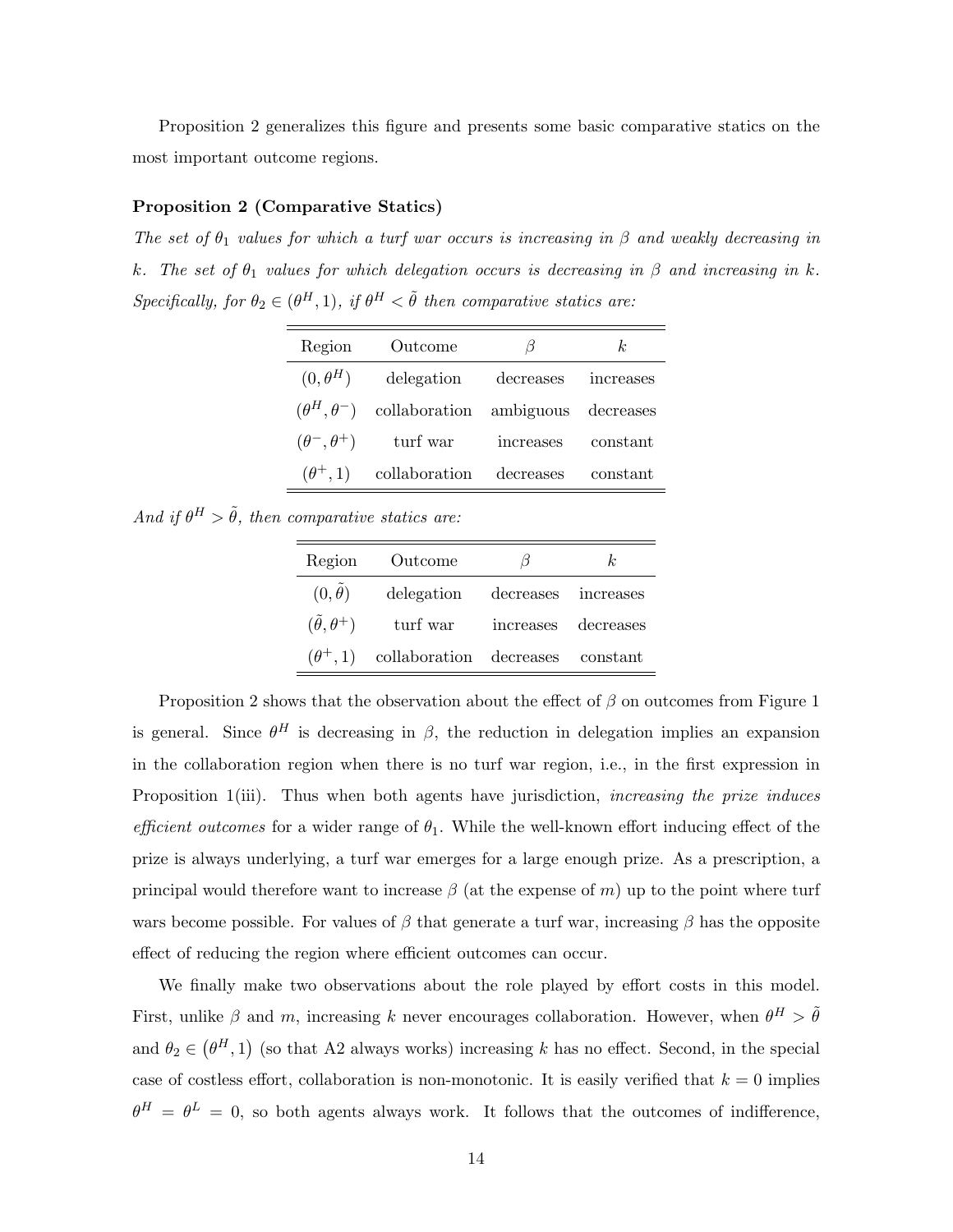Proposition 2 generalizes this figure and presents some basic comparative statics on the most important outcome regions.

**Proposition 2 (Comparative Statics)**

*The set of $\theta_1$ values for which a turf war occurs is increasing in $\beta$ and weakly decreasing in $k$. The set of $\theta_1$ values for which delegation occurs is decreasing in $\beta$ and increasing in $k$. Specifically, for $\theta_2 \in (\theta^H, 1)$, if $\theta^H < \tilde{\theta}$ then comparative statics are:*

| Region | Outcome | $\beta$ | $k$ |
|---|---|---|---|
| $(0, \theta^H)$ | delegation | decreases | increases |
| $(\theta^H, \theta^-)$ | collaboration | ambiguous | decreases |
| $(\theta^-, \theta^+)$ | turf war | increases | constant |
| $(\theta^+, 1)$ | collaboration | decreases | constant |

*And if $\theta^H > \tilde{\theta}$, then comparative statics are:*

| Region | Outcome | $\beta$ | $k$ |
|---|---|---|---|
| $(0, \tilde{\theta})$ | delegation | decreases | increases |
| $(\tilde{\theta}, \theta^+)$ | turf war | increases | decreases |
| $(\theta^+, 1)$ | collaboration | decreases | constant |

Proposition 2 shows that the observation about the effect of $\beta$ on outcomes from Figure 1 is general. Since $\theta^H$ is decreasing in $\beta$, the reduction in delegation implies an expansion in the collaboration region when there is no turf war region, i.e., in the first expression in Proposition 1(iii). Thus when both agents have jurisdiction, *increasing the prize induces efficient outcomes* for a wider range of $\theta_1$. While the well-known effort inducing effect of the prize is always underlying, a turf war emerges for a large enough prize. As a prescription, a principal would therefore want to increase $\beta$ (at the expense of $m$) up to the point where turf wars become possible. For values of $\beta$ that generate a turf war, increasing $\beta$ has the opposite effect of reducing the region where efficient outcomes can occur.

We finally make two observations about the role played by effort costs in this model. First, unlike $\beta$ and $m$, increasing $k$ never encourages collaboration. However, when $\theta^H > \tilde{\theta}$ and $\theta_2 \in (\theta^H, 1)$ (so that A2 always works) increasing $k$ has no effect. Second, in the special case of costless effort, collaboration is non-monotonic. It is easily verified that $k = 0$ implies $\theta^H = \theta^L = 0$, so both agents always work. It follows that the outcomes of indifference,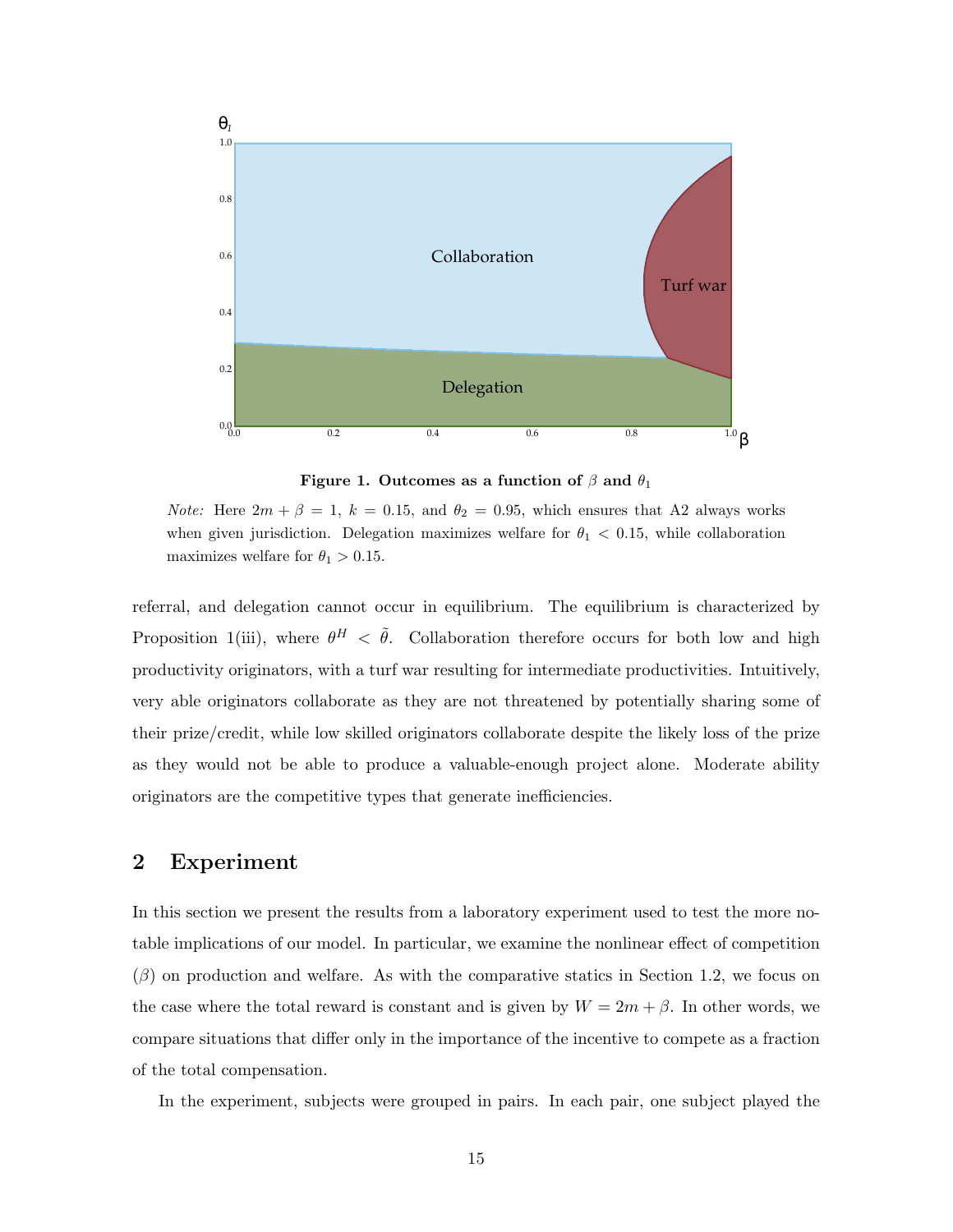**Figure 1. Outcomes as a function of $\beta$ and $\theta_1$**

*Note:* Here $2m + \beta = 1$, $k = 0.15$, and $\theta_2 = 0.95$, which ensures that A2 always works when given jurisdiction. Delegation maximizes welfare for $\theta_1 < 0.15$, while collaboration maximizes welfare for $\theta_1 > 0.15$.

referral, and delegation cannot occur in equilibrium. The equilibrium is characterized by Proposition 1(iii), where $\theta^H < \tilde{\theta}$. Collaboration therefore occurs for both low and high productivity originators, with a turf war resulting for intermediate productivities. Intuitively, very able originators collaborate as they are not threatened by potentially sharing some of their prize/credit, while low skilled originators collaborate despite the likely loss of the prize as they would not be able to produce a valuable-enough project alone. Moderate ability originators are the competitive types that generate inefficiencies.

## 2 Experiment

In this section we present the results from a laboratory experiment used to test the more notable implications of our model. In particular, we examine the nonlinear effect of competition ($\beta$) on production and welfare. As with the comparative statics in Section 1.2, we focus on the case where the total reward is constant and is given by $W = 2m + \beta$. In other words, we compare situations that differ only in the importance of the incentive to compete as a fraction of the total compensation.

In the experiment, subjects were grouped in pairs. In each pair, one subject played the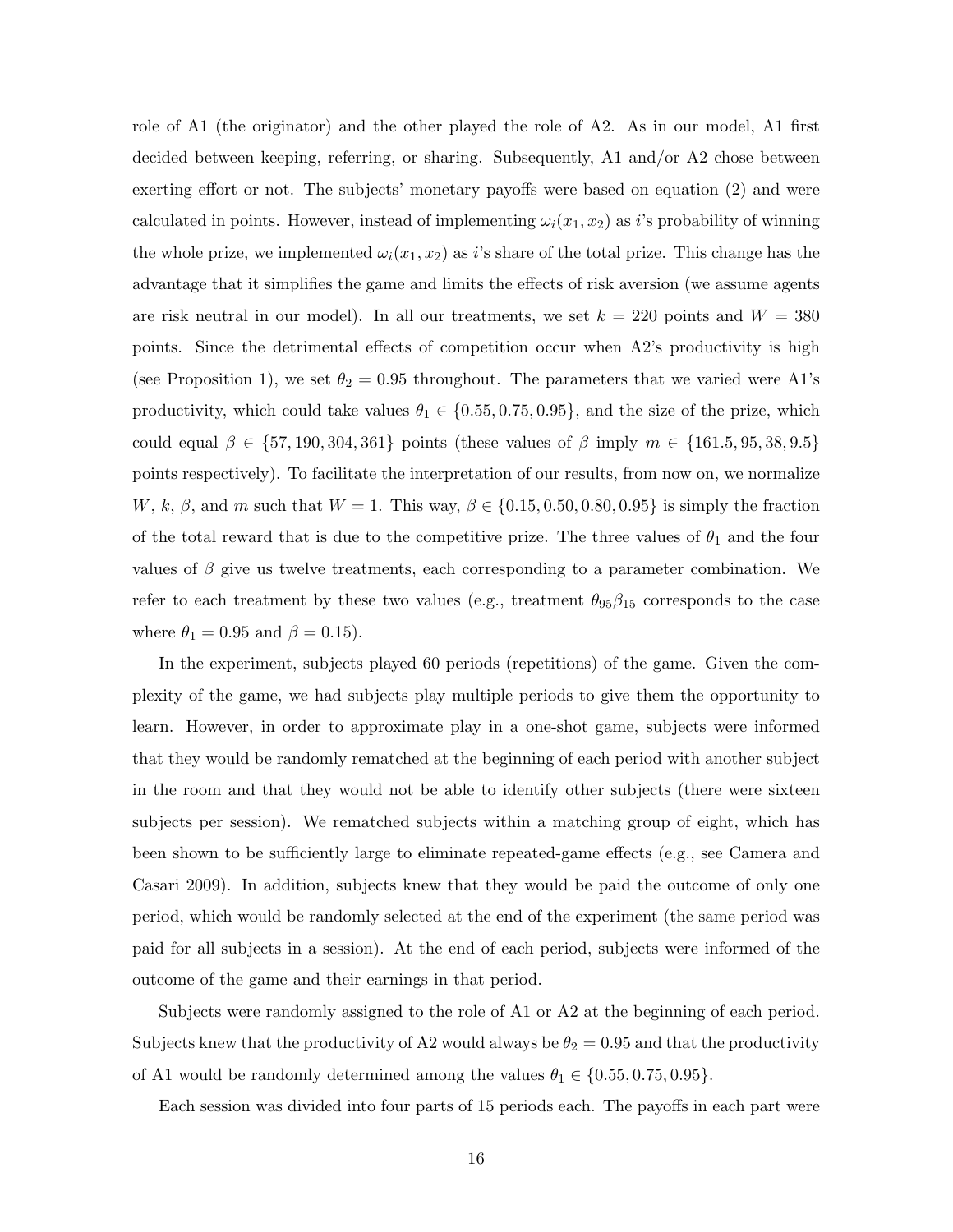role of A1 (the originator) and the other played the role of A2. As in our model, A1 first decided between keeping, referring, or sharing. Subsequently, A1 and/or A2 chose between exerting effort or not. The subjects' monetary payoffs were based on equation (2) and were calculated in points. However, instead of implementing $\omega_i(x_1, x_2)$ as $i$'s probability of winning the whole prize, we implemented $\omega_i(x_1, x_2)$ as $i$'s share of the total prize. This change has the advantage that it simplifies the game and limits the effects of risk aversion (we assume agents are risk neutral in our model). In all our treatments, we set $k = 220$ points and $W = 380$ points. Since the detrimental effects of competition occur when A2's productivity is high (see Proposition 1), we set $\theta_2 = 0.95$ throughout. The parameters that we varied were A1's productivity, which could take values $\theta_1 \in \{0.55, 0.75, 0.95\}$, and the size of the prize, which could equal $\beta \in \{57, 190, 304, 361\}$ points (these values of $\beta$ imply $m \in \{161.5, 95, 38, 9.5\}$ points respectively). To facilitate the interpretation of our results, from now on, we normalize $W$, $k$, $\beta$, and $m$ such that $W = 1$. This way, $\beta \in \{0.15, 0.50, 0.80, 0.95\}$ is simply the fraction of the total reward that is due to the competitive prize. The three values of $\theta_1$ and the four values of $\beta$ give us twelve treatments, each corresponding to a parameter combination. We refer to each treatment by these two values (e.g., treatment $\theta_{95}\beta_{15}$ corresponds to the case where $\theta_1 = 0.95$ and $\beta = 0.15$).

In the experiment, subjects played 60 periods (repetitions) of the game. Given the complexity of the game, we had subjects play multiple periods to give them the opportunity to learn. However, in order to approximate play in a one-shot game, subjects were informed that they would be randomly rematched at the beginning of each period with another subject in the room and that they would not be able to identify other subjects (there were sixteen subjects per session). We rematched subjects within a matching group of eight, which has been shown to be sufficiently large to eliminate repeated-game effects (e.g., see Camera and Casari 2009). In addition, subjects knew that they would be paid the outcome of only one period, which would be randomly selected at the end of the experiment (the same period was paid for all subjects in a session). At the end of each period, subjects were informed of the outcome of the game and their earnings in that period.

Subjects were randomly assigned to the role of A1 or A2 at the beginning of each period. Subjects knew that the productivity of A2 would always be $\theta_2 = 0.95$ and that the productivity of A1 would be randomly determined among the values $\theta_1 \in \{0.55, 0.75, 0.95\}$.

Each session was divided into four parts of 15 periods each. The payoffs in each part were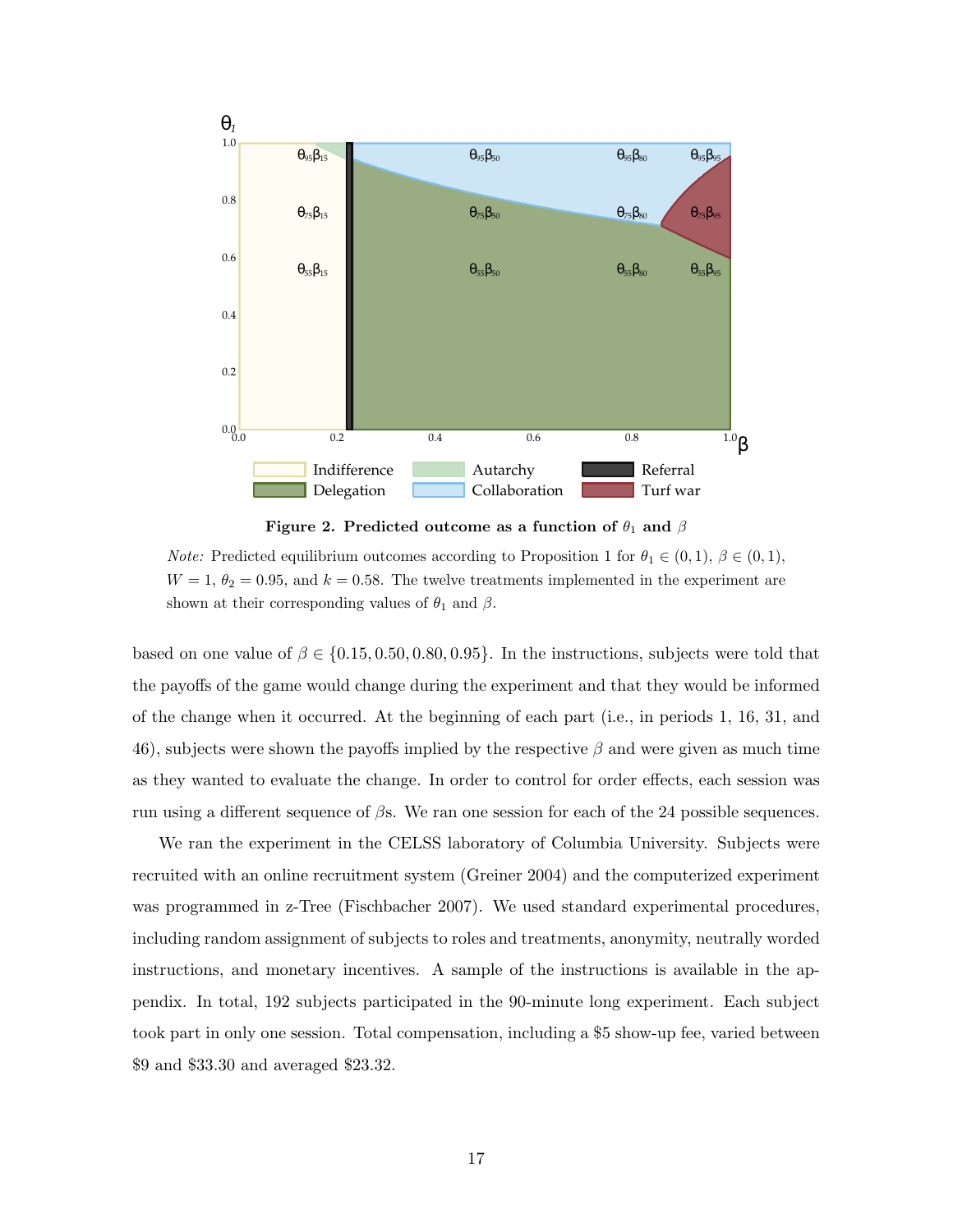**Figure 2. Predicted outcome as a function of $\theta_1$ and $\beta$**

*Note:* Predicted equilibrium outcomes according to Proposition 1 for $\theta_1 \in (0,1)$, $\beta \in (0,1)$, $W = 1$, $\theta_2 = 0.95$, and $k = 0.58$. The twelve treatments implemented in the experiment are shown at their corresponding values of $\theta_1$ and $\beta$.

based on one value of $\beta \in \{0.15, 0.50, 0.80, 0.95\}$. In the instructions, subjects were told that the payoffs of the game would change during the experiment and that they would be informed of the change when it occurred. At the beginning of each part (i.e., in periods 1, 16, 31, and 46), subjects were shown the payoffs implied by the respective $\beta$ and were given as much time as they wanted to evaluate the change. In order to control for order effects, each session was run using a different sequence of $\beta$s. We ran one session for each of the 24 possible sequences.

We ran the experiment in the CELSS laboratory of Columbia University. Subjects were recruited with an online recruitment system (Greiner 2004) and the computerized experiment was programmed in z-Tree (Fischbacher 2007). We used standard experimental procedures, including random assignment of subjects to roles and treatments, anonymity, neutrally worded instructions, and monetary incentives. A sample of the instructions is available in the appendix. In total, 192 subjects participated in the 90-minute long experiment. Each subject took part in only one session. Total compensation, including a \$5 show-up fee, varied between \$9 and \$33.30 and averaged \$23.32.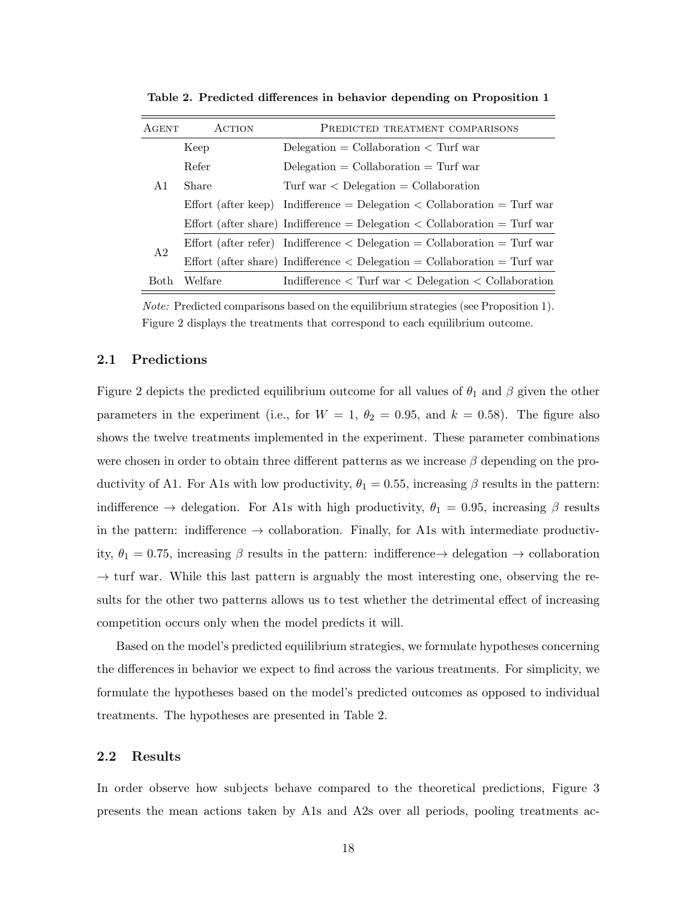**Table 2. Predicted differences in behavior depending on Proposition 1**

| Agent | Action | Predicted treatment comparisons |
|---|---|---|
| A1 | Keep | Delegation = Collaboration < Turf war |
| | Refer | Delegation = Collaboration = Turf war |
| | Share | Turf war < Delegation = Collaboration |
| | Effort (after keep) | Indifference = Delegation < Collaboration = Turf war |
| | Effort (after share) | Indifference = Delegation < Collaboration = Turf war |
| A2 | Effort (after refer) | Indifference < Delegation = Collaboration = Turf war |
| | Effort (after share) | Indifference < Delegation = Collaboration = Turf war |
| Both | Welfare | Indifference < Turf war < Delegation < Collaboration |

*Note:* Predicted comparisons based on the equilibrium strategies (see Proposition 1). Figure 2 displays the treatments that correspond to each equilibrium outcome.

## 2.1 Predictions

Figure 2 depicts the predicted equilibrium outcome for all values of $\theta_1$ and $\beta$ given the other parameters in the experiment (i.e., for $W = 1$, $\theta_2 = 0.95$, and $k = 0.58$). The figure also shows the twelve treatments implemented in the experiment. These parameter combinations were chosen in order to obtain three different patterns as we increase $\beta$ depending on the productivity of A1. For A1s with low productivity, $\theta_1 = 0.55$, increasing $\beta$ results in the pattern: indifference $\rightarrow$ delegation. For A1s with high productivity, $\theta_1 = 0.95$, increasing $\beta$ results in the pattern: indifference $\rightarrow$ collaboration. Finally, for A1s with intermediate productivity, $\theta_1 = 0.75$, increasing $\beta$ results in the pattern: indifference$\rightarrow$ delegation $\rightarrow$ collaboration $\rightarrow$ turf war. While this last pattern is arguably the most interesting one, observing the results for the other two patterns allows us to test whether the detrimental effect of increasing competition occurs only when the model predicts it will.

Based on the model's predicted equilibrium strategies, we formulate hypotheses concerning the differences in behavior we expect to find across the various treatments. For simplicity, we formulate the hypotheses based on the model's predicted outcomes as opposed to individual treatments. The hypotheses are presented in Table 2.

## 2.2 Results

In order observe how subjects behave compared to the theoretical predictions, Figure 3 presents the mean actions taken by A1s and A2s over all periods, pooling treatments ac-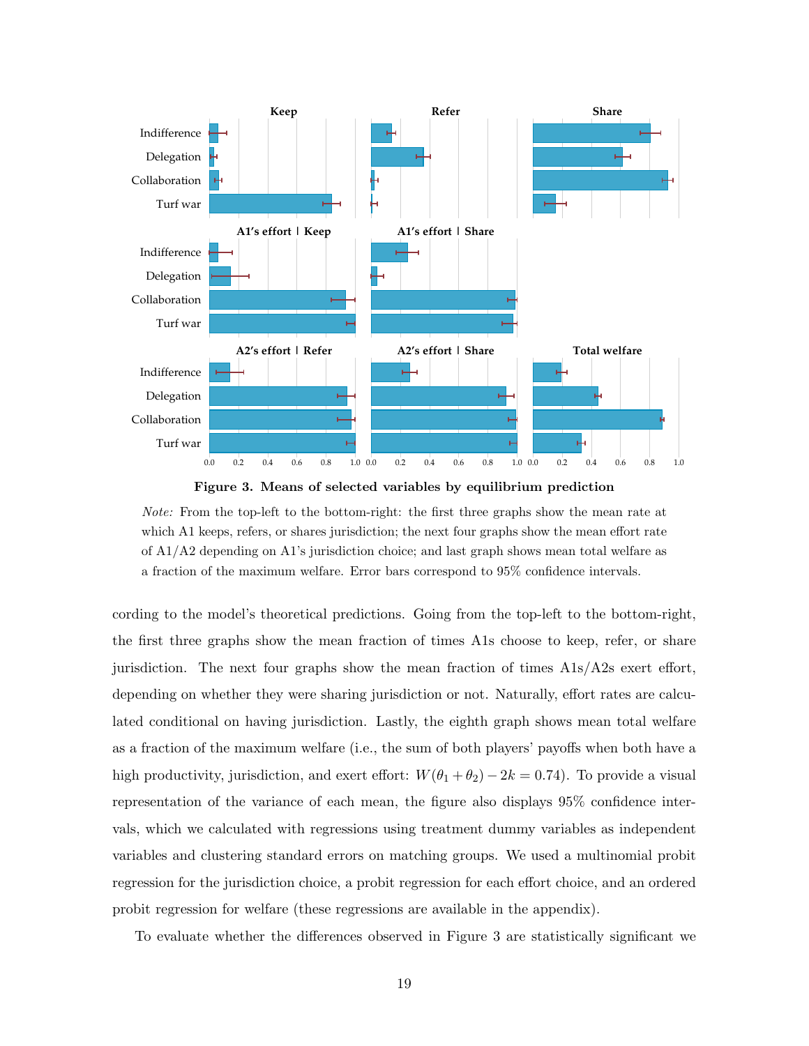**Figure 3. Means of selected variables by equilibrium prediction**

*Note:* From the top-left to the bottom-right: the first three graphs show the mean rate at which A1 keeps, refers, or shares jurisdiction; the next four graphs show the mean effort rate of A1/A2 depending on A1's jurisdiction choice; and last graph shows mean total welfare as a fraction of the maximum welfare. Error bars correspond to 95% confidence intervals.

cording to the model's theoretical predictions. Going from the top-left to the bottom-right, the first three graphs show the mean fraction of times A1s choose to keep, refer, or share jurisdiction. The next four graphs show the mean fraction of times A1s/A2s exert effort, depending on whether they were sharing jurisdiction or not. Naturally, effort rates are calculated conditional on having jurisdiction. Lastly, the eighth graph shows mean total welfare as a fraction of the maximum welfare (i.e., the sum of both players' payoffs when both have a high productivity, jurisdiction, and exert effort: $W(\theta_1 + \theta_2) - 2k = 0.74$). To provide a visual representation of the variance of each mean, the figure also displays 95% confidence intervals, which we calculated with regressions using treatment dummy variables as independent variables and clustering standard errors on matching groups. We used a multinomial probit regression for the jurisdiction choice, a probit regression for each effort choice, and an ordered probit regression for welfare (these regressions are available in the appendix).

To evaluate whether the differences observed in Figure 3 are statistically significant we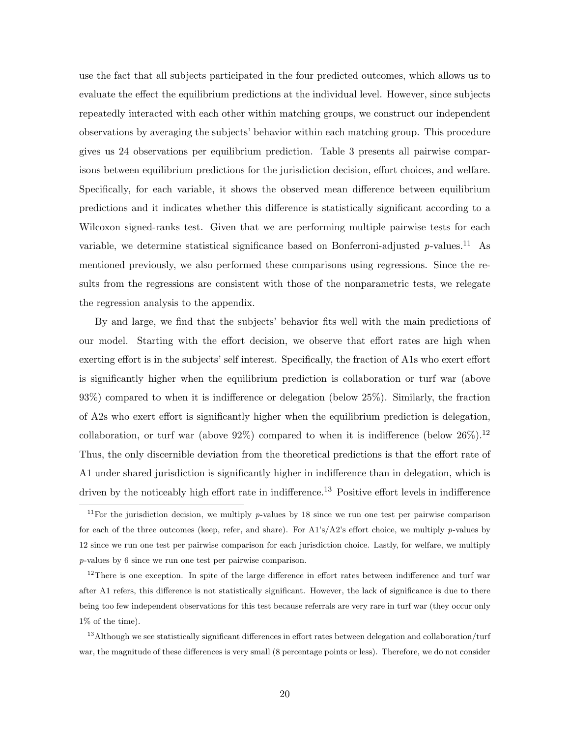use the fact that all subjects participated in the four predicted outcomes, which allows us to evaluate the effect the equilibrium predictions at the individual level. However, since subjects repeatedly interacted with each other within matching groups, we construct our independent observations by averaging the subjects' behavior within each matching group. This procedure gives us 24 observations per equilibrium prediction. Table 3 presents all pairwise comparisons between equilibrium predictions for the jurisdiction decision, effort choices, and welfare. Specifically, for each variable, it shows the observed mean difference between equilibrium predictions and it indicates whether this difference is statistically significant according to a Wilcoxon signed-ranks test. Given that we are performing multiple pairwise tests for each variable, we determine statistical significance based on Bonferroni-adjusted $p$-values.[11] As mentioned previously, we also performed these comparisons using regressions. Since the results from the regressions are consistent with those of the nonparametric tests, we relegate the regression analysis to the appendix.

By and large, we find that the subjects' behavior fits well with the main predictions of our model. Starting with the effort decision, we observe that effort rates are high when exerting effort is in the subjects' self interest. Specifically, the fraction of A1s who exert effort is significantly higher when the equilibrium prediction is collaboration or turf war (above 93%) compared to when it is indifference or delegation (below 25%). Similarly, the fraction of A2s who exert effort is significantly higher when the equilibrium prediction is delegation, collaboration, or turf war (above 92%) compared to when it is indifference (below 26%).[12] Thus, the only discernible deviation from the theoretical predictions is that the effort rate of A1 under shared jurisdiction is significantly higher in indifference than in delegation, which is driven by the noticeably high effort rate in indifference.[13] Positive effort levels in indifference

[11] For the jurisdiction decision, we multiply $p$-values by 18 since we run one test per pairwise comparison for each of the three outcomes (keep, refer, and share). For A1's/A2's effort choice, we multiply $p$-values by 12 since we run one test per pairwise comparison for each jurisdiction choice. Lastly, for welfare, we multiply $p$-values by 6 since we run one test per pairwise comparison.

[12] There is one exception. In spite of the large difference in effort rates between indifference and turf war after A1 refers, this difference is not statistically significant. However, the lack of significance is due to there being too few independent observations for this test because referrals are very rare in turf war (they occur only 1% of the time).

[13] Although we see statistically significant differences in effort rates between delegation and collaboration/turf war, the magnitude of these differences is very small (8 percentage points or less). Therefore, we do not consider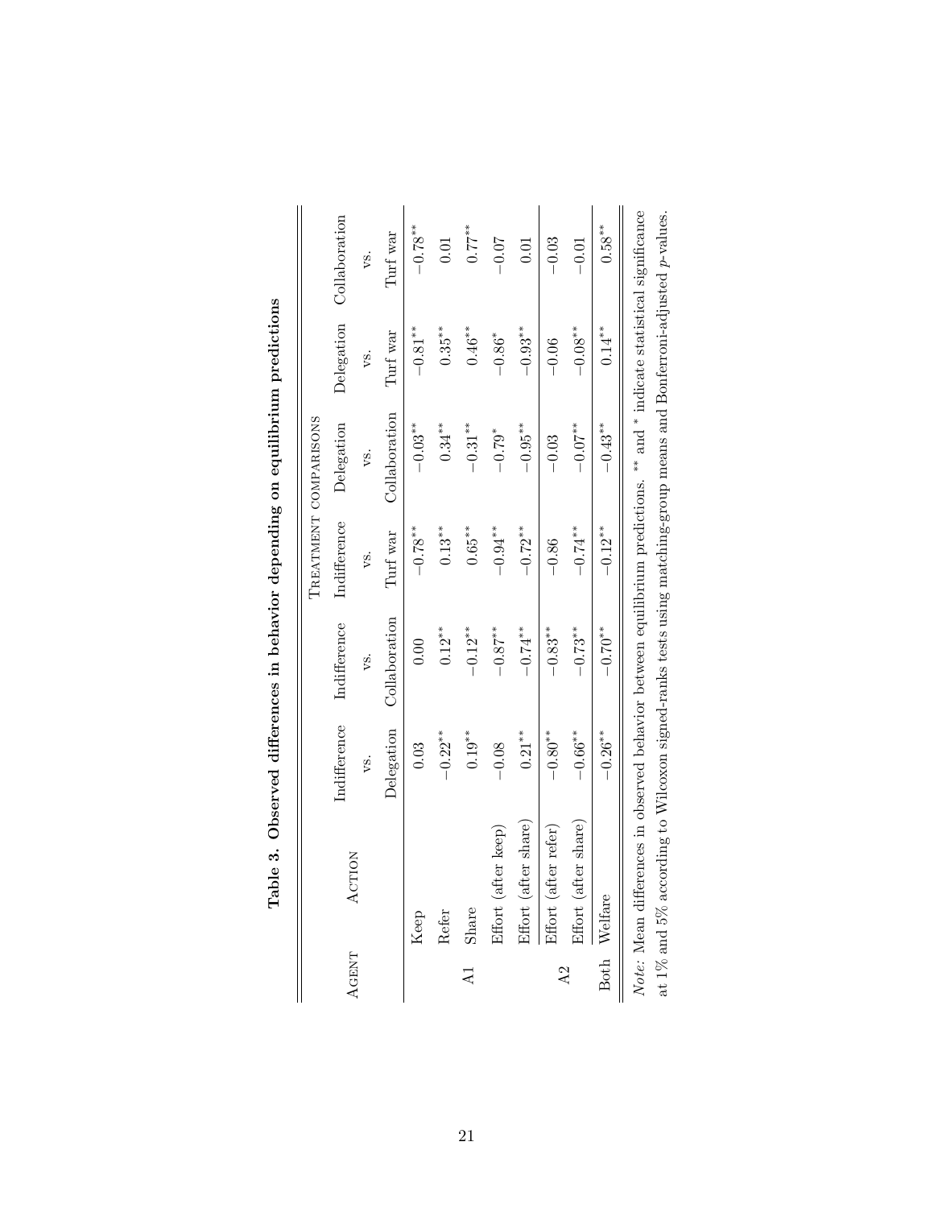**Table 3. Observed differences in behavior depending on equilibrium predictions**

| Agent | Action | Indifference vs. Delegation | Indifference vs. Collaboration | Indifference vs. Turf war | Delegation vs. Collaboration | Delegation vs. Turf war | Collaboration vs. Turf war |
|---|---|---|---|---|---|---|---|
| A1 | Keep | 0.03 | 0.00 | $-0.78^{**}$ | $-0.03^{**}$ | $-0.81^{**}$ | $-0.78^{**}$ |
| | Refer | $-0.22^{**}$ | $0.12^{**}$ | $0.13^{**}$ | $0.34^{**}$ | $0.35^{**}$ | 0.01 |
| | Share | $0.19^{**}$ | $-0.12^{**}$ | $0.65^{**}$ | $-0.31^{**}$ | $0.46^{**}$ | $0.77^{**}$ |
| | Effort (after keep) | $-0.08$ | $-0.87^{**}$ | $-0.94^{**}$ | $-0.79^{*}$ | $-0.86^{*}$ | $-0.07$ |
| | Effort (after share) | $0.21^{**}$ | $-0.74^{**}$ | $-0.72^{**}$ | $-0.95^{**}$ | $-0.93^{**}$ | 0.01 |
| A2 | Effort (after refer) | $-0.80^{**}$ | $-0.83^{**}$ | $-0.86$ | $-0.03$ | $-0.06$ | $-0.03$ |
| | Effort (after share) | $-0.66^{**}$ | $-0.73^{**}$ | $-0.74^{**}$ | $-0.07^{**}$ | $-0.08^{**}$ | $-0.01$ |
| Both | Welfare | $-0.26^{**}$ | $-0.70^{**}$ | $-0.12^{**}$ | $-0.43^{**}$ | $0.14^{**}$ | $0.58^{**}$ |

*Note:* Mean differences in observed behavior between equilibrium predictions. ** and * indicate statistical significance at 1% and 5% according to Wilcoxon signed-ranks tests using matching-group means and Bonferroni-adjusted $p$-values.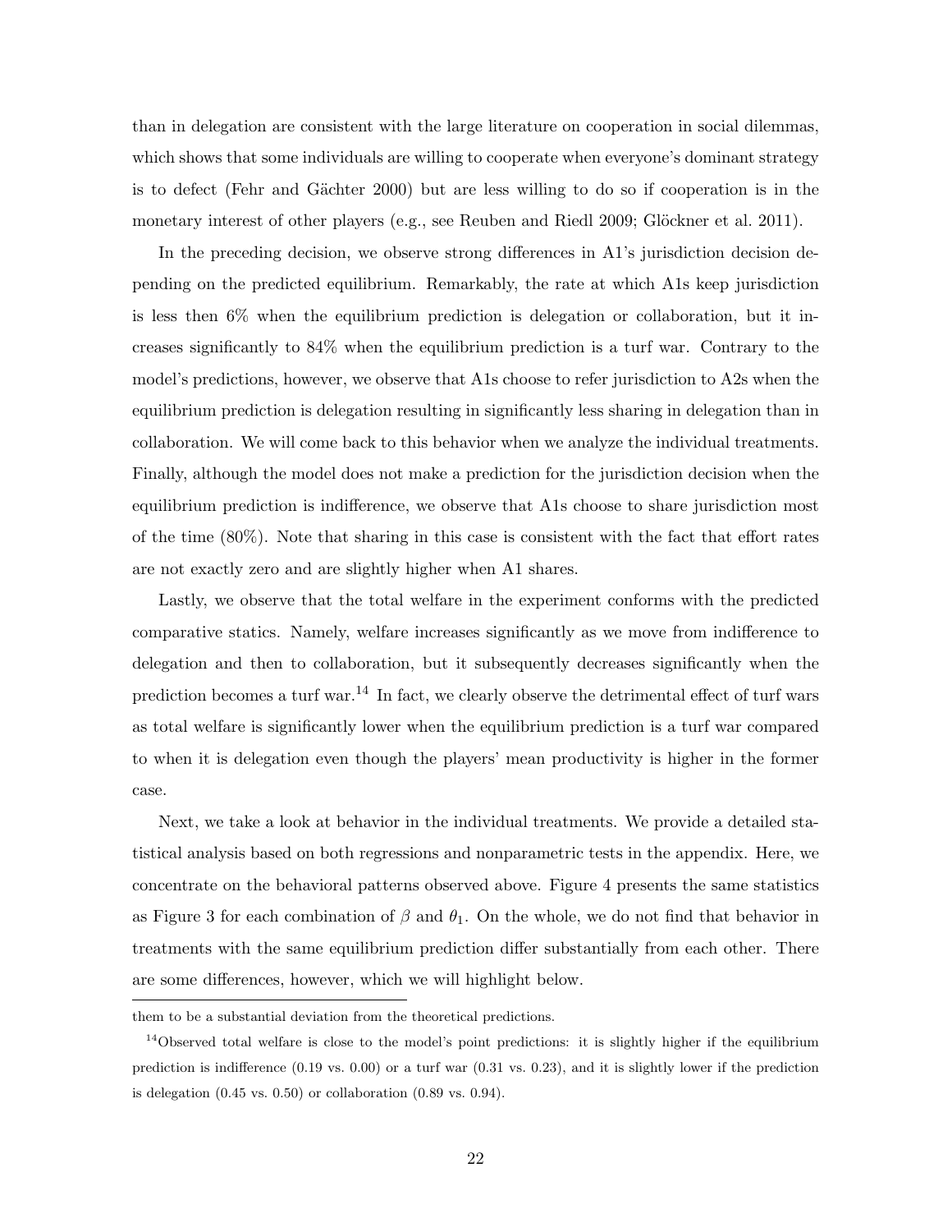than in delegation are consistent with the large literature on cooperation in social dilemmas, which shows that some individuals are willing to cooperate when everyone's dominant strategy is to defect (Fehr and Gächter 2000) but are less willing to do so if cooperation is in the monetary interest of other players (e.g., see Reuben and Riedl 2009; Glöckner et al. 2011).

In the preceding decision, we observe strong differences in A1's jurisdiction decision depending on the predicted equilibrium. Remarkably, the rate at which A1s keep jurisdiction is less then 6% when the equilibrium prediction is delegation or collaboration, but it increases significantly to 84% when the equilibrium prediction is a turf war. Contrary to the model's predictions, however, we observe that A1s choose to refer jurisdiction to A2s when the equilibrium prediction is delegation resulting in significantly less sharing in delegation than in collaboration. We will come back to this behavior when we analyze the individual treatments. Finally, although the model does not make a prediction for the jurisdiction decision when the equilibrium prediction is indifference, we observe that A1s choose to share jurisdiction most of the time (80%). Note that sharing in this case is consistent with the fact that effort rates are not exactly zero and are slightly higher when A1 shares.

Lastly, we observe that the total welfare in the experiment conforms with the predicted comparative statics. Namely, welfare increases significantly as we move from indifference to delegation and then to collaboration, but it subsequently decreases significantly when the prediction becomes a turf war.[14] In fact, we clearly observe the detrimental effect of turf wars as total welfare is significantly lower when the equilibrium prediction is a turf war compared to when it is delegation even though the players' mean productivity is higher in the former case.

Next, we take a look at behavior in the individual treatments. We provide a detailed statistical analysis based on both regressions and nonparametric tests in the appendix. Here, we concentrate on the behavioral patterns observed above. Figure 4 presents the same statistics as Figure 3 for each combination of $\beta$ and $\theta_1$. On the whole, we do not find that behavior in treatments with the same equilibrium prediction differ substantially from each other. There are some differences, however, which we will highlight below.

---

them to be a substantial deviation from the theoretical predictions.

[14]Observed total welfare is close to the model's point predictions: it is slightly higher if the equilibrium prediction is indifference (0.19 vs. 0.00) or a turf war (0.31 vs. 0.23), and it is slightly lower if the prediction is delegation (0.45 vs. 0.50) or collaboration (0.89 vs. 0.94).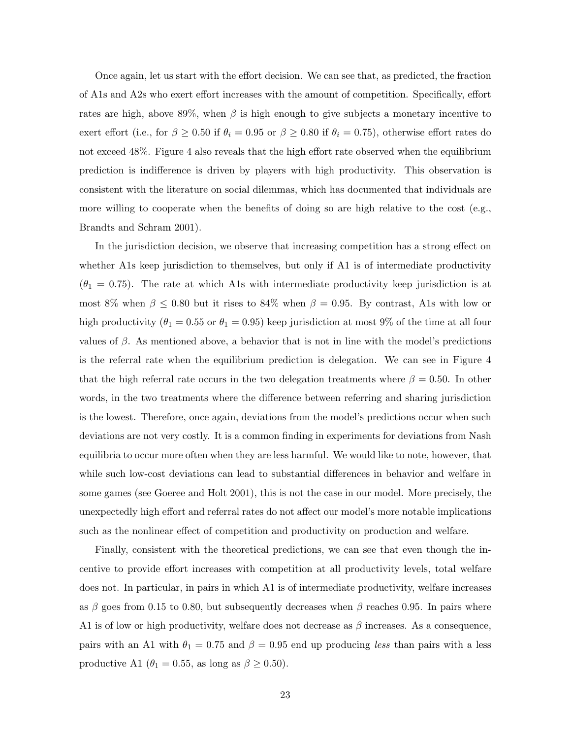Once again, let us start with the effort decision. We can see that, as predicted, the fraction of A1s and A2s who exert effort increases with the amount of competition. Specifically, effort rates are high, above 89%, when $\beta$ is high enough to give subjects a monetary incentive to exert effort (i.e., for $\beta \geq 0.50$ if $\theta_i = 0.95$ or $\beta \geq 0.80$ if $\theta_i = 0.75$), otherwise effort rates do not exceed 48%. Figure 4 also reveals that the high effort rate observed when the equilibrium prediction is indifference is driven by players with high productivity. This observation is consistent with the literature on social dilemmas, which has documented that individuals are more willing to cooperate when the benefits of doing so are high relative to the cost (e.g., Brandts and Schram 2001).

In the jurisdiction decision, we observe that increasing competition has a strong effect on whether A1s keep jurisdiction to themselves, but only if A1 is of intermediate productivity ($\theta_1 = 0.75$). The rate at which A1s with intermediate productivity keep jurisdiction is at most 8% when $\beta \leq 0.80$ but it rises to 84% when $\beta = 0.95$. By contrast, A1s with low or high productivity ($\theta_1 = 0.55$ or $\theta_1 = 0.95$) keep jurisdiction at most 9% of the time at all four values of $\beta$. As mentioned above, a behavior that is not in line with the model's predictions is the referral rate when the equilibrium prediction is delegation. We can see in Figure 4 that the high referral rate occurs in the two delegation treatments where $\beta = 0.50$. In other words, in the two treatments where the difference between referring and sharing jurisdiction is the lowest. Therefore, once again, deviations from the model's predictions occur when such deviations are not very costly. It is a common finding in experiments for deviations from Nash equilibria to occur more often when they are less harmful. We would like to note, however, that while such low-cost deviations can lead to substantial differences in behavior and welfare in some games (see Goeree and Holt 2001), this is not the case in our model. More precisely, the unexpectedly high effort and referral rates do not affect our model's more notable implications such as the nonlinear effect of competition and productivity on production and welfare.

Finally, consistent with the theoretical predictions, we can see that even though the incentive to provide effort increases with competition at all productivity levels, total welfare does not. In particular, in pairs in which A1 is of intermediate productivity, welfare increases as $\beta$ goes from 0.15 to 0.80, but subsequently decreases when $\beta$ reaches 0.95. In pairs where A1 is of low or high productivity, welfare does not decrease as $\beta$ increases. As a consequence, pairs with an A1 with $\theta_1 = 0.75$ and $\beta = 0.95$ end up producing *less* than pairs with a less productive A1 ($\theta_1 = 0.55$, as long as $\beta \geq 0.50$).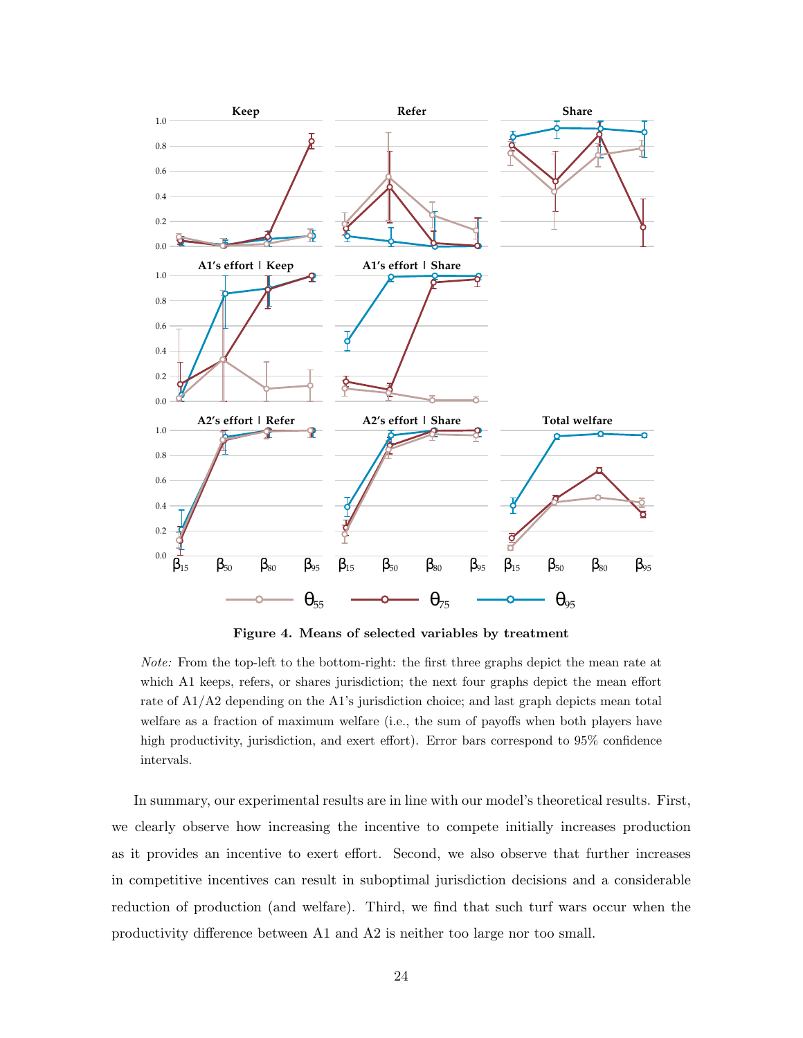**Figure 4. Means of selected variables by treatment**

*Note:* From the top-left to the bottom-right: the first three graphs depict the mean rate at which A1 keeps, refers, or shares jurisdiction; the next four graphs depict the mean effort rate of A1/A2 depending on the A1's jurisdiction choice; and last graph depicts mean total welfare as a fraction of maximum welfare (i.e., the sum of payoffs when both players have high productivity, jurisdiction, and exert effort). Error bars correspond to 95% confidence intervals.

In summary, our experimental results are in line with our model's theoretical results. First, we clearly observe how increasing the incentive to compete initially increases production as it provides an incentive to exert effort. Second, we also observe that further increases in competitive incentives can result in suboptimal jurisdiction decisions and a considerable reduction of production (and welfare). Third, we find that such turf wars occur when the productivity difference between A1 and A2 is neither too large nor too small.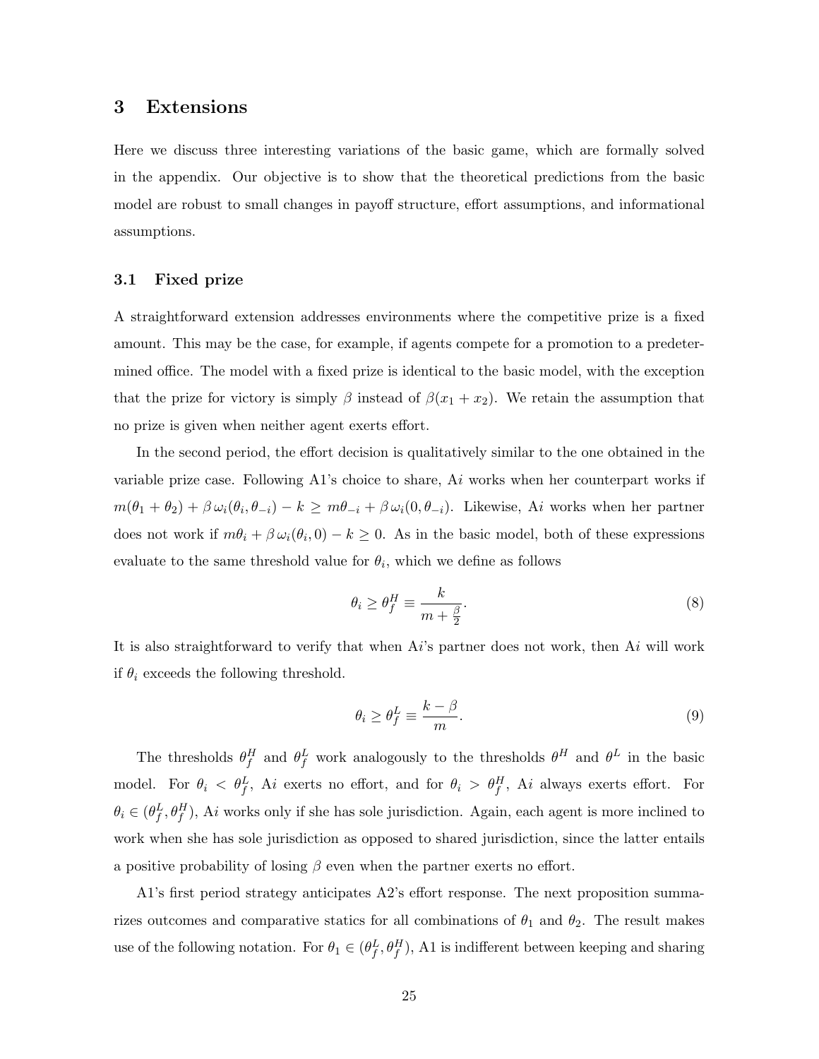## 3 Extensions

Here we discuss three interesting variations of the basic game, which are formally solved in the appendix. Our objective is to show that the theoretical predictions from the basic model are robust to small changes in payoff structure, effort assumptions, and informational assumptions.

### 3.1 Fixed prize

A straightforward extension addresses environments where the competitive prize is a fixed amount. This may be the case, for example, if agents compete for a promotion to a predetermined office. The model with a fixed prize is identical to the basic model, with the exception that the prize for victory is simply $\beta$ instead of $\beta(x_1 + x_2)$. We retain the assumption that no prize is given when neither agent exerts effort.

In the second period, the effort decision is qualitatively similar to the one obtained in the variable prize case. Following A1's choice to share, A$i$ works when her counterpart works if $m(\theta_1 + \theta_2) + \beta\,\omega_i(\theta_i, \theta_{-i}) - k \geq m\theta_{-i} + \beta\,\omega_i(0, \theta_{-i})$. Likewise, A$i$ works when her partner does not work if $m\theta_i + \beta\,\omega_i(\theta_i, 0) - k \geq 0$. As in the basic model, both of these expressions evaluate to the same threshold value for $\theta_i$, which we define as follows

$$\theta_i \geq \theta_f^H \equiv \frac{k}{m + \frac{\beta}{2}}. \tag{8}$$

It is also straightforward to verify that when A$i$'s partner does not work, then A$i$ will work if $\theta_i$ exceeds the following threshold.

$$\theta_i \geq \theta_f^L \equiv \frac{k - \beta}{m}. \tag{9}$$

The thresholds $\theta_f^H$ and $\theta_f^L$ work analogously to the thresholds $\theta^H$ and $\theta^L$ in the basic model. For $\theta_i < \theta_f^L$, A$i$ exerts no effort, and for $\theta_i > \theta_f^H$, A$i$ always exerts effort. For $\theta_i \in (\theta_f^L, \theta_f^H)$, A$i$ works only if she has sole jurisdiction. Again, each agent is more inclined to work when she has sole jurisdiction as opposed to shared jurisdiction, since the latter entails a positive probability of losing $\beta$ even when the partner exerts no effort.

A1's first period strategy anticipates A2's effort response. The next proposition summarizes outcomes and comparative statics for all combinations of $\theta_1$ and $\theta_2$. The result makes use of the following notation. For $\theta_1 \in (\theta_f^L, \theta_f^H)$, A1 is indifferent between keeping and sharing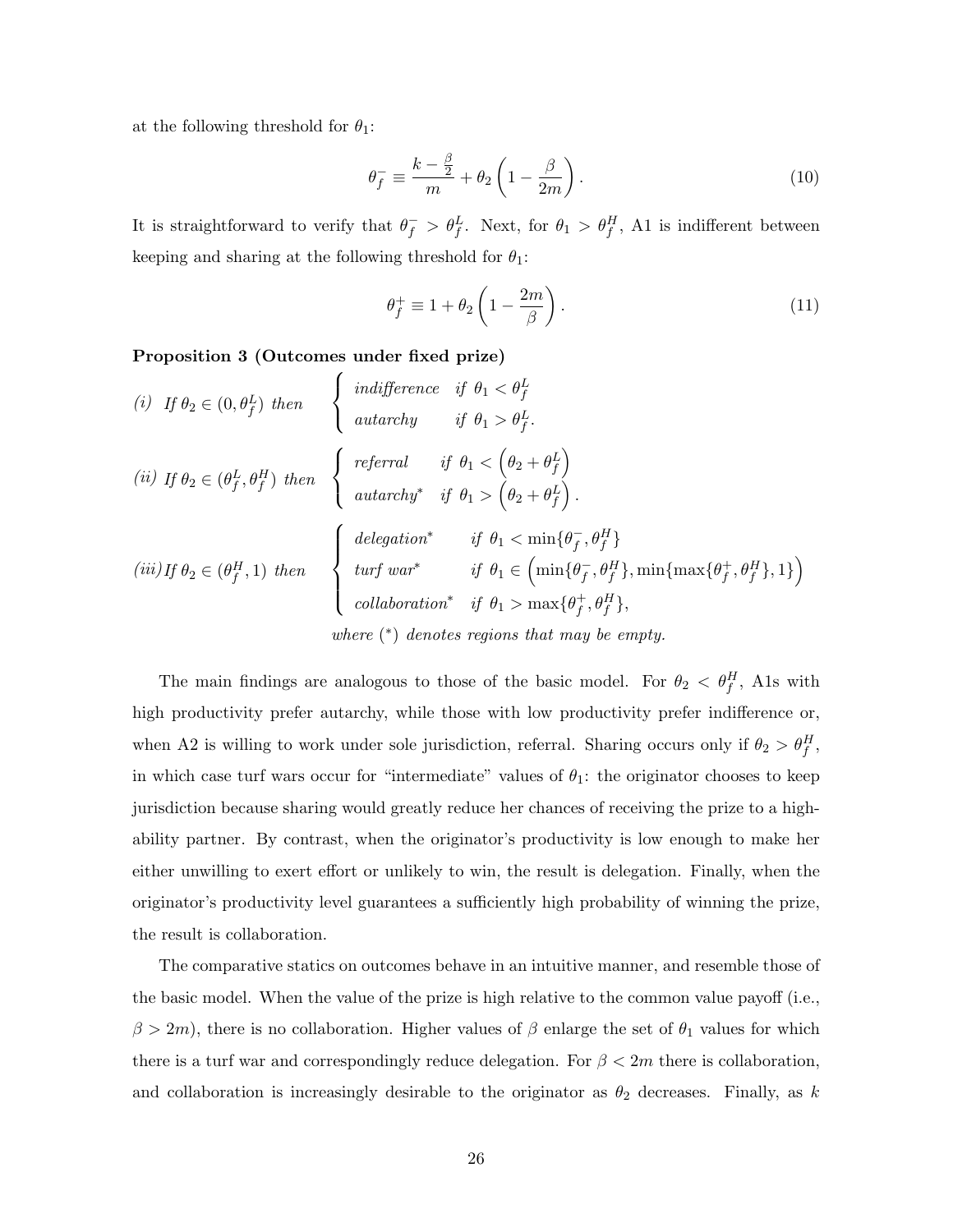at the following threshold for $\theta_1$:

$$\theta_f^- \equiv \frac{k - \frac{\beta}{2}}{m} + \theta_2 \left(1 - \frac{\beta}{2m}\right). \tag{10}$$

It is straightforward to verify that $\theta_f^- > \theta_f^L$. Next, for $\theta_1 > \theta_f^H$, A1 is indifferent between keeping and sharing at the following threshold for $\theta_1$:

$$\theta_f^+ \equiv 1 + \theta_2 \left(1 - \frac{2m}{\beta}\right). \tag{11}$$

**Proposition 3 (Outcomes under fixed prize)**

*(i)* *If* $\theta_2 \in (0, \theta_f^L)$ *then* $\begin{cases} \textit{indifference} & \textit{if } \theta_1 < \theta_f^L \\ \textit{autarchy} & \textit{if } \theta_1 > \theta_f^L. \end{cases}$

*(ii)* *If* $\theta_2 \in (\theta_f^L, \theta_f^H)$ *then* $\begin{cases} \textit{referral} & \textit{if } \theta_1 < \left(\theta_2 + \theta_f^L\right) \\ \textit{autarchy}^* & \textit{if } \theta_1 > \left(\theta_2 + \theta_f^L\right). \end{cases}$

*(iii)* *If* $\theta_2 \in (\theta_f^H, 1)$ *then* $\begin{cases} \textit{delegation}^* & \textit{if } \theta_1 < \min\{\theta_f^-, \theta_f^H\} \\ \textit{turf war}^* & \textit{if } \theta_1 \in \left(\min\{\theta_f^-, \theta_f^H\}, \min\{\max\{\theta_f^+, \theta_f^H\}, 1\}\right) \\ \textit{collaboration}^* & \textit{if } \theta_1 > \max\{\theta_f^+, \theta_f^H\}, \end{cases}$

*where* $(^*)$ *denotes regions that may be empty.*

The main findings are analogous to those of the basic model. For $\theta_2 < \theta_f^H$, A1s with high productivity prefer autarchy, while those with low productivity prefer indifference or, when A2 is willing to work under sole jurisdiction, referral. Sharing occurs only if $\theta_2 > \theta_f^H$, in which case turf wars occur for "intermediate" values of $\theta_1$: the originator chooses to keep jurisdiction because sharing would greatly reduce her chances of receiving the prize to a high-ability partner. By contrast, when the originator's productivity is low enough to make her either unwilling to exert effort or unlikely to win, the result is delegation. Finally, when the originator's productivity level guarantees a sufficiently high probability of winning the prize, the result is collaboration.

The comparative statics on outcomes behave in an intuitive manner, and resemble those of the basic model. When the value of the prize is high relative to the common value payoff (i.e., $\beta > 2m$), there is no collaboration. Higher values of $\beta$ enlarge the set of $\theta_1$ values for which there is a turf war and correspondingly reduce delegation. For $\beta < 2m$ there is collaboration, and collaboration is increasingly desirable to the originator as $\theta_2$ decreases. Finally, as $k$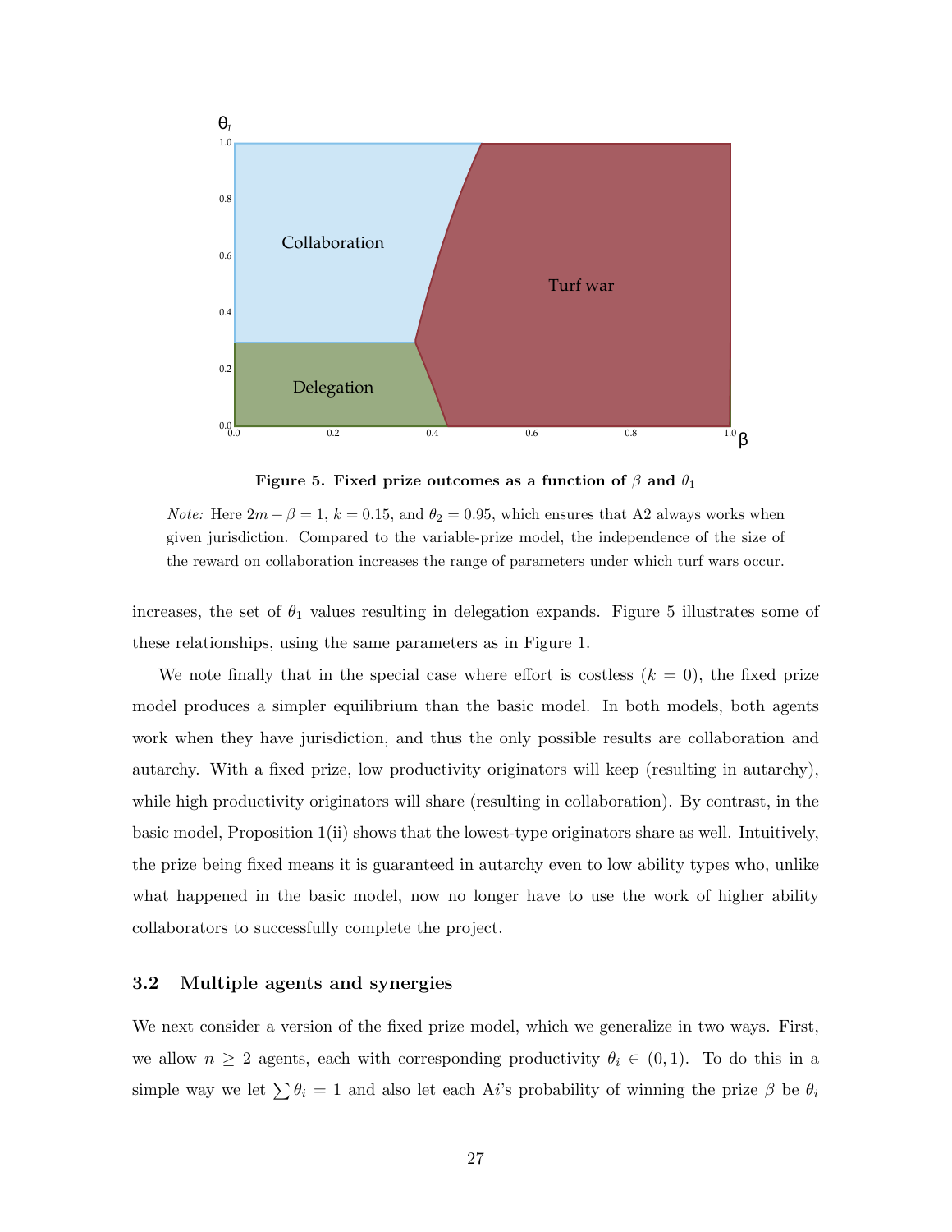**Figure 5. Fixed prize outcomes as a function of $\beta$ and $\theta_1$**

*Note:* Here $2m + \beta = 1$, $k = 0.15$, and $\theta_2 = 0.95$, which ensures that A2 always works when given jurisdiction. Compared to the variable-prize model, the independence of the size of the reward on collaboration increases the range of parameters under which turf wars occur.

increases, the set of $\theta_1$ values resulting in delegation expands. Figure 5 illustrates some of these relationships, using the same parameters as in Figure 1.

We note finally that in the special case where effort is costless ($k = 0$), the fixed prize model produces a simpler equilibrium than the basic model. In both models, both agents work when they have jurisdiction, and thus the only possible results are collaboration and autarchy. With a fixed prize, low productivity originators will keep (resulting in autarchy), while high productivity originators will share (resulting in collaboration). By contrast, in the basic model, Proposition 1(ii) shows that the lowest-type originators share as well. Intuitively, the prize being fixed means it is guaranteed in autarchy even to low ability types who, unlike what happened in the basic model, now no longer have to use the work of higher ability collaborators to successfully complete the project.

### 3.2 Multiple agents and synergies

We next consider a version of the fixed prize model, which we generalize in two ways. First, we allow $n \geq 2$ agents, each with corresponding productivity $\theta_i \in (0, 1)$. To do this in a simple way we let $\sum \theta_i = 1$ and also let each A$i$'s probability of winning the prize $\beta$ be $\theta_i$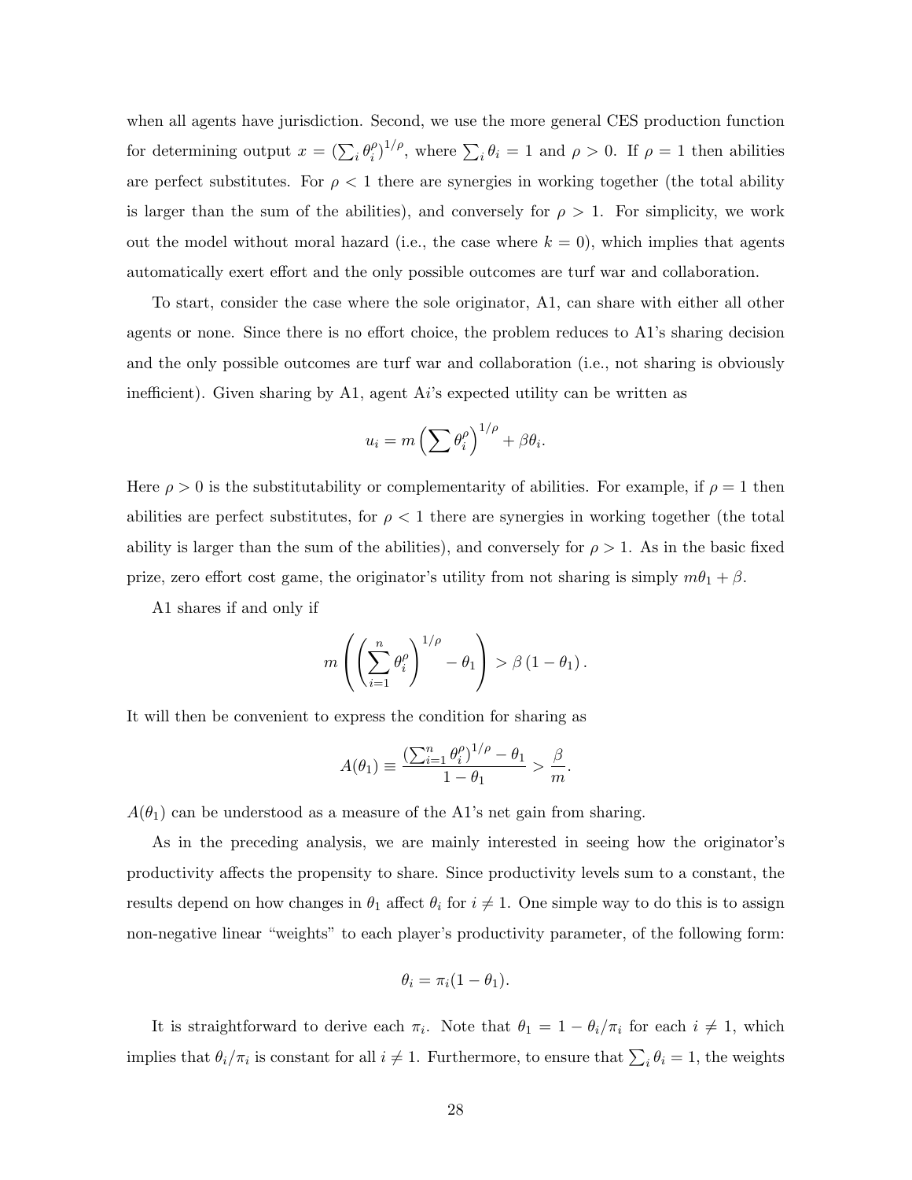when all agents have jurisdiction. Second, we use the more general CES production function for determining output $x = (\sum_i \theta_i^\rho)^{1/\rho}$, where $\sum_i \theta_i = 1$ and $\rho > 0$. If $\rho = 1$ then abilities are perfect substitutes. For $\rho < 1$ there are synergies in working together (the total ability is larger than the sum of the abilities), and conversely for $\rho > 1$. For simplicity, we work out the model without moral hazard (i.e., the case where $k = 0$), which implies that agents automatically exert effort and the only possible outcomes are turf war and collaboration.

To start, consider the case where the sole originator, A1, can share with either all other agents or none. Since there is no effort choice, the problem reduces to A1's sharing decision and the only possible outcomes are turf war and collaboration (i.e., not sharing is obviously inefficient). Given sharing by A1, agent A$i$'s expected utility can be written as

$$u_i = m\left(\sum \theta_i^\rho\right)^{1/\rho} + \beta\theta_i.$$

Here $\rho > 0$ is the substitutability or complementarity of abilities. For example, if $\rho = 1$ then abilities are perfect substitutes, for $\rho < 1$ there are synergies in working together (the total ability is larger than the sum of the abilities), and conversely for $\rho > 1$. As in the basic fixed prize, zero effort cost game, the originator's utility from not sharing is simply $m\theta_1 + \beta$.

A1 shares if and only if

$$m\left(\left(\sum_{i=1}^{n} \theta_i^\rho\right)^{1/\rho} - \theta_1\right) > \beta\left(1 - \theta_1\right).$$

It will then be convenient to express the condition for sharing as

$$A(\theta_1) \equiv \frac{(\sum_{i=1}^{n} \theta_i^\rho)^{1/\rho} - \theta_1}{1 - \theta_1} > \frac{\beta}{m}.$$

$A(\theta_1)$ can be understood as a measure of the A1's net gain from sharing.

As in the preceding analysis, we are mainly interested in seeing how the originator's productivity affects the propensity to share. Since productivity levels sum to a constant, the results depend on how changes in $\theta_1$ affect $\theta_i$ for $i \neq 1$. One simple way to do this is to assign non-negative linear "weights" to each player's productivity parameter, of the following form:

$$\theta_i = \pi_i(1 - \theta_1).$$

It is straightforward to derive each $\pi_i$. Note that $\theta_1 = 1 - \theta_i/\pi_i$ for each $i \neq 1$, which implies that $\theta_i/\pi_i$ is constant for all $i \neq 1$. Furthermore, to ensure that $\sum_i \theta_i = 1$, the weights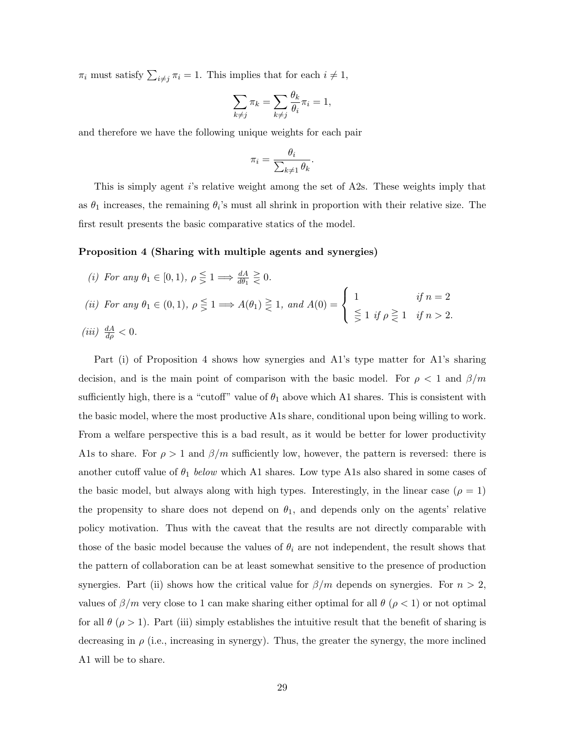$\pi_i$ must satisfy $\sum_{i \neq j} \pi_i = 1$. This implies that for each $i \neq 1$,

$$\sum_{k \neq j} \pi_k = \sum_{k \neq j} \frac{\theta_k}{\theta_i} \pi_i = 1,$$

and therefore we have the following unique weights for each pair

$$\pi_i = \frac{\theta_i}{\sum_{k \neq 1} \theta_k}.$$

This is simply agent $i$'s relative weight among the set of A2s. These weights imply that as $\theta_1$ increases, the remaining $\theta_i$'s must all shrink in proportion with their relative size. The first result presents the basic comparative statics of the model.

**Proposition 4 (Sharing with multiple agents and synergies)**

*(i) For any* $\theta_1 \in [0, 1)$*,* $\rho \lesseqgtr 1 \Longrightarrow \frac{dA}{d\theta_1} \gtreqless 0$.

*(ii) For any* $\theta_1 \in (0, 1)$*,* $\rho \lesseqgtr 1 \Longrightarrow A(\theta_1) \gtreqless 1$*, and* $A(0) = \begin{cases} 1 & \text{if } n = 2 \\ \lesseqgtr 1 \text{ if } \rho \gtreqless 1 & \text{if } n > 2. \end{cases}$

*(iii)* $\frac{dA}{d\rho} < 0$.

Part (i) of Proposition 4 shows how synergies and A1's type matter for A1's sharing decision, and is the main point of comparison with the basic model. For $\rho < 1$ and $\beta/m$ sufficiently high, there is a "cutoff" value of $\theta_1$ above which A1 shares. This is consistent with the basic model, where the most productive A1s share, conditional upon being willing to work. From a welfare perspective this is a bad result, as it would be better for lower productivity A1s to share. For $\rho > 1$ and $\beta/m$ sufficiently low, however, the pattern is reversed: there is another cutoff value of $\theta_1$ *below* which A1 shares. Low type A1s also shared in some cases of the basic model, but always along with high types. Interestingly, in the linear case ($\rho = 1$) the propensity to share does not depend on $\theta_1$, and depends only on the agents' relative policy motivation. Thus with the caveat that the results are not directly comparable with those of the basic model because the values of $\theta_i$ are not independent, the result shows that the pattern of collaboration can be at least somewhat sensitive to the presence of production synergies. Part (ii) shows how the critical value for $\beta/m$ depends on synergies. For $n > 2$, values of $\beta/m$ very close to 1 can make sharing either optimal for all $\theta$ ($\rho < 1$) or not optimal for all $\theta$ ($\rho > 1$). Part (iii) simply establishes the intuitive result that the benefit of sharing is decreasing in $\rho$ (i.e., increasing in synergy). Thus, the greater the synergy, the more inclined A1 will be to share.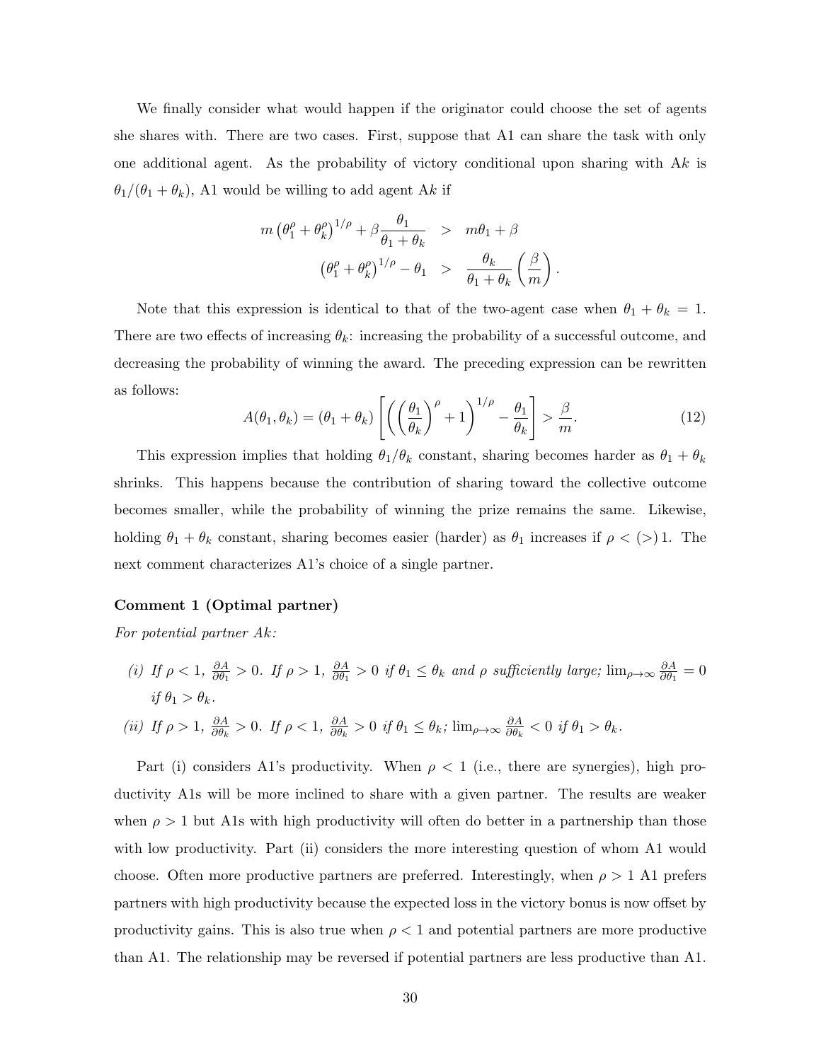We finally consider what would happen if the originator could choose the set of agents she shares with. There are two cases. First, suppose that A1 can share the task with only one additional agent. As the probability of victory conditional upon sharing with A$k$ is $\theta_1/(\theta_1+\theta_k)$, A1 would be willing to add agent A$k$ if

$$
\begin{aligned}
m\left(\theta_1^\rho+\theta_k^\rho\right)^{1/\rho}+\beta\frac{\theta_1}{\theta_1+\theta_k} &> m\theta_1+\beta \\
\left(\theta_1^\rho+\theta_k^\rho\right)^{1/\rho}-\theta_1 &> \frac{\theta_k}{\theta_1+\theta_k}\left(\frac{\beta}{m}\right).
\end{aligned}
$$

Note that this expression is identical to that of the two-agent case when $\theta_1+\theta_k=1$. There are two effects of increasing $\theta_k$: increasing the probability of a successful outcome, and decreasing the probability of winning the award. The preceding expression can be rewritten as follows:

$$
A(\theta_1,\theta_k)=(\theta_1+\theta_k)\left[\left(\left(\frac{\theta_1}{\theta_k}\right)^\rho+1\right)^{1/\rho}-\frac{\theta_1}{\theta_k}\right]>\frac{\beta}{m}. \tag{12}
$$

This expression implies that holding $\theta_1/\theta_k$ constant, sharing becomes harder as $\theta_1+\theta_k$ shrinks. This happens because the contribution of sharing toward the collective outcome becomes smaller, while the probability of winning the prize remains the same. Likewise, holding $\theta_1+\theta_k$ constant, sharing becomes easier (harder) as $\theta_1$ increases if $\rho<(>)\,1$. The next comment characterizes A1's choice of a single partner.

**Comment 1 (Optimal partner)**

*For potential partner Ak:*

*(i) If $\rho<1$, $\frac{\partial A}{\partial\theta_1}>0$. If $\rho>1$, $\frac{\partial A}{\partial\theta_1}>0$ if $\theta_1\le\theta_k$ and $\rho$ sufficiently large; $\lim_{\rho\to\infty}\frac{\partial A}{\partial\theta_1}=0$ if $\theta_1>\theta_k$.*

*(ii) If $\rho>1$, $\frac{\partial A}{\partial\theta_k}>0$. If $\rho<1$, $\frac{\partial A}{\partial\theta_k}>0$ if $\theta_1\le\theta_k$; $\lim_{\rho\to\infty}\frac{\partial A}{\partial\theta_k}<0$ if $\theta_1>\theta_k$.*

Part (i) considers A1's productivity. When $\rho<1$ (i.e., there are synergies), high productivity A1s will be more inclined to share with a given partner. The results are weaker when $\rho>1$ but A1s with high productivity will often do better in a partnership than those with low productivity. Part (ii) considers the more interesting question of whom A1 would choose. Often more productive partners are preferred. Interestingly, when $\rho>1$ A1 prefers partners with high productivity because the expected loss in the victory bonus is now offset by productivity gains. This is also true when $\rho<1$ and potential partners are more productive than A1. The relationship may be reversed if potential partners are less productive than A1.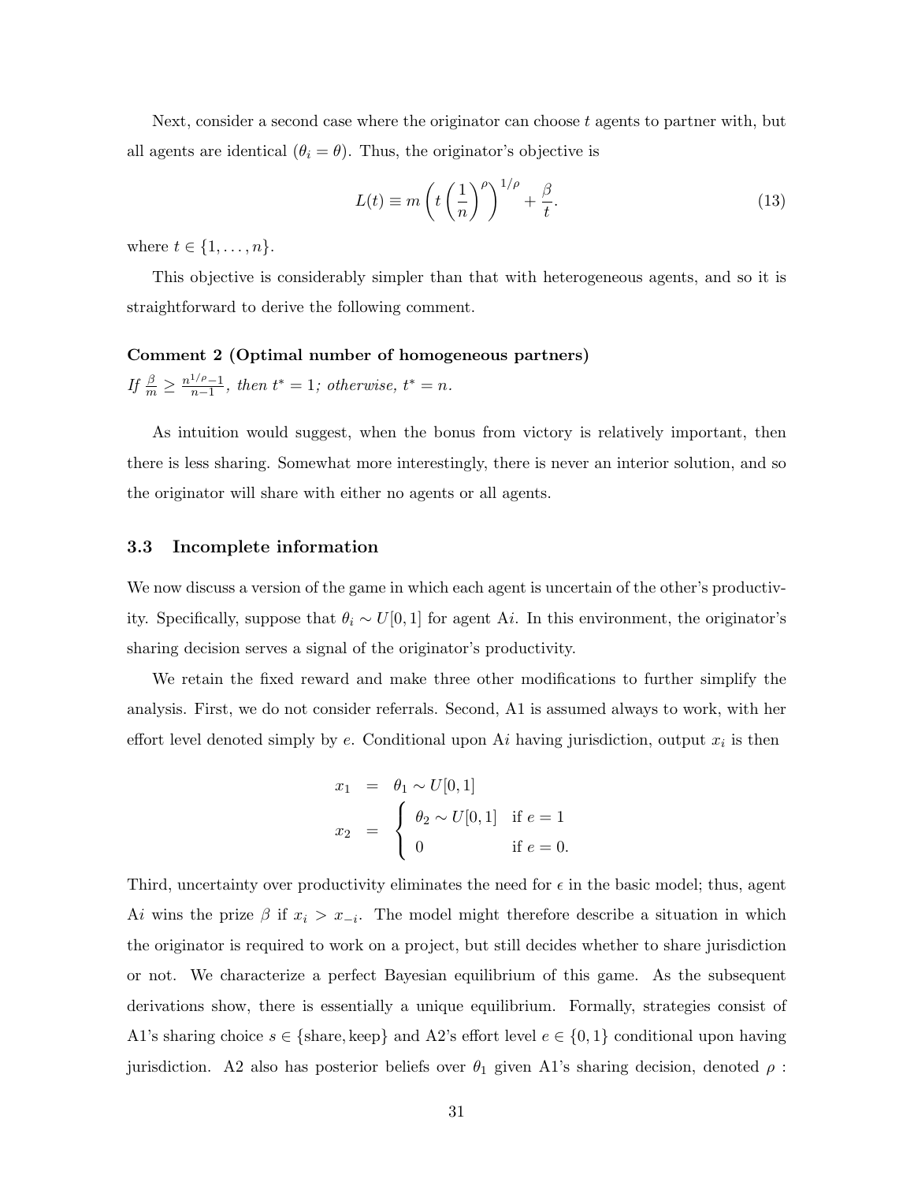Next, consider a second case where the originator can choose $t$ agents to partner with, but all agents are identical ($\theta_i = \theta$). Thus, the originator's objective is

$$L(t) \equiv m\left(t\left(\frac{1}{n}\right)^{\rho}\right)^{1/\rho} + \frac{\beta}{t}. \tag{13}$$

where $t \in \{1, \ldots, n\}$.

This objective is considerably simpler than that with heterogeneous agents, and so it is straightforward to derive the following comment.

**Comment 2 (Optimal number of homogeneous partners)**
*If* $\frac{\beta}{m} \geq \frac{n^{1/\rho}-1}{n-1}$, *then* $t^* = 1$*; otherwise,* $t^* = n$.

As intuition would suggest, when the bonus from victory is relatively important, then there is less sharing. Somewhat more interestingly, there is never an interior solution, and so the originator will share with either no agents or all agents.

### 3.3 Incomplete information

We now discuss a version of the game in which each agent is uncertain of the other's productivity. Specifically, suppose that $\theta_i \sim U[0,1]$ for agent A$i$. In this environment, the originator's sharing decision serves a signal of the originator's productivity.

We retain the fixed reward and make three other modifications to further simplify the analysis. First, we do not consider referrals. Second, A1 is assumed always to work, with her effort level denoted simply by $e$. Conditional upon A$i$ having jurisdiction, output $x_i$ is then

$$\begin{aligned} x_1 &= \theta_1 \sim U[0,1] \\ x_2 &= \begin{cases} \theta_2 \sim U[0,1] & \text{if } e = 1 \\ 0 & \text{if } e = 0. \end{cases} \end{aligned}$$

Third, uncertainty over productivity eliminates the need for $\epsilon$ in the basic model; thus, agent A$i$ wins the prize $\beta$ if $x_i > x_{-i}$. The model might therefore describe a situation in which the originator is required to work on a project, but still decides whether to share jurisdiction or not. We characterize a perfect Bayesian equilibrium of this game. As the subsequent derivations show, there is essentially a unique equilibrium. Formally, strategies consist of A1's sharing choice $s \in \{\text{share}, \text{keep}\}$ and A2's effort level $e \in \{0, 1\}$ conditional upon having jurisdiction. A2 also has posterior beliefs over $\theta_1$ given A1's sharing decision, denoted $\rho$ :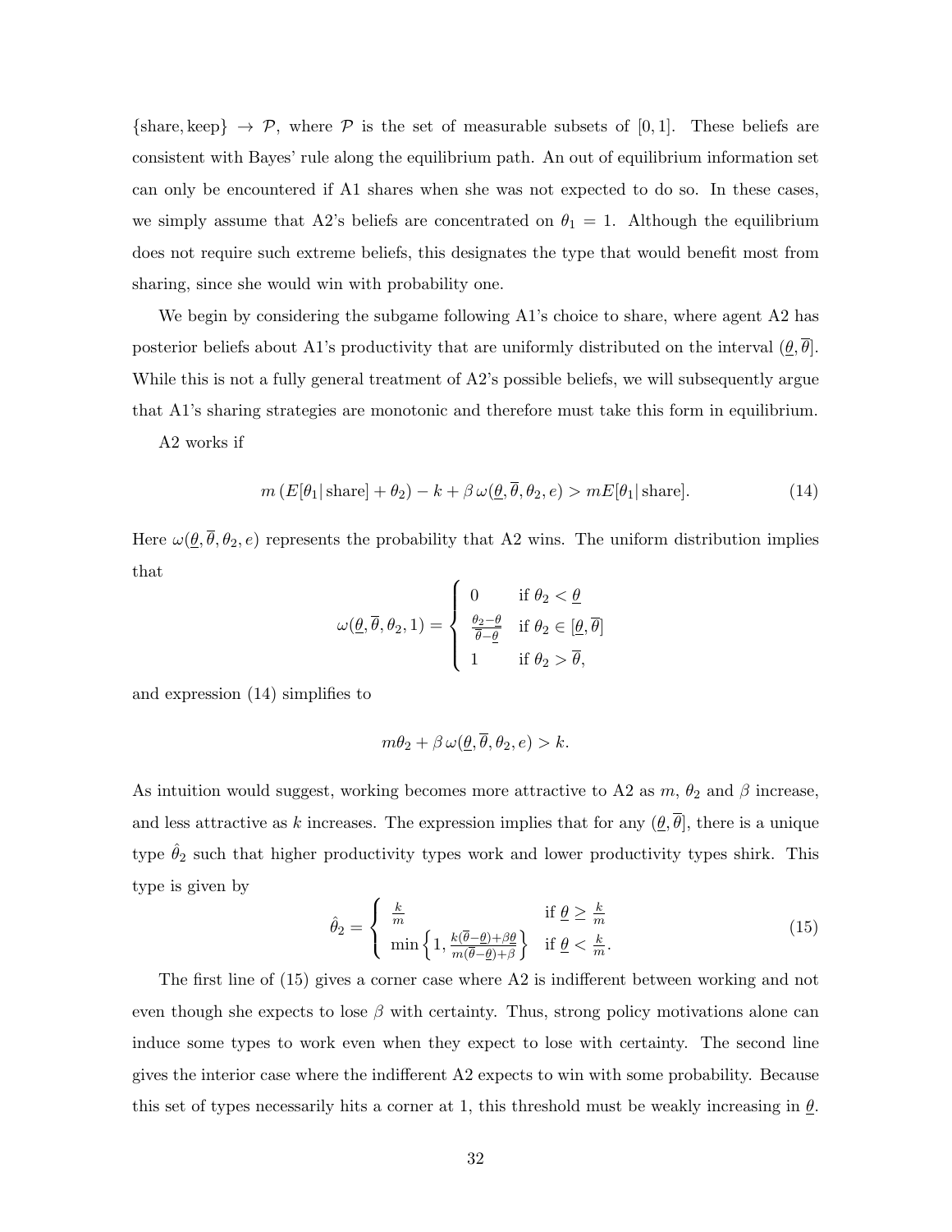$\{\text{share}, \text{keep}\} \rightarrow \mathcal{P}$, where $\mathcal{P}$ is the set of measurable subsets of $[0, 1]$. These beliefs are consistent with Bayes' rule along the equilibrium path. An out of equilibrium information set can only be encountered if A1 shares when she was not expected to do so. In these cases, we simply assume that A2's beliefs are concentrated on $\theta_1 = 1$. Although the equilibrium does not require such extreme beliefs, this designates the type that would benefit most from sharing, since she would win with probability one.

We begin by considering the subgame following A1's choice to share, where agent A2 has posterior beliefs about A1's productivity that are uniformly distributed on the interval $(\underline{\theta}, \overline{\theta}]$. While this is not a fully general treatment of A2's possible beliefs, we will subsequently argue that A1's sharing strategies are monotonic and therefore must take this form in equilibrium.

A2 works if

$$m\left(E[\theta_1|\,\text{share}] + \theta_2\right) - k + \beta\,\omega(\underline{\theta}, \overline{\theta}, \theta_2, e) > mE[\theta_1|\,\text{share}]. \tag{14}$$

Here $\omega(\underline{\theta}, \overline{\theta}, \theta_2, e)$ represents the probability that A2 wins. The uniform distribution implies that

$$\omega(\underline{\theta}, \overline{\theta}, \theta_2, 1) = \begin{cases} 0 & \text{if } \theta_2 < \underline{\theta} \\ \frac{\theta_2 - \underline{\theta}}{\overline{\theta} - \underline{\theta}} & \text{if } \theta_2 \in [\underline{\theta}, \overline{\theta}] \\ 1 & \text{if } \theta_2 > \overline{\theta}, \end{cases}$$

and expression (14) simplifies to

$$m\theta_2 + \beta\,\omega(\underline{\theta}, \overline{\theta}, \theta_2, e) > k.$$

As intuition would suggest, working becomes more attractive to A2 as $m$, $\theta_2$ and $\beta$ increase, and less attractive as $k$ increases. The expression implies that for any $(\underline{\theta}, \overline{\theta}]$, there is a unique type $\hat{\theta}_2$ such that higher productivity types work and lower productivity types shirk. This type is given by

$$\hat{\theta}_2 = \begin{cases} \frac{k}{m} & \text{if } \underline{\theta} \geq \frac{k}{m} \\ \min\left\{1, \frac{k(\overline{\theta} - \underline{\theta}) + \beta\underline{\theta}}{m(\overline{\theta} - \underline{\theta}) + \beta}\right\} & \text{if } \underline{\theta} < \frac{k}{m}. \end{cases} \tag{15}$$

The first line of (15) gives a corner case where A2 is indifferent between working and not even though she expects to lose $\beta$ with certainty. Thus, strong policy motivations alone can induce some types to work even when they expect to lose with certainty. The second line gives the interior case where the indifferent A2 expects to win with some probability. Because this set of types necessarily hits a corner at 1, this threshold must be weakly increasing in $\underline{\theta}$.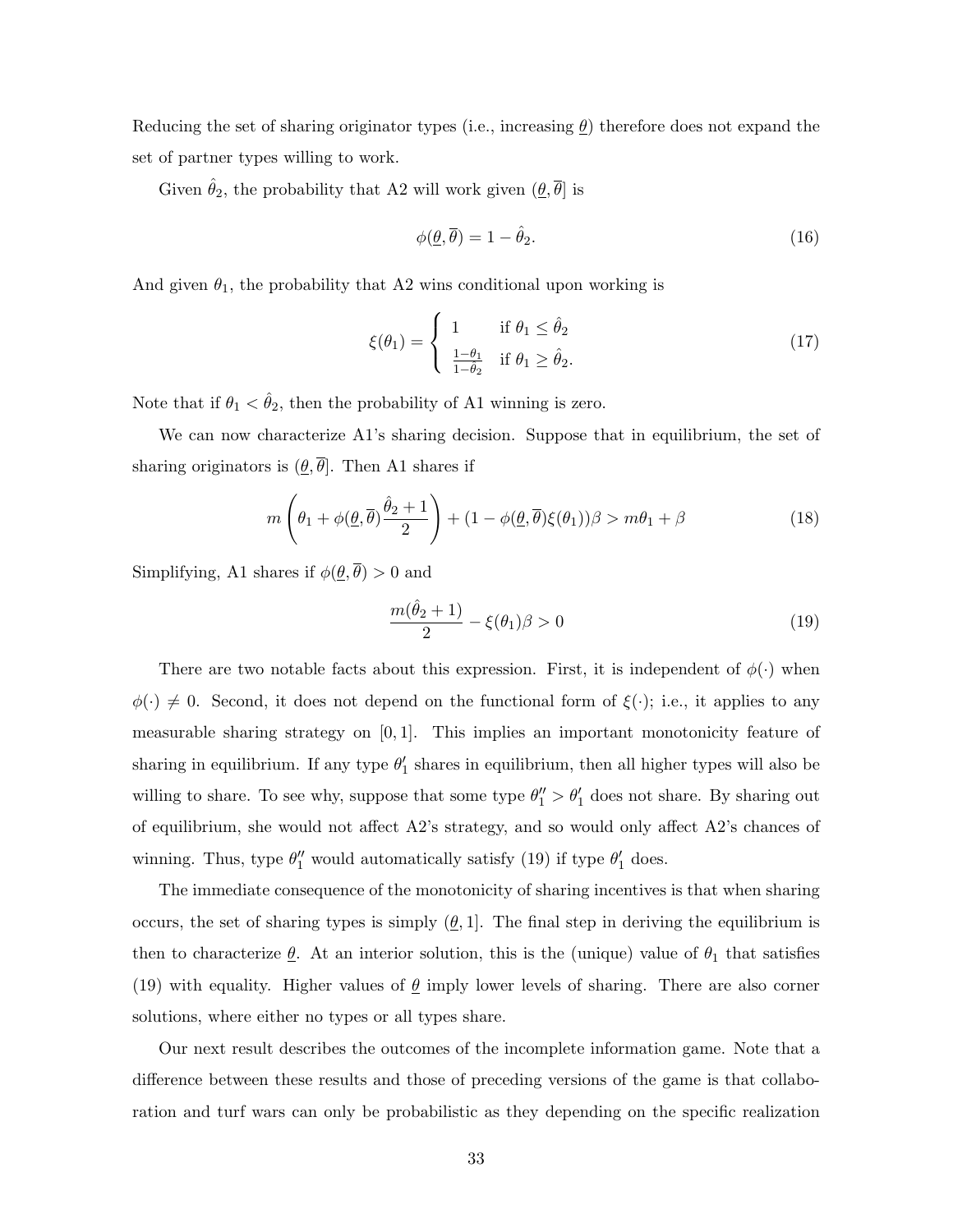Reducing the set of sharing originator types (i.e., increasing $\underline{\theta}$) therefore does not expand the set of partner types willing to work.

Given $\hat{\theta}_2$, the probability that A2 will work given $(\underline{\theta}, \overline{\theta}]$ is

$$\phi(\underline{\theta}, \overline{\theta}) = 1 - \hat{\theta}_2. \tag{16}$$

And given $\theta_1$, the probability that A2 wins conditional upon working is

$$\xi(\theta_1) = \begin{cases} 1 & \text{if } \theta_1 \leq \hat{\theta}_2 \\ \frac{1-\theta_1}{1-\hat{\theta}_2} & \text{if } \theta_1 \geq \hat{\theta}_2. \end{cases} \tag{17}$$

Note that if $\theta_1 < \hat{\theta}_2$, then the probability of A1 winning is zero.

We can now characterize A1's sharing decision. Suppose that in equilibrium, the set of sharing originators is $(\underline{\theta}, \overline{\theta}]$. Then A1 shares if

$$m\left(\theta_1 + \phi(\underline{\theta}, \overline{\theta})\frac{\hat{\theta}_2 + 1}{2}\right) + (1 - \phi(\underline{\theta}, \overline{\theta})\xi(\theta_1))\beta > m\theta_1 + \beta \tag{18}$$

Simplifying, A1 shares if $\phi(\underline{\theta}, \overline{\theta}) > 0$ and

$$\frac{m(\hat{\theta}_2 + 1)}{2} - \xi(\theta_1)\beta > 0 \tag{19}$$

There are two notable facts about this expression. First, it is independent of $\phi(\cdot)$ when $\phi(\cdot) \neq 0$. Second, it does not depend on the functional form of $\xi(\cdot)$; i.e., it applies to any measurable sharing strategy on $[0, 1]$. This implies an important monotonicity feature of sharing in equilibrium. If any type $\theta_1'$ shares in equilibrium, then all higher types will also be willing to share. To see why, suppose that some type $\theta_1'' > \theta_1'$ does not share. By sharing out of equilibrium, she would not affect A2's strategy, and so would only affect A2's chances of winning. Thus, type $\theta_1''$ would automatically satisfy (19) if type $\theta_1'$ does.

The immediate consequence of the monotonicity of sharing incentives is that when sharing occurs, the set of sharing types is simply $(\underline{\theta}, 1]$. The final step in deriving the equilibrium is then to characterize $\underline{\theta}$. At an interior solution, this is the (unique) value of $\theta_1$ that satisfies (19) with equality. Higher values of $\underline{\theta}$ imply lower levels of sharing. There are also corner solutions, where either no types or all types share.

Our next result describes the outcomes of the incomplete information game. Note that a difference between these results and those of preceding versions of the game is that collaboration and turf wars can only be probabilistic as they depending on the specific realization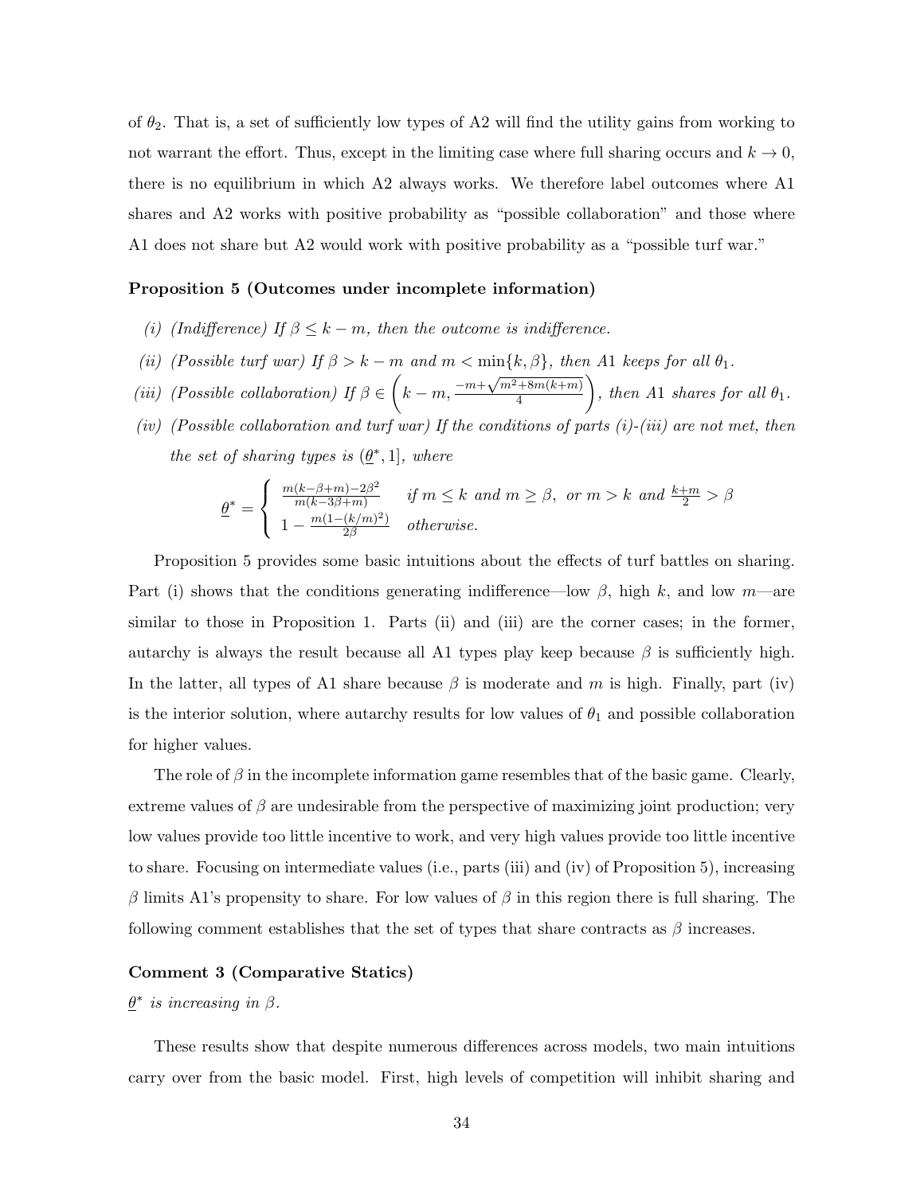of $\theta_2$. That is, a set of sufficiently low types of A2 will find the utility gains from working to not warrant the effort. Thus, except in the limiting case where full sharing occurs and $k \to 0$, there is no equilibrium in which A2 always works. We therefore label outcomes where A1 shares and A2 works with positive probability as "possible collaboration" and those where A1 does not share but A2 would work with positive probability as a "possible turf war."

**Proposition 5 (Outcomes under incomplete information)**

*(i) (Indifference) If $\beta \leq k - m$, then the outcome is indifference.*

*(ii) (Possible turf war) If $\beta > k - m$ and $m < \min\{k, \beta\}$, then A1 keeps for all $\theta_1$.*

*(iii) (Possible collaboration) If $\beta \in \left(k - m, \frac{-m+\sqrt{m^2+8m(k+m)}}{4}\right)$, then A1 shares for all $\theta_1$.*

*(iv) (Possible collaboration and turf war) If the conditions of parts (i)-(iii) are not met, then the set of sharing types is $(\underline{\theta}^*, 1]$, where*

$$\underline{\theta}^* = \begin{cases} \frac{m(k-\beta+m)-2\beta^2}{m(k-3\beta+m)} & \text{if } m \leq k \text{ and } m \geq \beta, \text{ or } m > k \text{ and } \frac{k+m}{2} > \beta \\ 1 - \frac{m(1-(k/m)^2)}{2\beta} & \text{otherwise.} \end{cases}$$

Proposition 5 provides some basic intuitions about the effects of turf battles on sharing. Part (i) shows that the conditions generating indifference—low $\beta$, high $k$, and low $m$—are similar to those in Proposition 1. Parts (ii) and (iii) are the corner cases; in the former, autarchy is always the result because all A1 types play keep because $\beta$ is sufficiently high. In the latter, all types of A1 share because $\beta$ is moderate and $m$ is high. Finally, part (iv) is the interior solution, where autarchy results for low values of $\theta_1$ and possible collaboration for higher values.

The role of $\beta$ in the incomplete information game resembles that of the basic game. Clearly, extreme values of $\beta$ are undesirable from the perspective of maximizing joint production; very low values provide too little incentive to work, and very high values provide too little incentive to share. Focusing on intermediate values (i.e., parts (iii) and (iv) of Proposition 5), increasing $\beta$ limits A1's propensity to share. For low values of $\beta$ in this region there is full sharing. The following comment establishes that the set of types that share contracts as $\beta$ increases.

**Comment 3 (Comparative Statics)**

*$\underline{\theta}^*$ is increasing in $\beta$.*

These results show that despite numerous differences across models, two main intuitions carry over from the basic model. First, high levels of competition will inhibit sharing and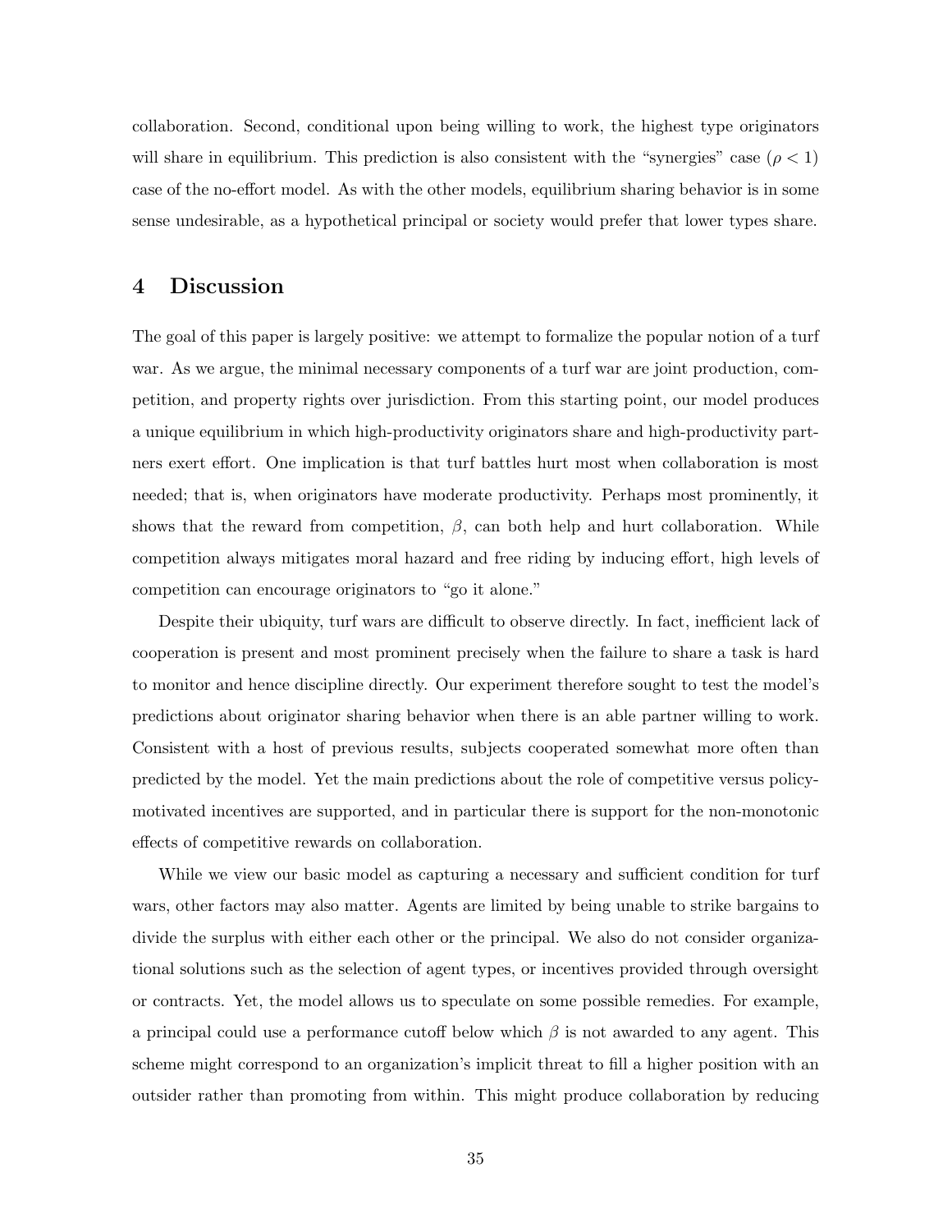collaboration. Second, conditional upon being willing to work, the highest type originators will share in equilibrium. This prediction is also consistent with the "synergies" case ($\rho < 1$) case of the no-effort model. As with the other models, equilibrium sharing behavior is in some sense undesirable, as a hypothetical principal or society would prefer that lower types share.

## 4 Discussion

The goal of this paper is largely positive: we attempt to formalize the popular notion of a turf war. As we argue, the minimal necessary components of a turf war are joint production, competition, and property rights over jurisdiction. From this starting point, our model produces a unique equilibrium in which high-productivity originators share and high-productivity partners exert effort. One implication is that turf battles hurt most when collaboration is most needed; that is, when originators have moderate productivity. Perhaps most prominently, it shows that the reward from competition, $\beta$, can both help and hurt collaboration. While competition always mitigates moral hazard and free riding by inducing effort, high levels of competition can encourage originators to "go it alone."

Despite their ubiquity, turf wars are difficult to observe directly. In fact, inefficient lack of cooperation is present and most prominent precisely when the failure to share a task is hard to monitor and hence discipline directly. Our experiment therefore sought to test the model's predictions about originator sharing behavior when there is an able partner willing to work. Consistent with a host of previous results, subjects cooperated somewhat more often than predicted by the model. Yet the main predictions about the role of competitive versus policy-motivated incentives are supported, and in particular there is support for the non-monotonic effects of competitive rewards on collaboration.

While we view our basic model as capturing a necessary and sufficient condition for turf wars, other factors may also matter. Agents are limited by being unable to strike bargains to divide the surplus with either each other or the principal. We also do not consider organizational solutions such as the selection of agent types, or incentives provided through oversight or contracts. Yet, the model allows us to speculate on some possible remedies. For example, a principal could use a performance cutoff below which $\beta$ is not awarded to any agent. This scheme might correspond to an organization's implicit threat to fill a higher position with an outsider rather than promoting from within. This might produce collaboration by reducing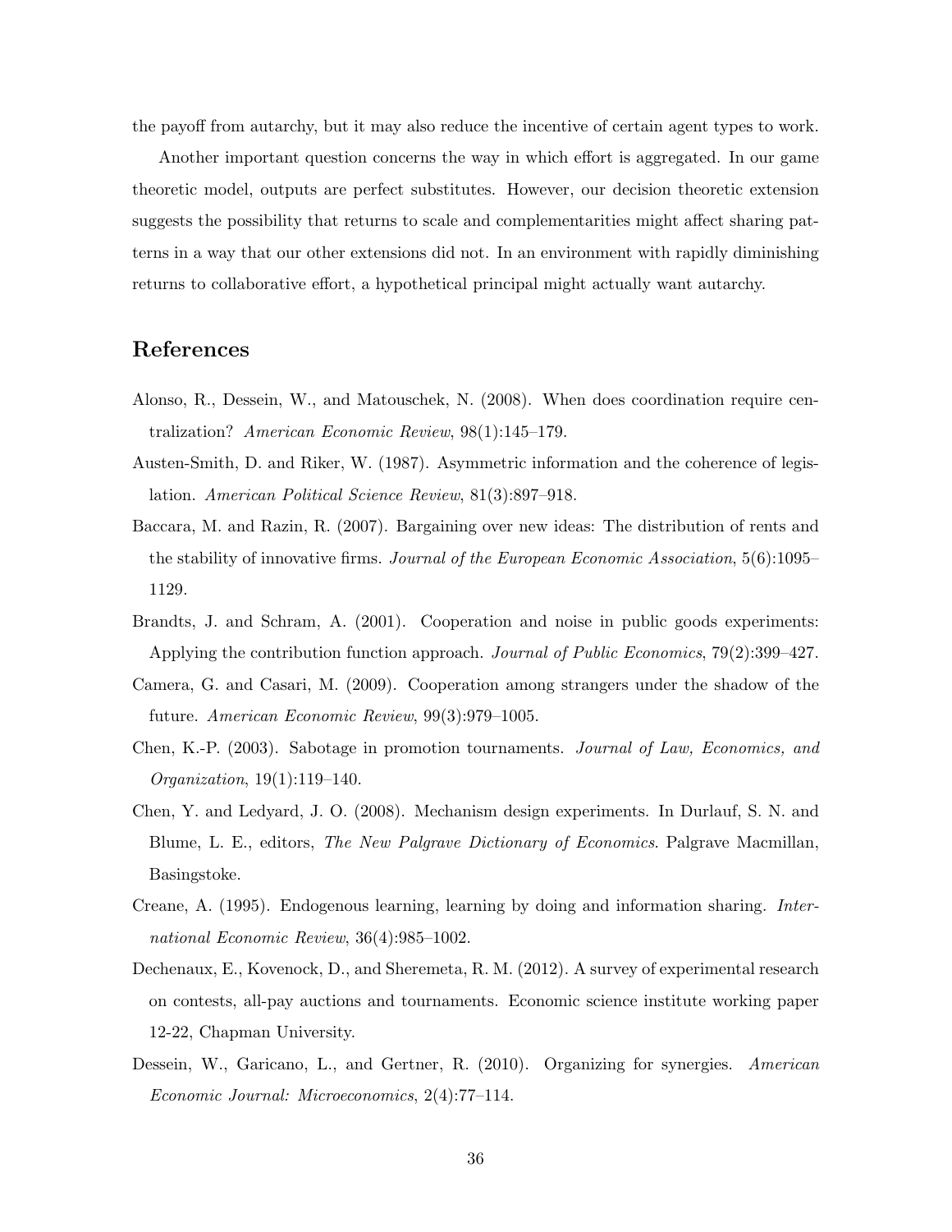the payoff from autarchy, but it may also reduce the incentive of certain agent types to work.

Another important question concerns the way in which effort is aggregated. In our game theoretic model, outputs are perfect substitutes. However, our decision theoretic extension suggests the possibility that returns to scale and complementarities might affect sharing patterns in a way that our other extensions did not. In an environment with rapidly diminishing returns to collaborative effort, a hypothetical principal might actually want autarchy.

## References

Alonso, R., Dessein, W., and Matouschek, N. (2008). When does coordination require centralization? *American Economic Review*, 98(1):145–179.

Austen-Smith, D. and Riker, W. (1987). Asymmetric information and the coherence of legislation. *American Political Science Review*, 81(3):897–918.

Baccara, M. and Razin, R. (2007). Bargaining over new ideas: The distribution of rents and the stability of innovative firms. *Journal of the European Economic Association*, 5(6):1095–1129.

Brandts, J. and Schram, A. (2001). Cooperation and noise in public goods experiments: Applying the contribution function approach. *Journal of Public Economics*, 79(2):399–427.

Camera, G. and Casari, M. (2009). Cooperation among strangers under the shadow of the future. *American Economic Review*, 99(3):979–1005.

Chen, K.-P. (2003). Sabotage in promotion tournaments. *Journal of Law, Economics, and Organization*, 19(1):119–140.

Chen, Y. and Ledyard, J. O. (2008). Mechanism design experiments. In Durlauf, S. N. and Blume, L. E., editors, *The New Palgrave Dictionary of Economics*. Palgrave Macmillan, Basingstoke.

Creane, A. (1995). Endogenous learning, learning by doing and information sharing. *International Economic Review*, 36(4):985–1002.

Dechenaux, E., Kovenock, D., and Sheremeta, R. M. (2012). A survey of experimental research on contests, all-pay auctions and tournaments. Economic science institute working paper 12-22, Chapman University.

Dessein, W., Garicano, L., and Gertner, R. (2010). Organizing for synergies. *American Economic Journal: Microeconomics*, 2(4):77–114.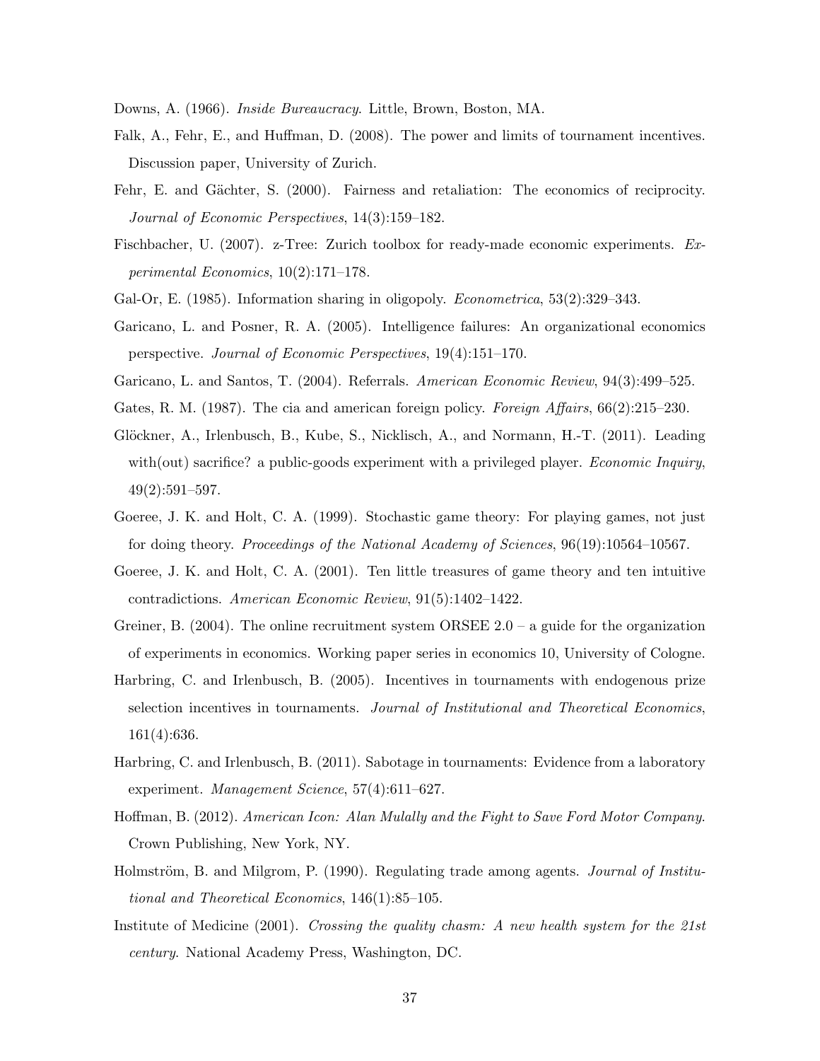Downs, A. (1966). *Inside Bureaucracy*. Little, Brown, Boston, MA.

Falk, A., Fehr, E., and Huffman, D. (2008). The power and limits of tournament incentives. Discussion paper, University of Zurich.

Fehr, E. and Gächter, S. (2000). Fairness and retaliation: The economics of reciprocity. *Journal of Economic Perspectives*, 14(3):159–182.

Fischbacher, U. (2007). z-Tree: Zurich toolbox for ready-made economic experiments. *Experimental Economics*, 10(2):171–178.

Gal-Or, E. (1985). Information sharing in oligopoly. *Econometrica*, 53(2):329–343.

Garicano, L. and Posner, R. A. (2005). Intelligence failures: An organizational economics perspective. *Journal of Economic Perspectives*, 19(4):151–170.

Garicano, L. and Santos, T. (2004). Referrals. *American Economic Review*, 94(3):499–525.

Gates, R. M. (1987). The cia and american foreign policy. *Foreign Affairs*, 66(2):215–230.

Glöckner, A., Irlenbusch, B., Kube, S., Nicklisch, A., and Normann, H.-T. (2011). Leading with(out) sacrifice? a public-goods experiment with a privileged player. *Economic Inquiry*, 49(2):591–597.

Goeree, J. K. and Holt, C. A. (1999). Stochastic game theory: For playing games, not just for doing theory. *Proceedings of the National Academy of Sciences*, 96(19):10564–10567.

Goeree, J. K. and Holt, C. A. (2001). Ten little treasures of game theory and ten intuitive contradictions. *American Economic Review*, 91(5):1402–1422.

Greiner, B. (2004). The online recruitment system ORSEE 2.0 – a guide for the organization of experiments in economics. Working paper series in economics 10, University of Cologne.

Harbring, C. and Irlenbusch, B. (2005). Incentives in tournaments with endogenous prize selection incentives in tournaments. *Journal of Institutional and Theoretical Economics*, 161(4):636.

Harbring, C. and Irlenbusch, B. (2011). Sabotage in tournaments: Evidence from a laboratory experiment. *Management Science*, 57(4):611–627.

Hoffman, B. (2012). *American Icon: Alan Mulally and the Fight to Save Ford Motor Company*. Crown Publishing, New York, NY.

Holmström, B. and Milgrom, P. (1990). Regulating trade among agents. *Journal of Institutional and Theoretical Economics*, 146(1):85–105.

Institute of Medicine (2001). *Crossing the quality chasm: A new health system for the 21st century*. National Academy Press, Washington, DC.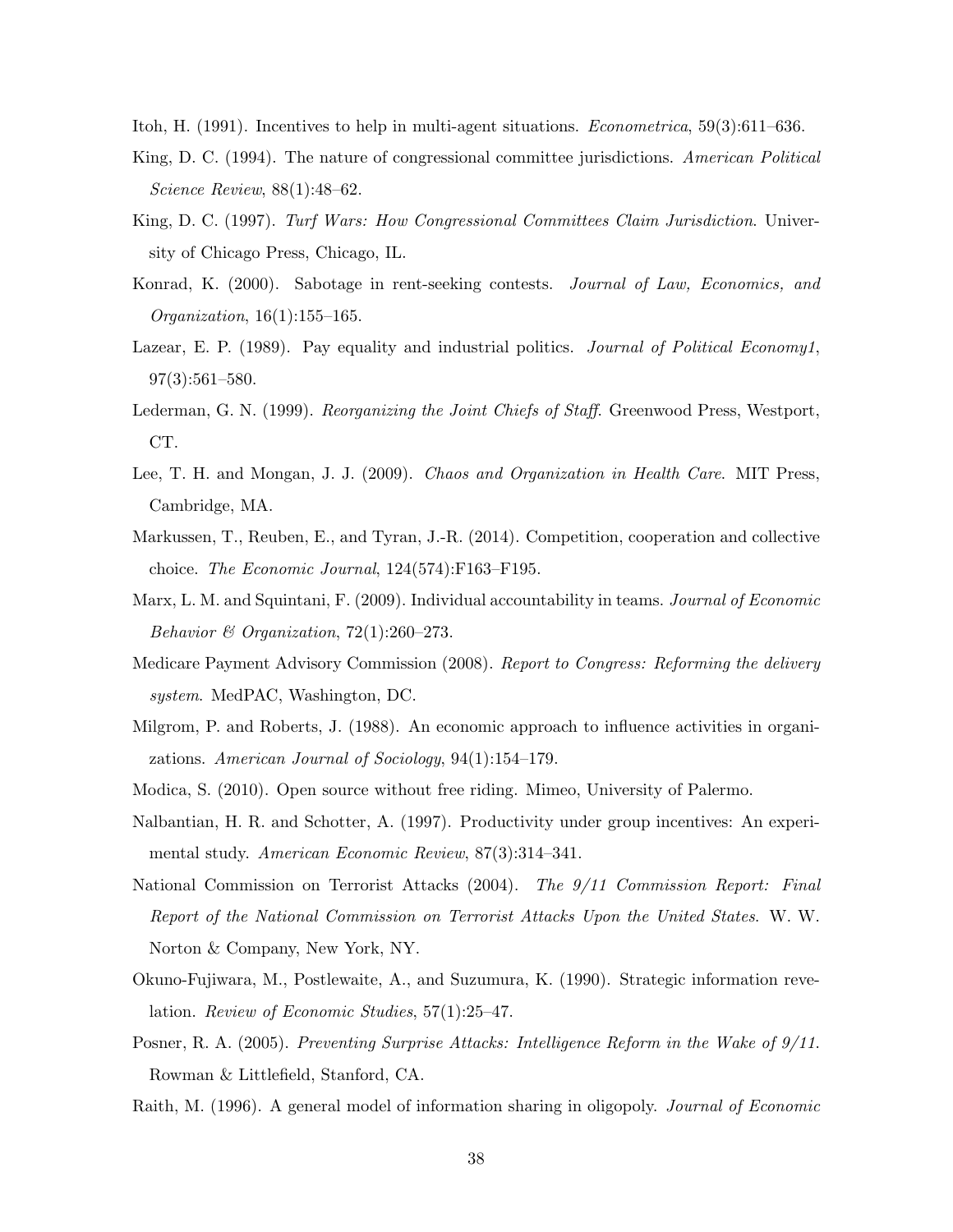Itoh, H. (1991). Incentives to help in multi-agent situations. *Econometrica*, 59(3):611–636.

King, D. C. (1994). The nature of congressional committee jurisdictions. *American Political Science Review*, 88(1):48–62.

King, D. C. (1997). *Turf Wars: How Congressional Committees Claim Jurisdiction*. University of Chicago Press, Chicago, IL.

Konrad, K. (2000). Sabotage in rent-seeking contests. *Journal of Law, Economics, and Organization*, 16(1):155–165.

Lazear, E. P. (1989). Pay equality and industrial politics. *Journal of Political Economy1*, 97(3):561–580.

Lederman, G. N. (1999). *Reorganizing the Joint Chiefs of Staff*. Greenwood Press, Westport, CT.

Lee, T. H. and Mongan, J. J. (2009). *Chaos and Organization in Health Care*. MIT Press, Cambridge, MA.

Markussen, T., Reuben, E., and Tyran, J.-R. (2014). Competition, cooperation and collective choice. *The Economic Journal*, 124(574):F163–F195.

Marx, L. M. and Squintani, F. (2009). Individual accountability in teams. *Journal of Economic Behavior & Organization*, 72(1):260–273.

Medicare Payment Advisory Commission (2008). *Report to Congress: Reforming the delivery system*. MedPAC, Washington, DC.

Milgrom, P. and Roberts, J. (1988). An economic approach to influence activities in organizations. *American Journal of Sociology*, 94(1):154–179.

Modica, S. (2010). Open source without free riding. Mimeo, University of Palermo.

Nalbantian, H. R. and Schotter, A. (1997). Productivity under group incentives: An experimental study. *American Economic Review*, 87(3):314–341.

National Commission on Terrorist Attacks (2004). *The 9/11 Commission Report: Final Report of the National Commission on Terrorist Attacks Upon the United States*. W. W. Norton & Company, New York, NY.

Okuno-Fujiwara, M., Postlewaite, A., and Suzumura, K. (1990). Strategic information revelation. *Review of Economic Studies*, 57(1):25–47.

Posner, R. A. (2005). *Preventing Surprise Attacks: Intelligence Reform in the Wake of 9/11.* Rowman & Littlefield, Stanford, CA.

Raith, M. (1996). A general model of information sharing in oligopoly. *Journal of Economic*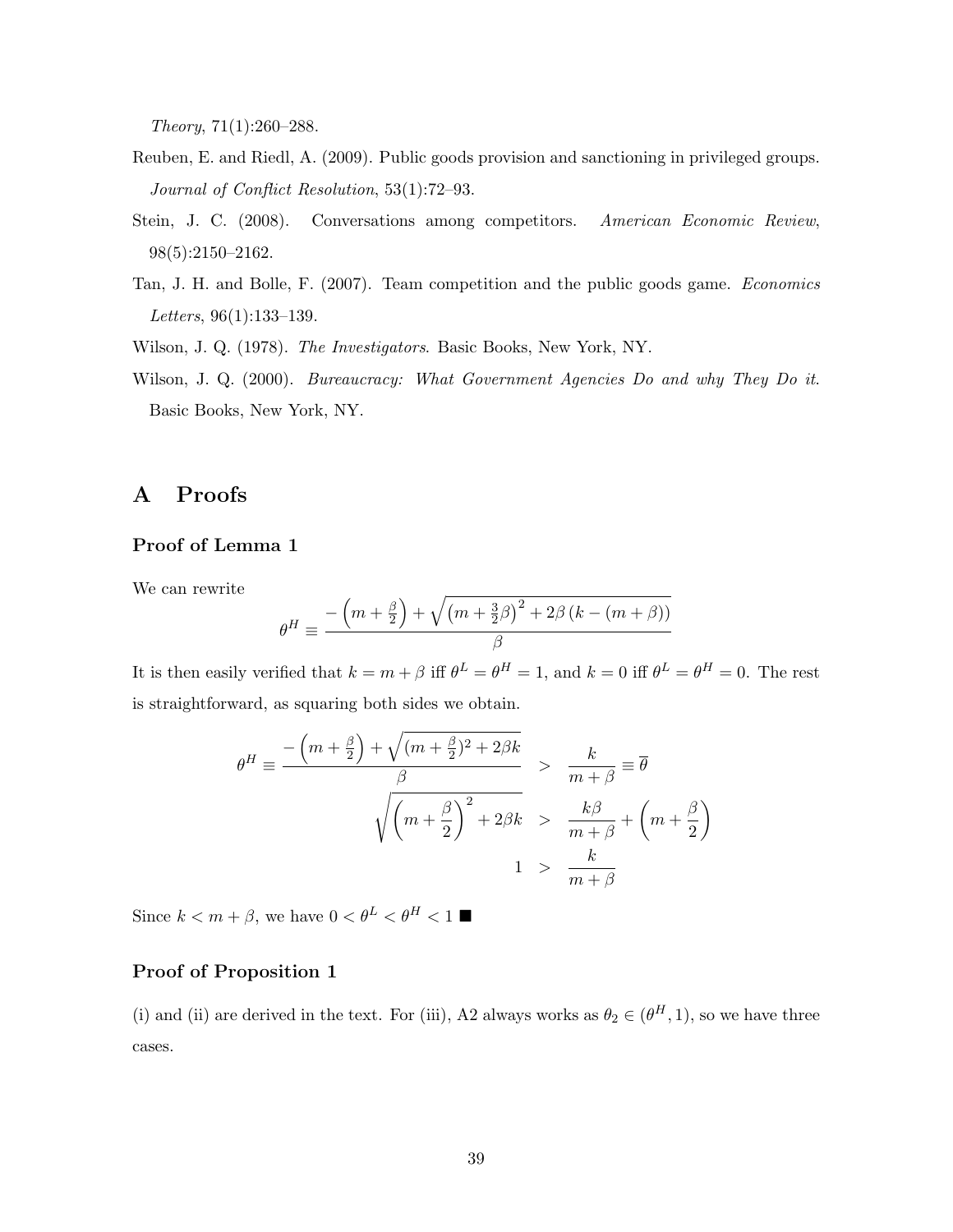*Theory*, 71(1):260–288.

Reuben, E. and Riedl, A. (2009). Public goods provision and sanctioning in privileged groups. *Journal of Conflict Resolution*, 53(1):72–93.

Stein, J. C. (2008). Conversations among competitors. *American Economic Review*, 98(5):2150–2162.

Tan, J. H. and Bolle, F. (2007). Team competition and the public goods game. *Economics Letters*, 96(1):133–139.

Wilson, J. Q. (1978). *The Investigators*. Basic Books, New York, NY.

Wilson, J. Q. (2000). *Bureaucracy: What Government Agencies Do and why They Do it*. Basic Books, New York, NY.

# A Proofs

### Proof of Lemma 1

We can rewrite

$$\theta^H \equiv \frac{-\left(m+\frac{\beta}{2}\right)+\sqrt{\left(m+\frac{3}{2}\beta\right)^2+2\beta\left(k-(m+\beta)\right)}}{\beta}$$

It is then easily verified that $k = m+\beta$ iff $\theta^L = \theta^H = 1$, and $k = 0$ iff $\theta^L = \theta^H = 0$. The rest is straightforward, as squaring both sides we obtain.

$$\begin{aligned}
\theta^H \equiv \frac{-\left(m+\frac{\beta}{2}\right)+\sqrt{(m+\frac{\beta}{2})^2+2\beta k}}{\beta} &> \frac{k}{m+\beta} \equiv \overline{\theta} \\
\sqrt{\left(m+\frac{\beta}{2}\right)^2+2\beta k} &> \frac{k\beta}{m+\beta}+\left(m+\frac{\beta}{2}\right) \\
1 &> \frac{k}{m+\beta}
\end{aligned}$$

Since $k < m+\beta$, we have $0 < \theta^L < \theta^H < 1$ ■

### Proof of Proposition 1

(i) and (ii) are derived in the text. For (iii), A2 always works as $\theta_2 \in (\theta^H, 1)$, so we have three cases.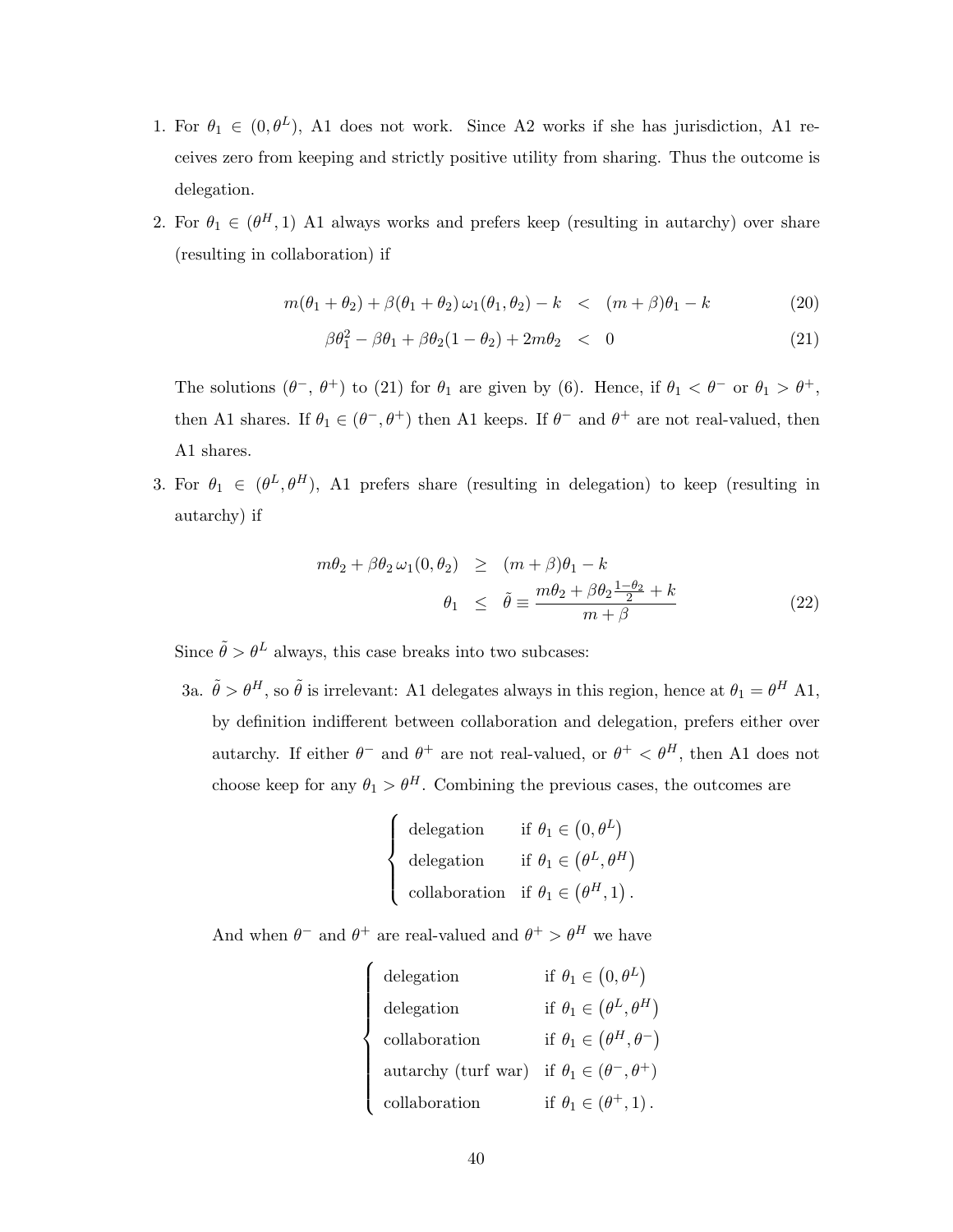1. For $\theta_1 \in (0, \theta^L)$, A1 does not work. Since A2 works if she has jurisdiction, A1 receives zero from keeping and strictly positive utility from sharing. Thus the outcome is delegation.

2. For $\theta_1 \in (\theta^H, 1)$ A1 always works and prefers keep (resulting in autarchy) over share (resulting in collaboration) if

$$
\begin{aligned}
m(\theta_1 + \theta_2) + \beta(\theta_1 + \theta_2)\, \omega_1(\theta_1, \theta_2) - k &< (m + \beta)\theta_1 - k & (20)\\
\beta\theta_1^2 - \beta\theta_1 + \beta\theta_2(1 - \theta_2) + 2m\theta_2 &< 0 & (21)
\end{aligned}
$$

   The solutions $(\theta^-, \theta^+)$ to (21) for $\theta_1$ are given by (6). Hence, if $\theta_1 < \theta^-$ or $\theta_1 > \theta^+$, then A1 shares. If $\theta_1 \in (\theta^-, \theta^+)$ then A1 keeps. If $\theta^-$ and $\theta^+$ are not real-valued, then A1 shares.

3. For $\theta_1 \in (\theta^L, \theta^H)$, A1 prefers share (resulting in delegation) to keep (resulting in autarchy) if

$$
\begin{aligned}
m\theta_2 + \beta\theta_2\, \omega_1(0, \theta_2) &\geq (m + \beta)\theta_1 - k \\
\theta_1 &\leq \tilde{\theta} \equiv \frac{m\theta_2 + \beta\theta_2 \frac{1-\theta_2}{2} + k}{m + \beta} & (22)
\end{aligned}
$$

   Since $\tilde{\theta} > \theta^L$ always, this case breaks into two subcases:

   3a. $\tilde{\theta} > \theta^H$, so $\tilde{\theta}$ is irrelevant: A1 delegates always in this region, hence at $\theta_1 = \theta^H$ A1, by definition indifferent between collaboration and delegation, prefers either over autarchy. If either $\theta^-$ and $\theta^+$ are not real-valued, or $\theta^+ < \theta^H$, then A1 does not choose keep for any $\theta_1 > \theta^H$. Combining the previous cases, the outcomes are

$$
\begin{cases}
\text{delegation} & \text{if } \theta_1 \in (0, \theta^L) \\
\text{delegation} & \text{if } \theta_1 \in (\theta^L, \theta^H) \\
\text{collaboration} & \text{if } \theta_1 \in (\theta^H, 1).
\end{cases}
$$

   And when $\theta^-$ and $\theta^+$ are real-valued and $\theta^+ > \theta^H$ we have

$$
\begin{cases}
\text{delegation} & \text{if } \theta_1 \in (0, \theta^L) \\
\text{delegation} & \text{if } \theta_1 \in (\theta^L, \theta^H) \\
\text{collaboration} & \text{if } \theta_1 \in (\theta^H, \theta^-) \\
\text{autarchy (turf war)} & \text{if } \theta_1 \in (\theta^-, \theta^+) \\
\text{collaboration} & \text{if } \theta_1 \in (\theta^+, 1).
\end{cases}
$$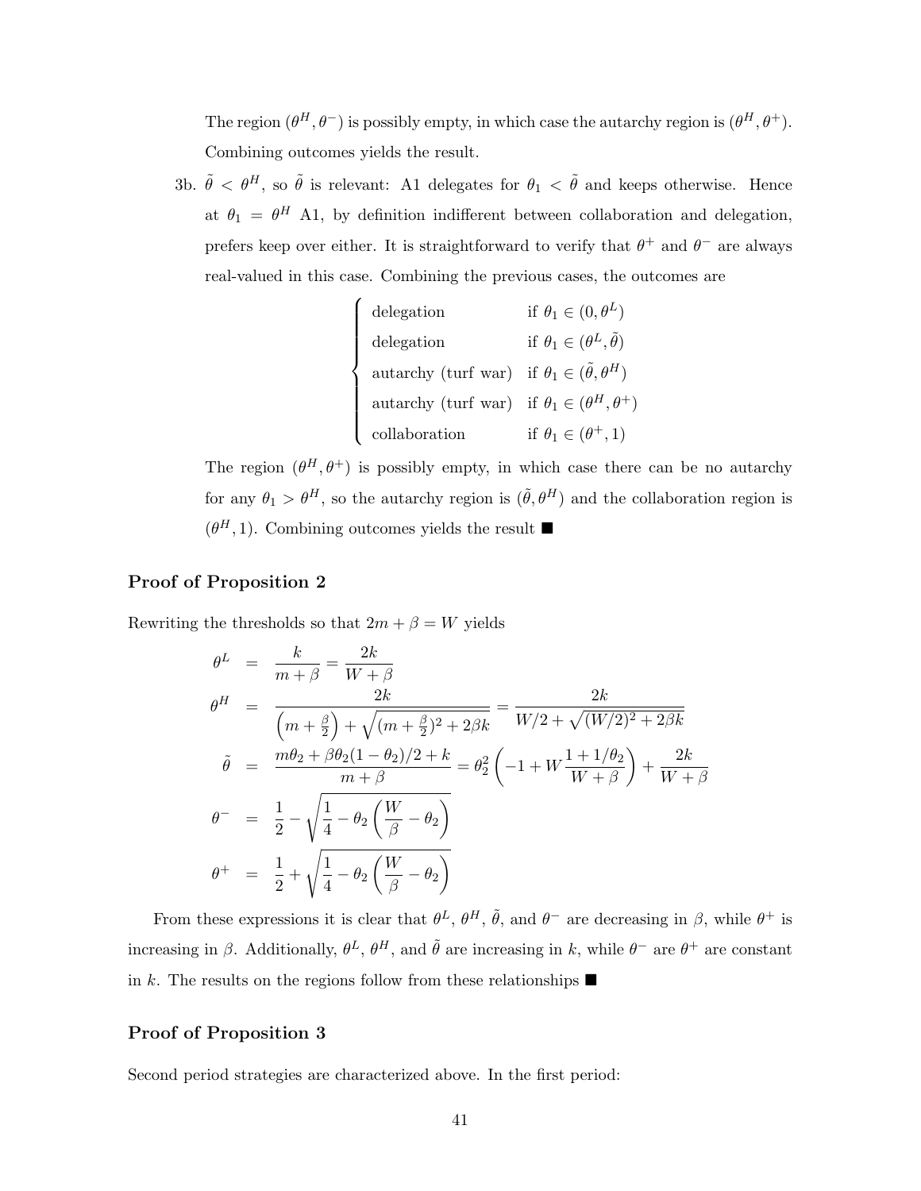The region $(\theta^H, \theta^-)$ is possibly empty, in which case the autarchy region is $(\theta^H, \theta^+)$. Combining outcomes yields the result.

3b. $\tilde{\theta} < \theta^H$, so $\tilde{\theta}$ is relevant: A1 delegates for $\theta_1 < \tilde{\theta}$ and keeps otherwise. Hence at $\theta_1 = \theta^H$ A1, by definition indifferent between collaboration and delegation, prefers keep over either. It is straightforward to verify that $\theta^+$ and $\theta^-$ are always real-valued in this case. Combining the previous cases, the outcomes are

$$\begin{cases} \text{delegation} & \text{if } \theta_1 \in (0, \theta^L) \\ \text{delegation} & \text{if } \theta_1 \in (\theta^L, \tilde{\theta}) \\ \text{autarchy (turf war)} & \text{if } \theta_1 \in (\tilde{\theta}, \theta^H) \\ \text{autarchy (turf war)} & \text{if } \theta_1 \in (\theta^H, \theta^+) \\ \text{collaboration} & \text{if } \theta_1 \in (\theta^+, 1) \end{cases}$$

The region $(\theta^H, \theta^+)$ is possibly empty, in which case there can be no autarchy for any $\theta_1 > \theta^H$, so the autarchy region is $(\tilde{\theta}, \theta^H)$ and the collaboration region is $(\theta^H, 1)$. Combining outcomes yields the result ■

### Proof of Proposition 2

Rewriting the thresholds so that $2m + \beta = W$ yields

$$\begin{aligned}
\theta^L &= \frac{k}{m+\beta} = \frac{2k}{W+\beta} \\
\theta^H &= \frac{2k}{\left(m + \frac{\beta}{2}\right) + \sqrt{(m+\frac{\beta}{2})^2 + 2\beta k}} = \frac{2k}{W/2 + \sqrt{(W/2)^2 + 2\beta k}} \\
\tilde{\theta} &= \frac{m\theta_2 + \beta\theta_2(1-\theta_2)/2 + k}{m+\beta} = \theta_2^2 \left(-1 + W\frac{1+1/\theta_2}{W+\beta}\right) + \frac{2k}{W+\beta} \\
\theta^- &= \frac{1}{2} - \sqrt{\frac{1}{4} - \theta_2\left(\frac{W}{\beta} - \theta_2\right)} \\
\theta^+ &= \frac{1}{2} + \sqrt{\frac{1}{4} - \theta_2\left(\frac{W}{\beta} - \theta_2\right)}
\end{aligned}$$

From these expressions it is clear that $\theta^L$, $\theta^H$, $\tilde{\theta}$, and $\theta^-$ are decreasing in $\beta$, while $\theta^+$ is increasing in $\beta$. Additionally, $\theta^L$, $\theta^H$, and $\tilde{\theta}$ are increasing in $k$, while $\theta^-$ are $\theta^+$ are constant in $k$. The results on the regions follow from these relationships ■

### Proof of Proposition 3

Second period strategies are characterized above. In the first period: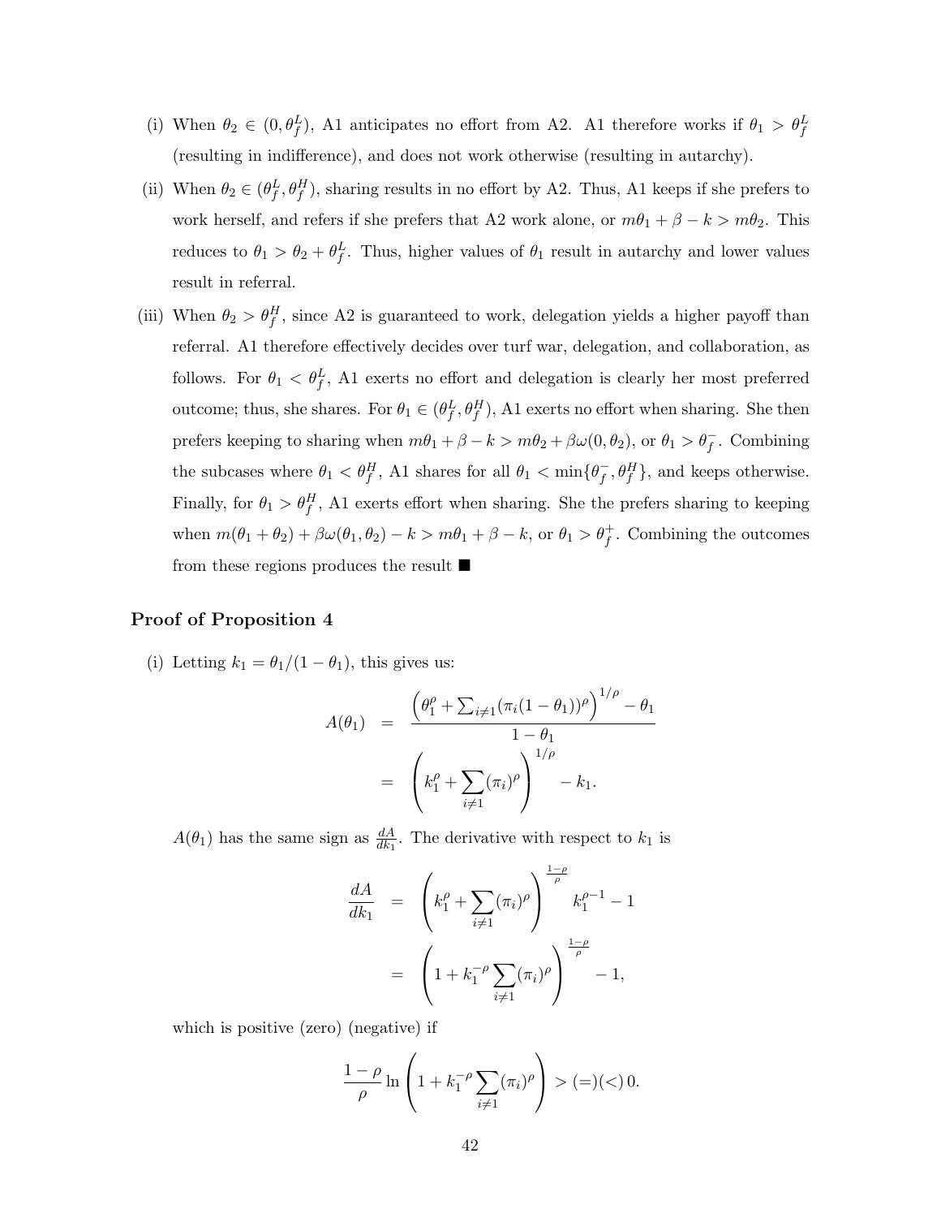(i) When $\theta_2 \in (0, \theta_f^L)$, A1 anticipates no effort from A2. A1 therefore works if $\theta_1 > \theta_f^L$ (resulting in indifference), and does not work otherwise (resulting in autarchy).

(ii) When $\theta_2 \in (\theta_f^L, \theta_f^H)$, sharing results in no effort by A2. Thus, A1 keeps if she prefers to work herself, and refers if she prefers that A2 work alone, or $m\theta_1 + \beta - k > m\theta_2$. This reduces to $\theta_1 > \theta_2 + \theta_f^L$. Thus, higher values of $\theta_1$ result in autarchy and lower values result in referral.

(iii) When $\theta_2 > \theta_f^H$, since A2 is guaranteed to work, delegation yields a higher payoff than referral. A1 therefore effectively decides over turf war, delegation, and collaboration, as follows. For $\theta_1 < \theta_f^L$, A1 exerts no effort and delegation is clearly her most preferred outcome; thus, she shares. For $\theta_1 \in (\theta_f^L, \theta_f^H)$, A1 exerts no effort when sharing. She then prefers keeping to sharing when $m\theta_1 + \beta - k > m\theta_2 + \beta\omega(0, \theta_2)$, or $\theta_1 > \theta_f^-$. Combining the subcases where $\theta_1 < \theta_f^H$, A1 shares for all $\theta_1 < \min\{\theta_f^-, \theta_f^H\}$, and keeps otherwise. Finally, for $\theta_1 > \theta_f^H$, A1 exerts effort when sharing. She the prefers sharing to keeping when $m(\theta_1 + \theta_2) + \beta\omega(\theta_1, \theta_2) - k > m\theta_1 + \beta - k$, or $\theta_1 > \theta_f^+$. Combining the outcomes from these regions produces the result ■

### Proof of Proposition 4

(i) Letting $k_1 = \theta_1/(1 - \theta_1)$, this gives us:

$$
\begin{aligned}
A(\theta_1) &= \frac{\left(\theta_1^\rho + \sum_{i \neq 1} (\pi_i (1 - \theta_1))^\rho\right)^{1/\rho} - \theta_1}{1 - \theta_1} \\
&= \left(k_1^\rho + \sum_{i \neq 1} (\pi_i)^\rho\right)^{1/\rho} - k_1.
\end{aligned}
$$

$A(\theta_1)$ has the same sign as $\frac{dA}{dk_1}$. The derivative with respect to $k_1$ is

$$
\begin{aligned}
\frac{dA}{dk_1} &= \left(k_1^\rho + \sum_{i \neq 1} (\pi_i)^\rho\right)^{\frac{1-\rho}{\rho}} k_1^{\rho - 1} - 1 \\
&= \left(1 + k_1^{-\rho} \sum_{i \neq 1} (\pi_i)^\rho\right)^{\frac{1-\rho}{\rho}} - 1,
\end{aligned}
$$

which is positive (zero) (negative) if

$$
\frac{1 - \rho}{\rho} \ln \left(1 + k_1^{-\rho} \sum_{i \neq 1} (\pi_i)^\rho\right) > (=)(<)\, 0.
$$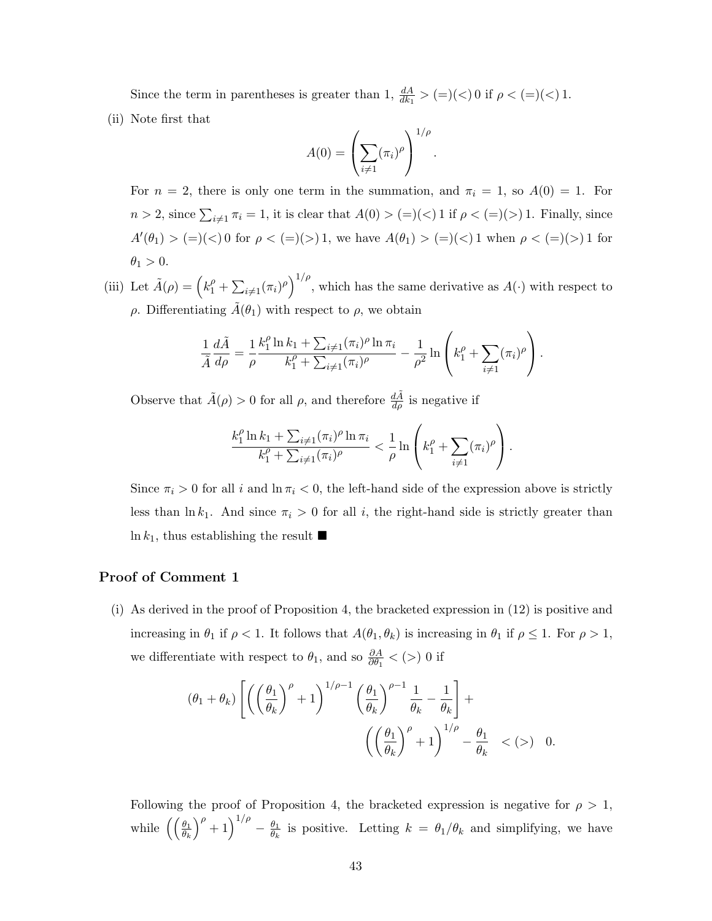Since the term in parentheses is greater than 1, $\frac{dA}{dk_1} > (=)(<)\, 0$ if $\rho < (=)(<)\, 1$.

(ii) Note first that

$$A(0) = \left(\sum_{i \neq 1} (\pi_i)^\rho\right)^{1/\rho}.$$

For $n = 2$, there is only one term in the summation, and $\pi_i = 1$, so $A(0) = 1$. For $n > 2$, since $\sum_{i \neq 1} \pi_i = 1$, it is clear that $A(0) > (=)(<)\, 1$ if $\rho < (=)(>)\, 1$. Finally, since $A'(\theta_1) > (=)(<)\, 0$ for $\rho < (=)(>)\, 1$, we have $A(\theta_1) > (=)(<)\, 1$ when $\rho < (=)(>)\, 1$ for $\theta_1 > 0$.

(iii) Let $\tilde{A}(\rho) = \left(k_1^\rho + \sum_{i \neq 1} (\pi_i)^\rho\right)^{1/\rho}$, which has the same derivative as $A(\cdot)$ with respect to $\rho$. Differentiating $\tilde{A}(\theta_1)$ with respect to $\rho$, we obtain

$$\frac{1}{\tilde{A}} \frac{d\tilde{A}}{d\rho} = \frac{1}{\rho} \frac{k_1^\rho \ln k_1 + \sum_{i \neq 1} (\pi_i)^\rho \ln \pi_i}{k_1^\rho + \sum_{i \neq 1} (\pi_i)^\rho} - \frac{1}{\rho^2} \ln\left(k_1^\rho + \sum_{i \neq 1} (\pi_i)^\rho\right).$$

Observe that $\tilde{A}(\rho) > 0$ for all $\rho$, and therefore $\frac{d\tilde{A}}{d\rho}$ is negative if

$$\frac{k_1^\rho \ln k_1 + \sum_{i \neq 1} (\pi_i)^\rho \ln \pi_i}{k_1^\rho + \sum_{i \neq 1} (\pi_i)^\rho} < \frac{1}{\rho} \ln\left(k_1^\rho + \sum_{i \neq 1} (\pi_i)^\rho\right).$$

Since $\pi_i > 0$ for all $i$ and $\ln \pi_i < 0$, the left-hand side of the expression above is strictly less than $\ln k_1$. And since $\pi_i > 0$ for all $i$, the right-hand side is strictly greater than $\ln k_1$, thus establishing the result ■

## Proof of Comment 1

(i) As derived in the proof of Proposition 4, the bracketed expression in (12) is positive and increasing in $\theta_1$ if $\rho < 1$. It follows that $A(\theta_1, \theta_k)$ is increasing in $\theta_1$ if $\rho \leq 1$. For $\rho > 1$, we differentiate with respect to $\theta_1$, and so $\frac{\partial A}{\partial \theta_1} < (>)\ 0$ if

$$(\theta_1 + \theta_k)\left[\left(\left(\frac{\theta_1}{\theta_k}\right)^\rho + 1\right)^{1/\rho - 1} \left(\frac{\theta_1}{\theta_k}\right)^{\rho - 1} \frac{1}{\theta_k} - \frac{1}{\theta_k}\right] + \left(\left(\frac{\theta_1}{\theta_k}\right)^\rho + 1\right)^{1/\rho} - \frac{\theta_1}{\theta_k} \quad < (>) \quad 0.$$

Following the proof of Proposition 4, the bracketed expression is negative for $\rho > 1$, while $\left(\left(\frac{\theta_1}{\theta_k}\right)^\rho + 1\right)^{1/\rho} - \frac{\theta_1}{\theta_k}$ is positive. Letting $k = \theta_1/\theta_k$ and simplifying, we have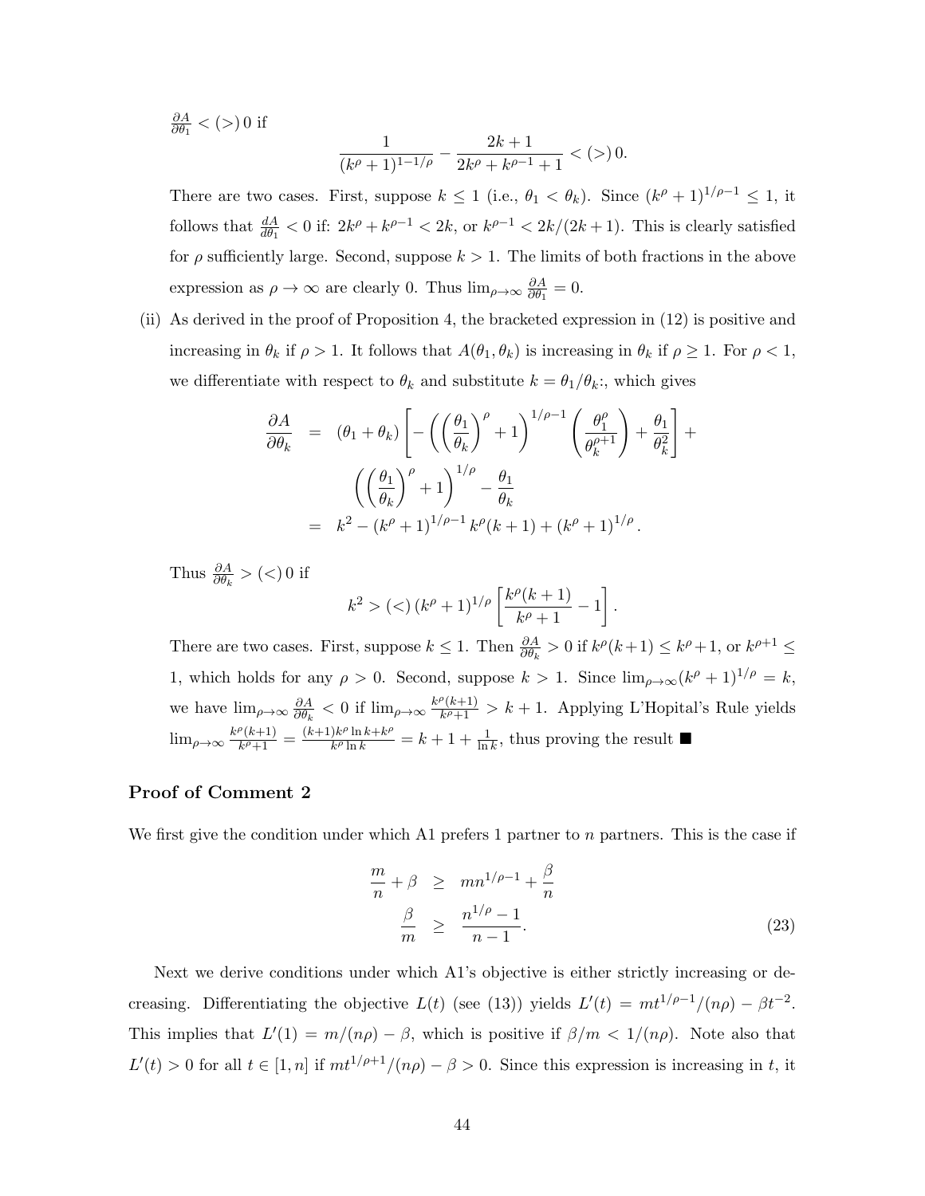$\frac{\partial A}{\partial \theta_1} < (>) \, 0$ if

$$\frac{1}{(k^\rho + 1)^{1-1/\rho}} - \frac{2k+1}{2k^\rho + k^{\rho-1} + 1} < (>) \, 0.$$

There are two cases. First, suppose $k \leq 1$ (i.e., $\theta_1 < \theta_k$). Since $(k^\rho + 1)^{1/\rho - 1} \leq 1$, it follows that $\frac{dA}{d\theta_1} < 0$ if: $2k^\rho + k^{\rho-1} < 2k$, or $k^{\rho-1} < 2k/(2k+1)$. This is clearly satisfied for $\rho$ sufficiently large. Second, suppose $k > 1$. The limits of both fractions in the above expression as $\rho \to \infty$ are clearly 0. Thus $\lim_{\rho \to \infty} \frac{\partial A}{\partial \theta_1} = 0$.

(ii) As derived in the proof of Proposition 4, the bracketed expression in (12) is positive and increasing in $\theta_k$ if $\rho > 1$. It follows that $A(\theta_1, \theta_k)$ is increasing in $\theta_k$ if $\rho \geq 1$. For $\rho < 1$, we differentiate with respect to $\theta_k$ and substitute $k = \theta_1/\theta_k$:, which gives

$$\begin{aligned}
\frac{\partial A}{\partial \theta_k} &= (\theta_1 + \theta_k) \left[ -\left( \left(\frac{\theta_1}{\theta_k}\right)^\rho + 1 \right)^{1/\rho - 1} \left( \frac{\theta_1^\rho}{\theta_k^{\rho+1}} \right) + \frac{\theta_1}{\theta_k^2} \right] + \\
&\quad \left( \left(\frac{\theta_1}{\theta_k}\right)^\rho + 1 \right)^{1/\rho} - \frac{\theta_1}{\theta_k} \\
&= k^2 - (k^\rho + 1)^{1/\rho - 1} k^\rho (k+1) + (k^\rho + 1)^{1/\rho}.
\end{aligned}$$

Thus $\frac{\partial A}{\partial \theta_k} > (<) \, 0$ if

$$k^2 > (<) \, (k^\rho + 1)^{1/\rho} \left[ \frac{k^\rho (k+1)}{k^\rho + 1} - 1 \right].$$

There are two cases. First, suppose $k \leq 1$. Then $\frac{\partial A}{\partial \theta_k} > 0$ if $k^\rho(k+1) \leq k^\rho + 1$, or $k^{\rho+1} \leq 1$, which holds for any $\rho > 0$. Second, suppose $k > 1$. Since $\lim_{\rho \to \infty} (k^\rho + 1)^{1/\rho} = k$, we have $\lim_{\rho \to \infty} \frac{\partial A}{\partial \theta_k} < 0$ if $\lim_{\rho \to \infty} \frac{k^\rho (k+1)}{k^\rho + 1} > k + 1$. Applying L'Hopital's Rule yields $\lim_{\rho \to \infty} \frac{k^\rho (k+1)}{k^\rho + 1} = \frac{(k+1) k^\rho \ln k + k^\rho}{k^\rho \ln k} = k + 1 + \frac{1}{\ln k}$, thus proving the result ■

## Proof of Comment 2

We first give the condition under which A1 prefers 1 partner to $n$ partners. This is the case if

$$\begin{aligned}
\frac{m}{n} + \beta &\geq m n^{1/\rho - 1} + \frac{\beta}{n} \\
\frac{\beta}{m} &\geq \frac{n^{1/\rho} - 1}{n - 1}. \qquad (23)
\end{aligned}$$

Next we derive conditions under which A1's objective is either strictly increasing or decreasing. Differentiating the objective $L(t)$ (see (13)) yields $L'(t) = m t^{1/\rho - 1}/(n\rho) - \beta t^{-2}$. This implies that $L'(1) = m/(n\rho) - \beta$, which is positive if $\beta/m < 1/(n\rho)$. Note also that $L'(t) > 0$ for all $t \in [1, n]$ if $m t^{1/\rho + 1}/(n\rho) - \beta > 0$. Since this expression is increasing in $t$, it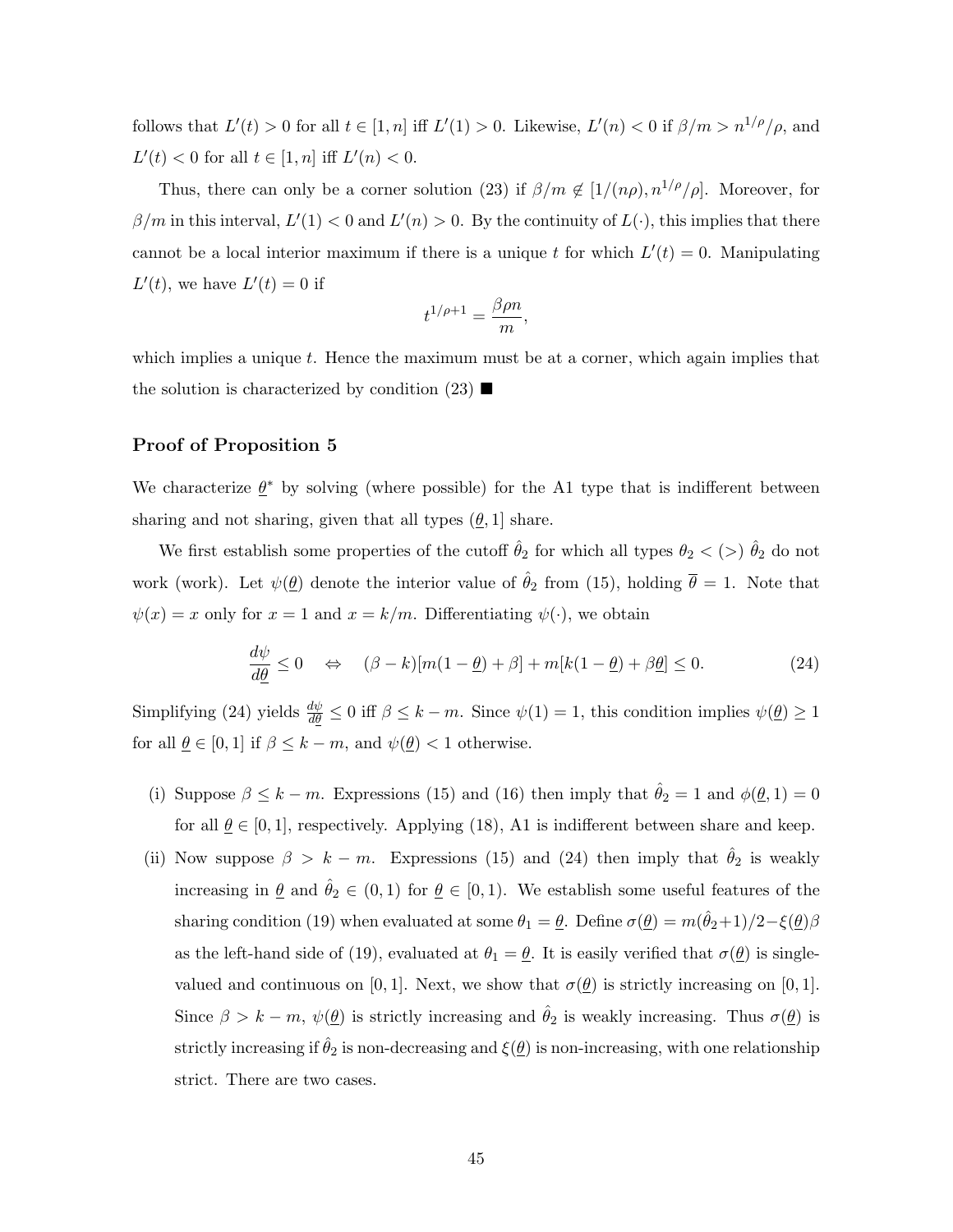follows that $L'(t) > 0$ for all $t \in [1, n]$ iff $L'(1) > 0$. Likewise, $L'(n) < 0$ if $\beta/m > n^{1/\rho}/\rho$, and $L'(t) < 0$ for all $t \in [1, n]$ iff $L'(n) < 0$.

Thus, there can only be a corner solution (23) if $\beta/m \notin [1/(n\rho), n^{1/\rho}/\rho]$. Moreover, for $\beta/m$ in this interval, $L'(1) < 0$ and $L'(n) > 0$. By the continuity of $L(\cdot)$, this implies that there cannot be a local interior maximum if there is a unique $t$ for which $L'(t) = 0$. Manipulating $L'(t)$, we have $L'(t) = 0$ if

$$t^{1/\rho+1} = \frac{\beta \rho n}{m},$$

which implies a unique $t$. Hence the maximum must be at a corner, which again implies that the solution is characterized by condition (23) ■

### Proof of Proposition 5

We characterize $\underline{\theta}^*$ by solving (where possible) for the A1 type that is indifferent between sharing and not sharing, given that all types $(\underline{\theta}, 1]$ share.

We first establish some properties of the cutoff $\hat{\theta}_2$ for which all types $\theta_2 < (>)\ \hat{\theta}_2$ do not work (work). Let $\psi(\underline{\theta})$ denote the interior value of $\hat{\theta}_2$ from (15), holding $\overline{\theta} = 1$. Note that $\psi(x) = x$ only for $x = 1$ and $x = k/m$. Differentiating $\psi(\cdot)$, we obtain

$$\frac{d\psi}{d\underline{\theta}} \leq 0 \quad \Leftrightarrow \quad (\beta - k)[m(1-\underline{\theta}) + \beta] + m[k(1-\underline{\theta}) + \beta\underline{\theta}] \leq 0. \tag{24}$$

Simplifying (24) yields $\frac{d\psi}{d\underline{\theta}} \leq 0$ iff $\beta \leq k - m$. Since $\psi(1) = 1$, this condition implies $\psi(\underline{\theta}) \geq 1$ for all $\underline{\theta} \in [0, 1]$ if $\beta \leq k - m$, and $\psi(\underline{\theta}) < 1$ otherwise.

(i) Suppose $\beta \leq k - m$. Expressions (15) and (16) then imply that $\hat{\theta}_2 = 1$ and $\phi(\underline{\theta}, 1) = 0$ for all $\underline{\theta} \in [0, 1]$, respectively. Applying (18), A1 is indifferent between share and keep.

(ii) Now suppose $\beta > k - m$. Expressions (15) and (24) then imply that $\hat{\theta}_2$ is weakly increasing in $\underline{\theta}$ and $\hat{\theta}_2 \in (0, 1)$ for $\underline{\theta} \in [0, 1)$. We establish some useful features of the sharing condition (19) when evaluated at some $\theta_1 = \underline{\theta}$. Define $\sigma(\underline{\theta}) = m(\hat{\theta}_2 + 1)/2 - \xi(\underline{\theta})\beta$ as the left-hand side of (19), evaluated at $\theta_1 = \underline{\theta}$. It is easily verified that $\sigma(\underline{\theta})$ is single-valued and continuous on $[0, 1]$. Next, we show that $\sigma(\underline{\theta})$ is strictly increasing on $[0, 1]$. Since $\beta > k - m$, $\psi(\underline{\theta})$ is strictly increasing and $\hat{\theta}_2$ is weakly increasing. Thus $\sigma(\underline{\theta})$ is strictly increasing if $\hat{\theta}_2$ is non-decreasing and $\xi(\underline{\theta})$ is non-increasing, with one relationship strict. There are two cases.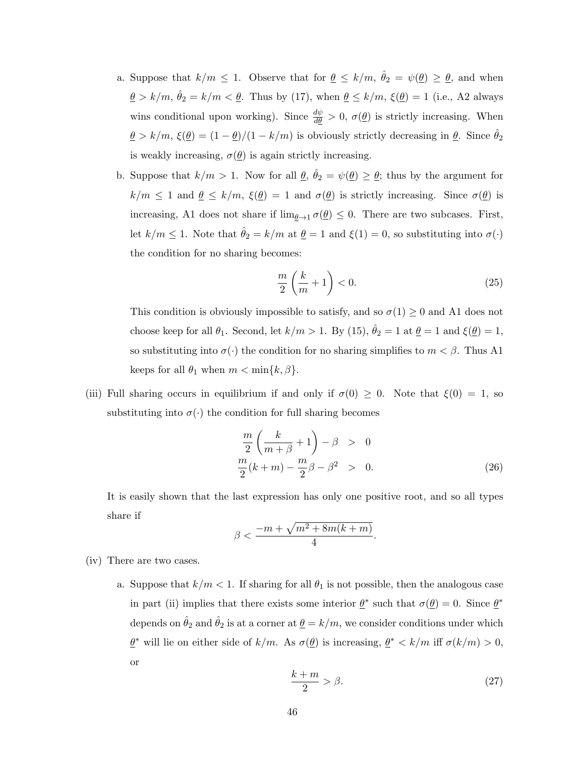a. Suppose that $k/m \leq 1$. Observe that for $\underline{\theta} \leq k/m$, $\hat{\theta}_2 = \psi(\underline{\theta}) \geq \underline{\theta}$, and when $\underline{\theta} > k/m$, $\hat{\theta}_2 = k/m < \underline{\theta}$. Thus by (17), when $\underline{\theta} \leq k/m$, $\xi(\underline{\theta}) = 1$ (i.e., A2 always wins conditional upon working). Since $\frac{d\psi}{d\underline{\theta}} > 0$, $\sigma(\underline{\theta})$ is strictly increasing. When $\underline{\theta} > k/m$, $\xi(\underline{\theta}) = (1-\underline{\theta})/(1-k/m)$ is obviously strictly decreasing in $\underline{\theta}$. Since $\hat{\theta}_2$ is weakly increasing, $\sigma(\underline{\theta})$ is again strictly increasing.

b. Suppose that $k/m > 1$. Now for all $\underline{\theta}$, $\hat{\theta}_2 = \psi(\underline{\theta}) \geq \underline{\theta}$; thus by the argument for $k/m \leq 1$ and $\underline{\theta} \leq k/m$, $\xi(\underline{\theta}) = 1$ and $\sigma(\underline{\theta})$ is strictly increasing. Since $\sigma(\underline{\theta})$ is increasing, A1 does not share if $\lim_{\underline{\theta}\to 1} \sigma(\underline{\theta}) \leq 0$. There are two subcases. First, let $k/m \leq 1$. Note that $\hat{\theta}_2 = k/m$ at $\underline{\theta} = 1$ and $\xi(1) = 0$, so substituting into $\sigma(\cdot)$ the condition for no sharing becomes:

$$\frac{m}{2}\left(\frac{k}{m} + 1\right) < 0. \tag{25}$$

This condition is obviously impossible to satisfy, and so $\sigma(1) \geq 0$ and A1 does not choose keep for all $\theta_1$. Second, let $k/m > 1$. By (15), $\hat{\theta}_2 = 1$ at $\underline{\theta} = 1$ and $\xi(\underline{\theta}) = 1$, so substituting into $\sigma(\cdot)$ the condition for no sharing simplifies to $m < \beta$. Thus A1 keeps for all $\theta_1$ when $m < \min\{k, \beta\}$.

(iii) Full sharing occurs in equilibrium if and only if $\sigma(0) \geq 0$. Note that $\xi(0) = 1$, so substituting into $\sigma(\cdot)$ the condition for full sharing becomes

$$\begin{aligned} \frac{m}{2}\left(\frac{k}{m+\beta} + 1\right) - \beta &> 0 \\ \frac{m}{2}(k+m) - \frac{m}{2}\beta - \beta^2 &> 0. \end{aligned} \tag{26}$$

It is easily shown that the last expression has only one positive root, and so all types share if

$$\beta < \frac{-m + \sqrt{m^2 + 8m(k+m)}}{4}.$$

(iv) There are two cases.

a. Suppose that $k/m < 1$. If sharing for all $\theta_1$ is not possible, then the analogous case in part (ii) implies that there exists some interior $\underline{\theta}^*$ such that $\sigma(\underline{\theta}) = 0$. Since $\underline{\theta}^*$ depends on $\hat{\theta}_2$ and $\hat{\theta}_2$ is at a corner at $\underline{\theta} = k/m$, we consider conditions under which $\underline{\theta}^*$ will lie on either side of $k/m$. As $\sigma(\underline{\theta})$ is increasing, $\underline{\theta}^* < k/m$ iff $\sigma(k/m) > 0$, or

$$\frac{k+m}{2} > \beta. \tag{27}$$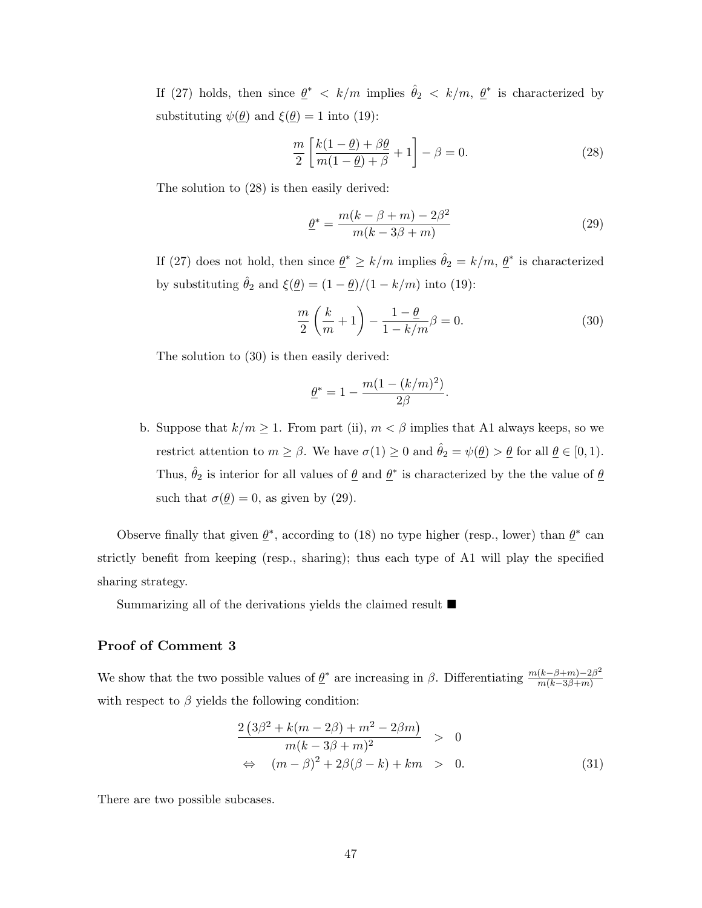If (27) holds, then since $\underline{\theta}^* < k/m$ implies $\hat{\theta}_2 < k/m$, $\underline{\theta}^*$ is characterized by substituting $\psi(\underline{\theta})$ and $\xi(\underline{\theta}) = 1$ into (19):

$$\frac{m}{2}\left[\frac{k(1-\underline{\theta}) + \beta\underline{\theta}}{m(1-\underline{\theta}) + \beta} + 1\right] - \beta = 0. \tag{28}$$

The solution to (28) is then easily derived:

$$\underline{\theta}^* = \frac{m(k - \beta + m) - 2\beta^2}{m(k - 3\beta + m)} \tag{29}$$

If (27) does not hold, then since $\underline{\theta}^* \geq k/m$ implies $\hat{\theta}_2 = k/m$, $\underline{\theta}^*$ is characterized by substituting $\hat{\theta}_2$ and $\xi(\underline{\theta}) = (1 - \underline{\theta})/(1 - k/m)$ into (19):

$$\frac{m}{2}\left(\frac{k}{m} + 1\right) - \frac{1 - \underline{\theta}}{1 - k/m}\beta = 0. \tag{30}$$

The solution to (30) is then easily derived:

$$\underline{\theta}^* = 1 - \frac{m(1 - (k/m)^2)}{2\beta}.$$

b. Suppose that $k/m \geq 1$. From part (ii), $m < \beta$ implies that A1 always keeps, so we restrict attention to $m \geq \beta$. We have $\sigma(1) \geq 0$ and $\hat{\theta}_2 = \psi(\underline{\theta}) > \underline{\theta}$ for all $\underline{\theta} \in [0, 1)$. Thus, $\hat{\theta}_2$ is interior for all values of $\underline{\theta}$ and $\underline{\theta}^*$ is characterized by the the value of $\underline{\theta}$ such that $\sigma(\underline{\theta}) = 0$, as given by (29).

Observe finally that given $\underline{\theta}^*$, according to (18) no type higher (resp., lower) than $\underline{\theta}^*$ can strictly benefit from keeping (resp., sharing); thus each type of A1 will play the specified sharing strategy.

Summarizing all of the derivations yields the claimed result ■

### Proof of Comment 3

We show that the two possible values of $\underline{\theta}^*$ are increasing in $\beta$. Differentiating $\frac{m(k-\beta+m)-2\beta^2}{m(k-3\beta+m)}$ with respect to $\beta$ yields the following condition:

$$\begin{aligned} \frac{2\left(3\beta^2 + k(m - 2\beta) + m^2 - 2\beta m\right)}{m(k - 3\beta + m)^2} &> 0 \\ \Leftrightarrow \quad (m - \beta)^2 + 2\beta(\beta - k) + km &> 0. \end{aligned} \tag{31}$$

There are two possible subcases.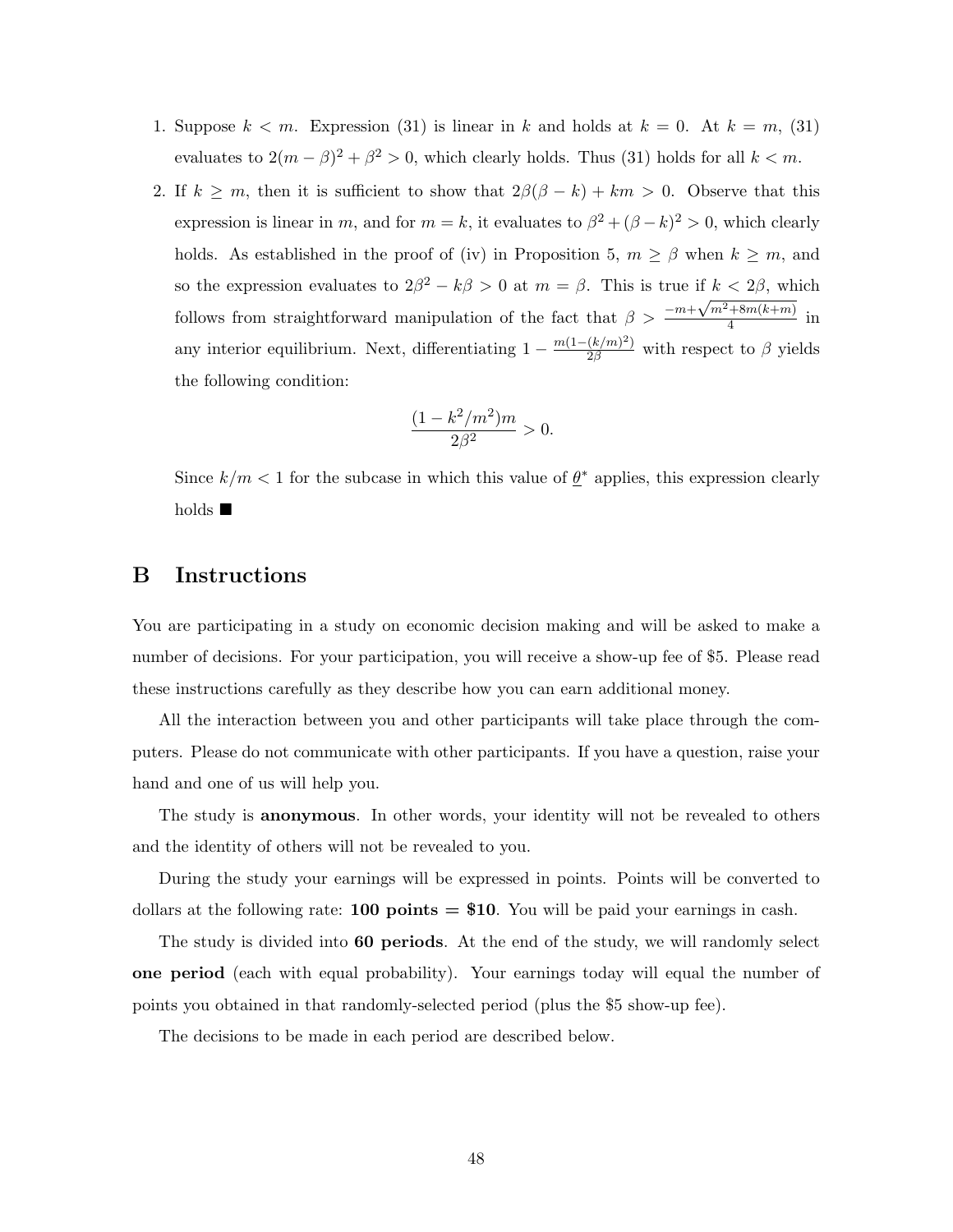1. Suppose $k < m$. Expression (31) is linear in $k$ and holds at $k = 0$. At $k = m$, (31) evaluates to $2(m - \beta)^2 + \beta^2 > 0$, which clearly holds. Thus (31) holds for all $k < m$.
2. If $k \geq m$, then it is sufficient to show that $2\beta(\beta - k) + km > 0$. Observe that this expression is linear in $m$, and for $m = k$, it evaluates to $\beta^2 + (\beta - k)^2 > 0$, which clearly holds. As established in the proof of (iv) in Proposition 5, $m \geq \beta$ when $k \geq m$, and so the expression evaluates to $2\beta^2 - k\beta > 0$ at $m = \beta$. This is true if $k < 2\beta$, which follows from straightforward manipulation of the fact that $\beta > \frac{-m+\sqrt{m^2+8m(k+m)}}{4}$ in any interior equilibrium. Next, differentiating $1 - \frac{m(1-(k/m)^2)}{2\beta}$ with respect to $\beta$ yields the following condition:

$$\frac{(1 - k^2/m^2)m}{2\beta^2} > 0.$$

Since $k/m < 1$ for the subcase in which this value of $\underline{\theta}^*$ applies, this expression clearly holds ■

# B Instructions

You are participating in a study on economic decision making and will be asked to make a number of decisions. For your participation, you will receive a show-up fee of \$5. Please read these instructions carefully as they describe how you can earn additional money.

All the interaction between you and other participants will take place through the computers. Please do not communicate with other participants. If you have a question, raise your hand and one of us will help you.

The study is **anonymous**. In other words, your identity will not be revealed to others and the identity of others will not be revealed to you.

During the study your earnings will be expressed in points. Points will be converted to dollars at the following rate: **100 points = \$10**. You will be paid your earnings in cash.

The study is divided into **60 periods**. At the end of the study, we will randomly select **one period** (each with equal probability). Your earnings today will equal the number of points you obtained in that randomly-selected period (plus the \$5 show-up fee).

The decisions to be made in each period are described below.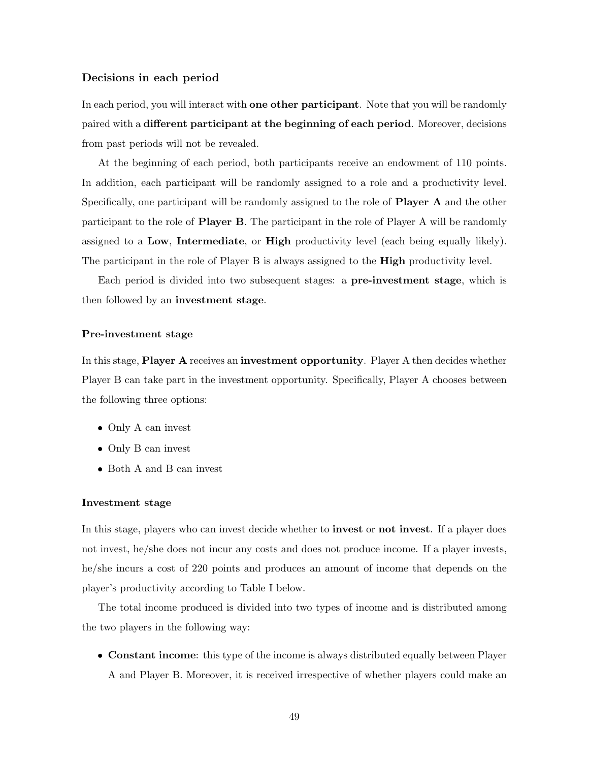### Decisions in each period

In each period, you will interact with **one other participant**. Note that you will be randomly paired with a **different participant at the beginning of each period**. Moreover, decisions from past periods will not be revealed.

At the beginning of each period, both participants receive an endowment of 110 points. In addition, each participant will be randomly assigned to a role and a productivity level. Specifically, one participant will be randomly assigned to the role of **Player A** and the other participant to the role of **Player B**. The participant in the role of Player A will be randomly assigned to a **Low**, **Intermediate**, or **High** productivity level (each being equally likely). The participant in the role of Player B is always assigned to the **High** productivity level.

Each period is divided into two subsequent stages: a **pre-investment stage**, which is then followed by an **investment stage**.

#### Pre-investment stage

In this stage, **Player A** receives an **investment opportunity**. Player A then decides whether Player B can take part in the investment opportunity. Specifically, Player A chooses between the following three options:

- Only A can invest
- Only B can invest
- Both A and B can invest

#### Investment stage

In this stage, players who can invest decide whether to **invest** or **not invest**. If a player does not invest, he/she does not incur any costs and does not produce income. If a player invests, he/she incurs a cost of 220 points and produces an amount of income that depends on the player's productivity according to Table I below.

The total income produced is divided into two types of income and is distributed among the two players in the following way:

- **Constant income**: this type of the income is always distributed equally between Player A and Player B. Moreover, it is received irrespective of whether players could make an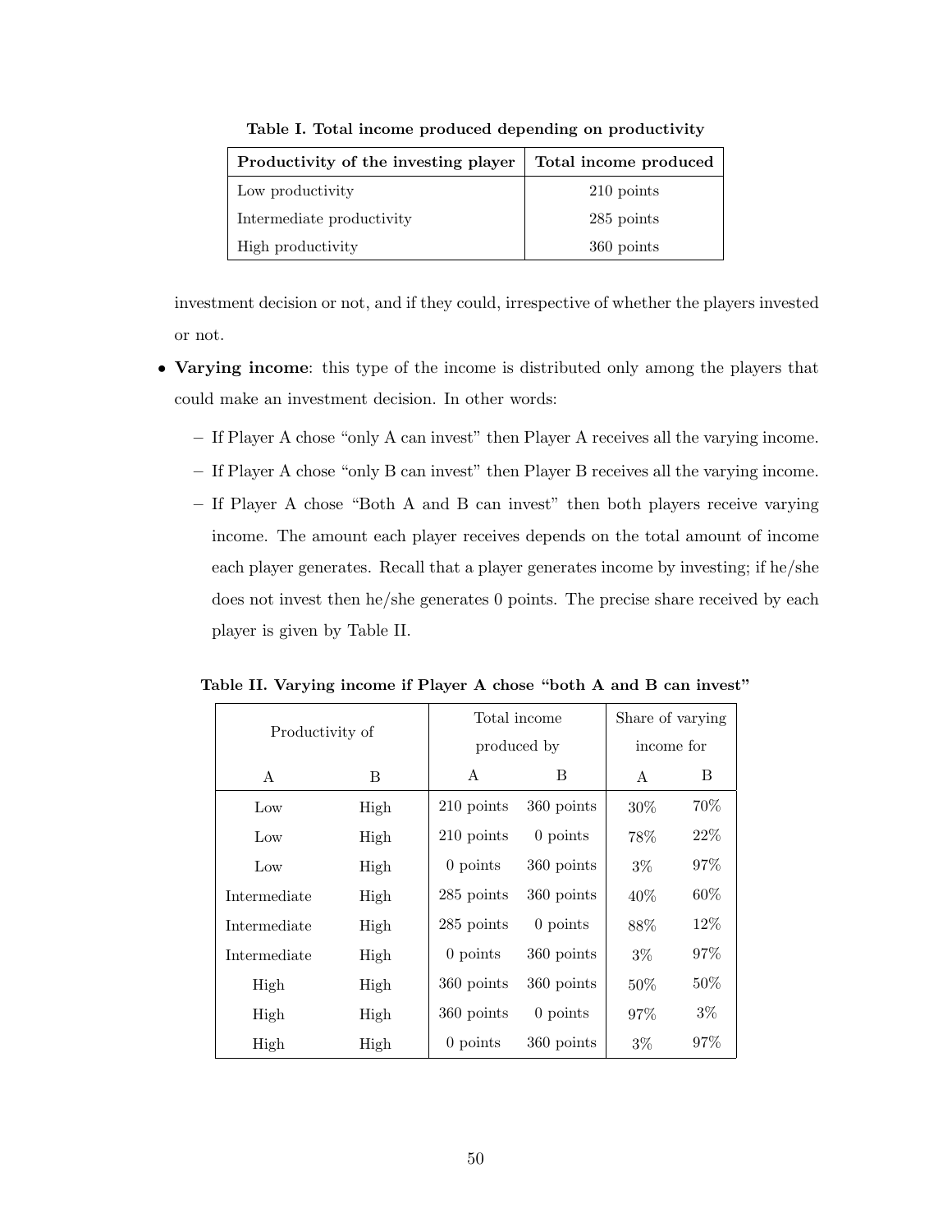**Table I. Total income produced depending on productivity**

| Productivity of the investing player | Total income produced |
|---|---|
| Low productivity | 210 points |
| Intermediate productivity | 285 points |
| High productivity | 360 points |

investment decision or not, and if they could, irrespective of whether the players invested or not.

- **Varying income**: this type of the income is distributed only among the players that could make an investment decision. In other words:
  - If Player A chose "only A can invest" then Player A receives all the varying income.
  - If Player A chose "only B can invest" then Player B receives all the varying income.
  - If Player A chose "Both A and B can invest" then both players receive varying income. The amount each player receives depends on the total amount of income each player generates. Recall that a player generates income by investing; if he/she does not invest then he/she generates 0 points. The precise share received by each player is given by Table II.

**Table II. Varying income if Player A chose "both A and B can invest"**

| Productivity of | | Total income produced by | | Share of varying income for | |
|---|---|---|---|---|---|
| A | B | A | B | A | B |
| Low | High | 210 points | 360 points | 30% | 70% |
| Low | High | 210 points | 0 points | 78% | 22% |
| Low | High | 0 points | 360 points | 3% | 97% |
| Intermediate | High | 285 points | 360 points | 40% | 60% |
| Intermediate | High | 285 points | 0 points | 88% | 12% |
| Intermediate | High | 0 points | 360 points | 3% | 97% |
| High | High | 360 points | 360 points | 50% | 50% |
| High | High | 360 points | 0 points | 97% | 3% |
| High | High | 0 points | 360 points | 3% | 97% |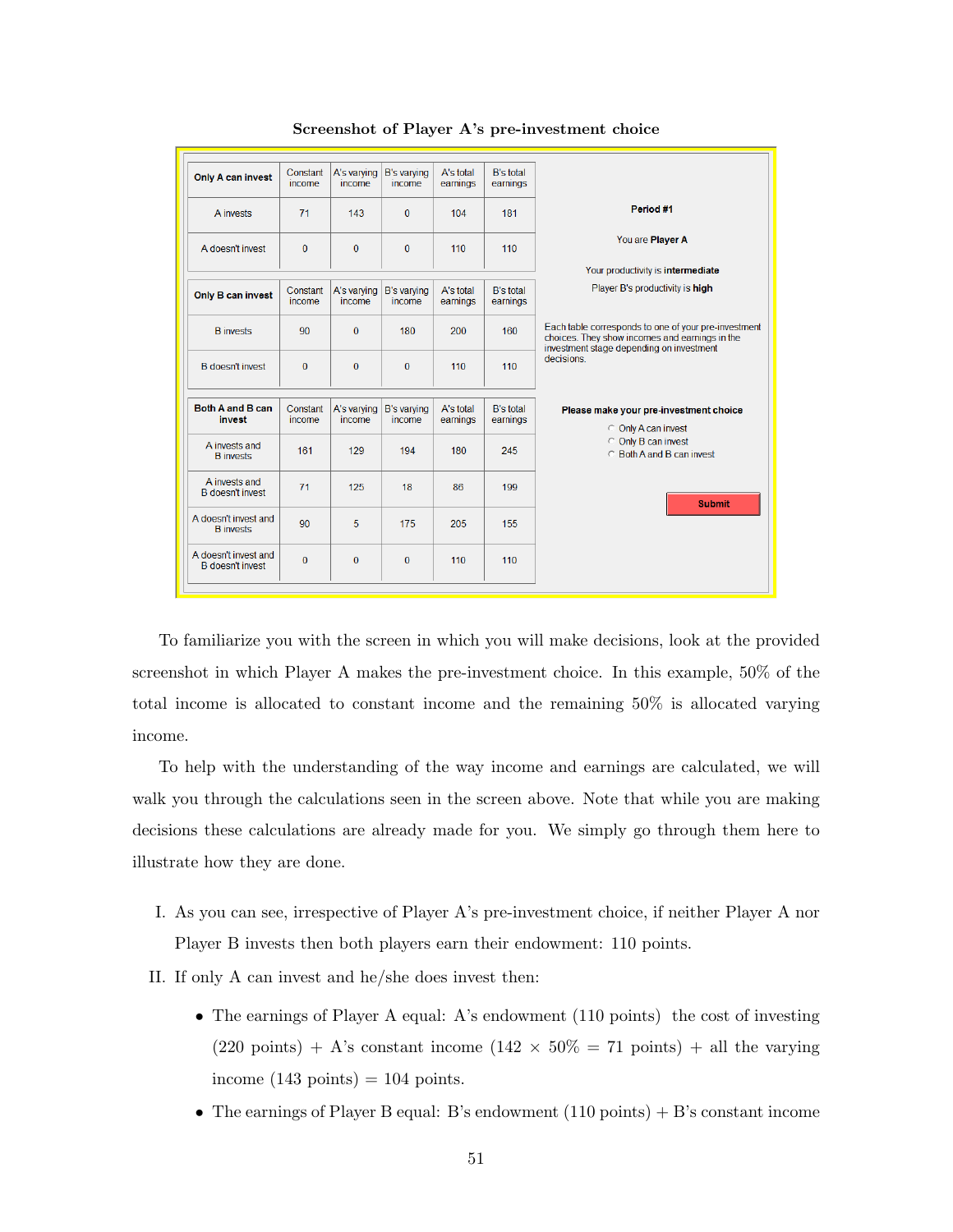**Screenshot of Player A's pre-investment choice**

| Only A can invest | Constant income | A's varying income | B's varying income | A's total earnings | B's total earnings |
|---|---|---|---|---|---|
| A invests | 71 | 143 | 0 | 104 | 181 |
| A doesn't invest | 0 | 0 | 0 | 110 | 110 |

| Only B can invest | Constant income | A's varying income | B's varying income | A's total earnings | B's total earnings |
|---|---|---|---|---|---|
| B invests | 90 | 0 | 180 | 200 | 160 |
| B doesn't invest | 0 | 0 | 0 | 110 | 110 |

| Both A and B can invest | Constant income | A's varying income | B's varying income | A's total earnings | B's total earnings |
|---|---|---|---|---|---|
| A invests and B invests | 161 | 129 | 194 | 180 | 245 |
| A invests and B doesn't invest | 71 | 125 | 18 | 86 | 199 |
| A doesn't invest and B invests | 90 | 5 | 175 | 205 | 155 |
| A doesn't invest and B doesn't invest | 0 | 0 | 0 | 110 | 110 |

**Period #1**

You are **Player A**

Your productivity is **intermediate**

Player B's productivity is **high**

Each table corresponds to one of your pre-investment choices. They show incomes and earnings in the investment stage depending on investment decisions.

**Please make your pre-investment choice**

- Only A can invest
- Only B can invest
- Both A and B can invest

**Submit**

To familiarize you with the screen in which you will make decisions, look at the provided screenshot in which Player A makes the pre-investment choice. In this example, 50% of the total income is allocated to constant income and the remaining 50% is allocated varying income.

To help with the understanding of the way income and earnings are calculated, we will walk you through the calculations seen in the screen above. Note that while you are making decisions these calculations are already made for you. We simply go through them here to illustrate how they are done.

I. As you can see, irrespective of Player A's pre-investment choice, if neither Player A nor Player B invests then both players earn their endowment: 110 points.

II. If only A can invest and he/she does invest then:

- The earnings of Player A equal: A's endowment (110 points) the cost of investing (220 points) + A's constant income ($142 \times 50\% = 71$ points) + all the varying income (143 points) = 104 points.
- The earnings of Player B equal: B's endowment (110 points) + B's constant income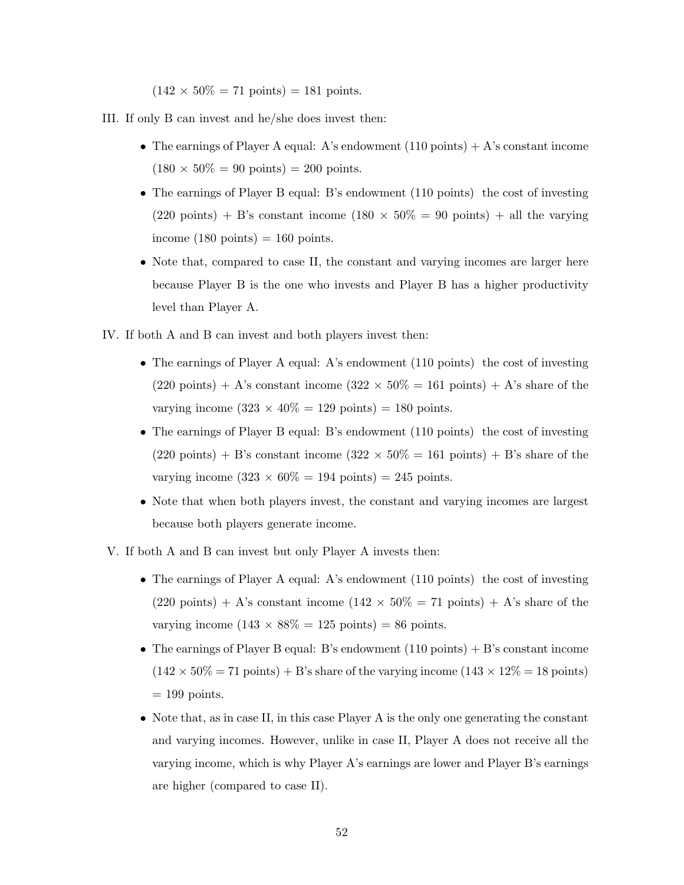(142 × 50% = 71 points) = 181 points.

III. If only B can invest and he/she does invest then:

- The earnings of Player A equal: A's endowment (110 points) + A's constant income (180 × 50% = 90 points) = 200 points.
- The earnings of Player B equal: B's endowment (110 points)  the cost of investing (220 points) + B's constant income (180 × 50% = 90 points) + all the varying income (180 points) = 160 points.
- Note that, compared to case II, the constant and varying incomes are larger here because Player B is the one who invests and Player B has a higher productivity level than Player A.

IV. If both A and B can invest and both players invest then:

- The earnings of Player A equal: A's endowment (110 points)  the cost of investing (220 points) + A's constant income (322 × 50% = 161 points) + A's share of the varying income (323 × 40% = 129 points) = 180 points.
- The earnings of Player B equal: B's endowment (110 points)  the cost of investing (220 points) + B's constant income (322 × 50% = 161 points) + B's share of the varying income (323 × 60% = 194 points) = 245 points.
- Note that when both players invest, the constant and varying incomes are largest because both players generate income.

V. If both A and B can invest but only Player A invests then:

- The earnings of Player A equal: A's endowment (110 points)  the cost of investing (220 points) + A's constant income (142 × 50% = 71 points) + A's share of the varying income (143 × 88% = 125 points) = 86 points.
- The earnings of Player B equal: B's endowment (110 points) + B's constant income (142 × 50% = 71 points) + B's share of the varying income (143 × 12% = 18 points) = 199 points.
- Note that, as in case II, in this case Player A is the only one generating the constant and varying incomes. However, unlike in case II, Player A does not receive all the varying income, which is why Player A's earnings are lower and Player B's earnings are higher (compared to case II).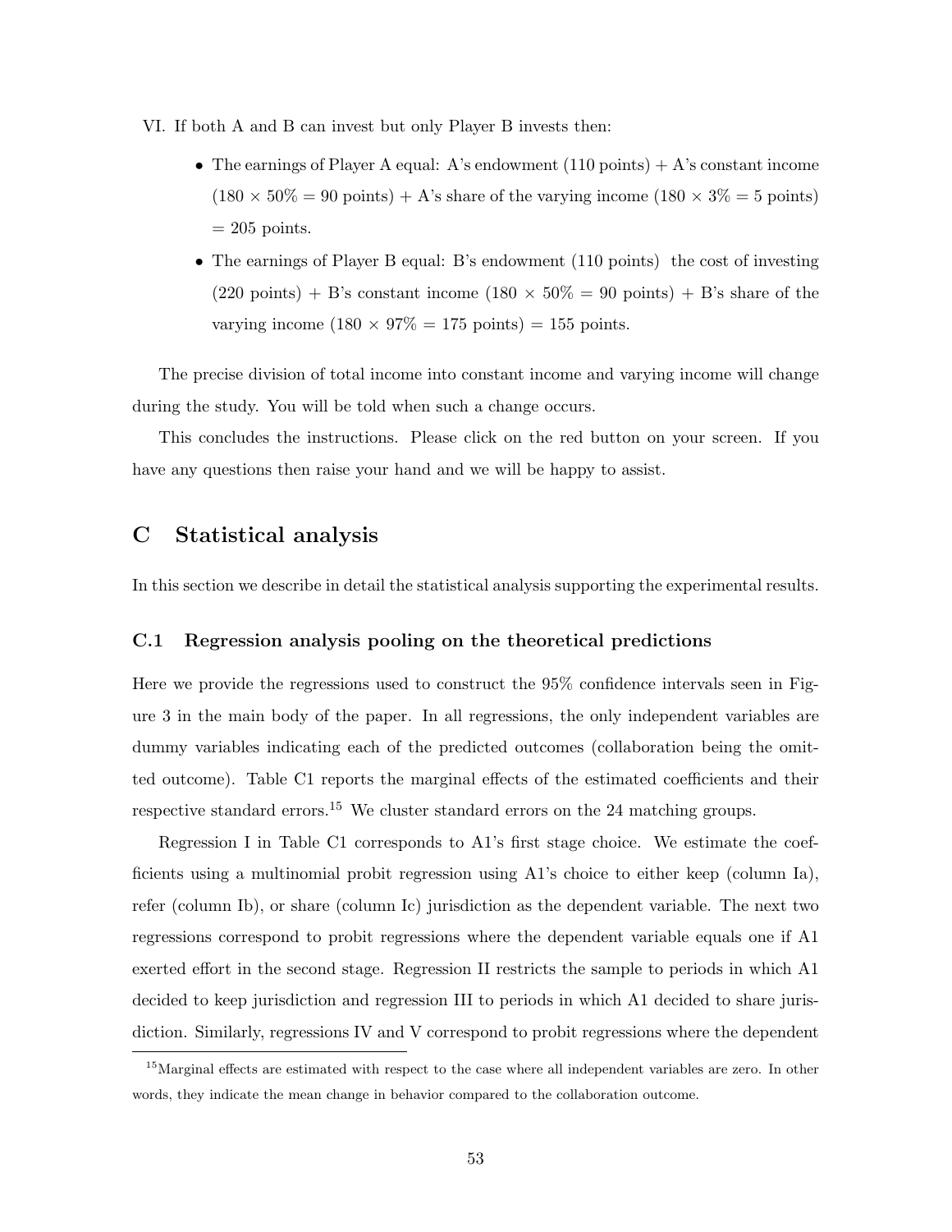VI. If both A and B can invest but only Player B invests then:

- The earnings of Player A equal: A's endowment (110 points) + A's constant income ($180 \times 50\% = 90$ points) + A's share of the varying income ($180 \times 3\% = 5$ points) = 205 points.
- The earnings of Player B equal: B's endowment (110 points)  the cost of investing (220 points) + B's constant income ($180 \times 50\% = 90$ points) + B's share of the varying income ($180 \times 97\% = 175$ points) = 155 points.

The precise division of total income into constant income and varying income will change during the study. You will be told when such a change occurs.

This concludes the instructions. Please click on the red button on your screen. If you have any questions then raise your hand and we will be happy to assist.

# C Statistical analysis

In this section we describe in detail the statistical analysis supporting the experimental results.

## C.1 Regression analysis pooling on the theoretical predictions

Here we provide the regressions used to construct the 95% confidence intervals seen in Figure 3 in the main body of the paper. In all regressions, the only independent variables are dummy variables indicating each of the predicted outcomes (collaboration being the omitted outcome). Table C1 reports the marginal effects of the estimated coefficients and their respective standard errors.[15] We cluster standard errors on the 24 matching groups.

Regression I in Table C1 corresponds to A1's first stage choice. We estimate the coefficients using a multinomial probit regression using A1's choice to either keep (column Ia), refer (column Ib), or share (column Ic) jurisdiction as the dependent variable. The next two regressions correspond to probit regressions where the dependent variable equals one if A1 exerted effort in the second stage. Regression II restricts the sample to periods in which A1 decided to keep jurisdiction and regression III to periods in which A1 decided to share jurisdiction. Similarly, regressions IV and V correspond to probit regressions where the dependent

[15] Marginal effects are estimated with respect to the case where all independent variables are zero. In other words, they indicate the mean change in behavior compared to the collaboration outcome.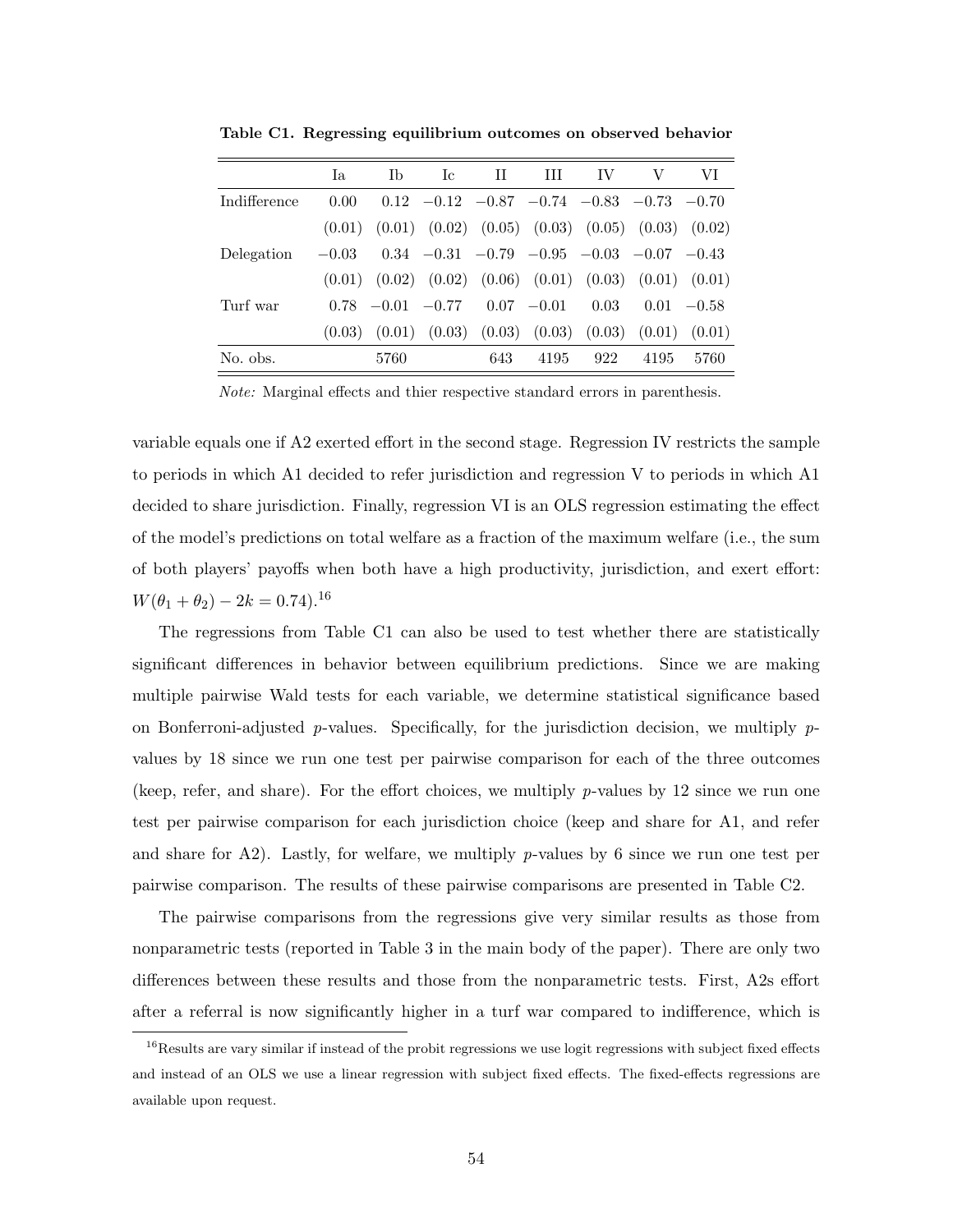**Table C1. Regressing equilibrium outcomes on observed behavior**

| | Ia | Ib | Ic | II | III | IV | V | VI |
|---|---|---|---|---|---|---|---|---|
| Indifference | 0.00 | 0.12 | −0.12 | −0.87 | −0.74 | −0.83 | −0.73 | −0.70 |
| | (0.01) | (0.01) | (0.02) | (0.05) | (0.03) | (0.05) | (0.03) | (0.02) |
| Delegation | −0.03 | 0.34 | −0.31 | −0.79 | −0.95 | −0.03 | −0.07 | −0.43 |
| | (0.01) | (0.02) | (0.02) | (0.06) | (0.01) | (0.03) | (0.01) | (0.01) |
| Turf war | 0.78 | −0.01 | −0.77 | 0.07 | −0.01 | 0.03 | 0.01 | −0.58 |
| | (0.03) | (0.01) | (0.03) | (0.03) | (0.03) | (0.03) | (0.01) | (0.01) |
| No. obs. | | 5760 | | 643 | 4195 | 922 | 4195 | 5760 |

*Note:* Marginal effects and thier respective standard errors in parenthesis.

variable equals one if A2 exerted effort in the second stage. Regression IV restricts the sample to periods in which A1 decided to refer jurisdiction and regression V to periods in which A1 decided to share jurisdiction. Finally, regression VI is an OLS regression estimating the effect of the model's predictions on total welfare as a fraction of the maximum welfare (i.e., the sum of both players' payoffs when both have a high productivity, jurisdiction, and exert effort: $W(\theta_1 + \theta_2) - 2k = 0.74$).[16]

The regressions from Table C1 can also be used to test whether there are statistically significant differences in behavior between equilibrium predictions. Since we are making multiple pairwise Wald tests for each variable, we determine statistical significance based on Bonferroni-adjusted $p$-values. Specifically, for the jurisdiction decision, we multiply $p$-values by 18 since we run one test per pairwise comparison for each of the three outcomes (keep, refer, and share). For the effort choices, we multiply $p$-values by 12 since we run one test per pairwise comparison for each jurisdiction choice (keep and share for A1, and refer and share for A2). Lastly, for welfare, we multiply $p$-values by 6 since we run one test per pairwise comparison. The results of these pairwise comparisons are presented in Table C2.

The pairwise comparisons from the regressions give very similar results as those from nonparametric tests (reported in Table 3 in the main body of the paper). There are only two differences between these results and those from the nonparametric tests. First, A2s effort after a referral is now significantly higher in a turf war compared to indifference, which is

[16]Results are vary similar if instead of the probit regressions we use logit regressions with subject fixed effects and instead of an OLS we use a linear regression with subject fixed effects. The fixed-effects regressions are available upon request.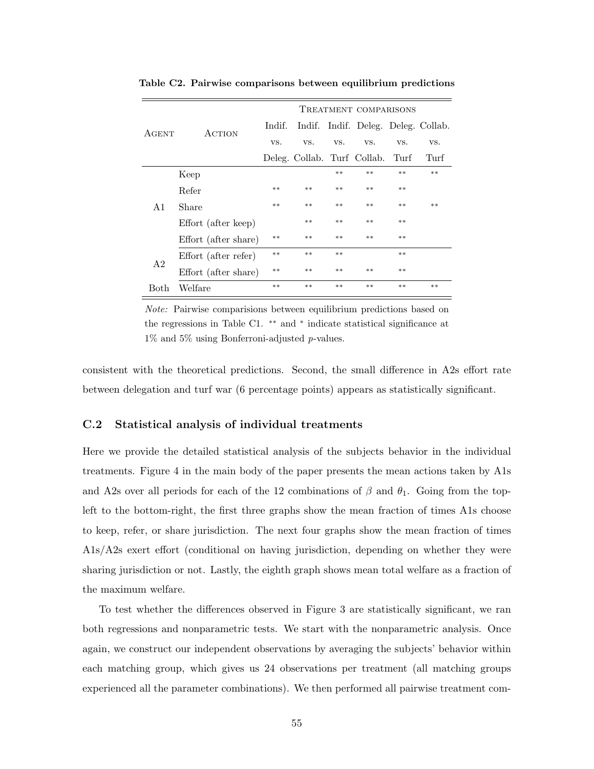**Table C2. Pairwise comparisons between equilibrium predictions**

| Agent | Action | Treatment comparisons | | | | | |
|---|---|---|---|---|---|---|---|
| | | Indif. vs. Deleg. | Indif. vs. Collab. | Indif. vs. Turf | Deleg. vs. Collab. | Deleg. vs. Turf | Collab. vs. Turf |
| A1 | Keep | | | ** | ** | ** | ** |
| | Refer | ** | ** | ** | ** | ** | |
| | Share | ** | ** | ** | ** | ** | ** |
| | Effort (after keep) | | ** | ** | ** | ** | |
| | Effort (after share) | ** | ** | ** | ** | ** | |
| A2 | Effort (after refer) | ** | ** | ** | | ** | |
| | Effort (after share) | ** | ** | ** | ** | ** | |
| Both | Welfare | ** | ** | ** | ** | ** | ** |

*Note:* Pairwise comparisions between equilibrium predictions based on the regressions in Table C1. ** and * indicate statistical significance at 1% and 5% using Bonferroni-adjusted *p*-values.

consistent with the theoretical predictions. Second, the small difference in A2s effort rate between delegation and turf war (6 percentage points) appears as statistically significant.

## C.2 Statistical analysis of individual treatments

Here we provide the detailed statistical analysis of the subjects behavior in the individual treatments. Figure 4 in the main body of the paper presents the mean actions taken by A1s and A2s over all periods for each of the 12 combinations of $\beta$ and $\theta_1$. Going from the top-left to the bottom-right, the first three graphs show the mean fraction of times A1s choose to keep, refer, or share jurisdiction. The next four graphs show the mean fraction of times A1s/A2s exert effort (conditional on having jurisdiction, depending on whether they were sharing jurisdiction or not. Lastly, the eighth graph shows mean total welfare as a fraction of the maximum welfare.

To test whether the differences observed in Figure 3 are statistically significant, we ran both regressions and nonparametric tests. We start with the nonparametric analysis. Once again, we construct our independent observations by averaging the subjects' behavior within each matching group, which gives us 24 observations per treatment (all matching groups experienced all the parameter combinations). We then performed all pairwise treatment com-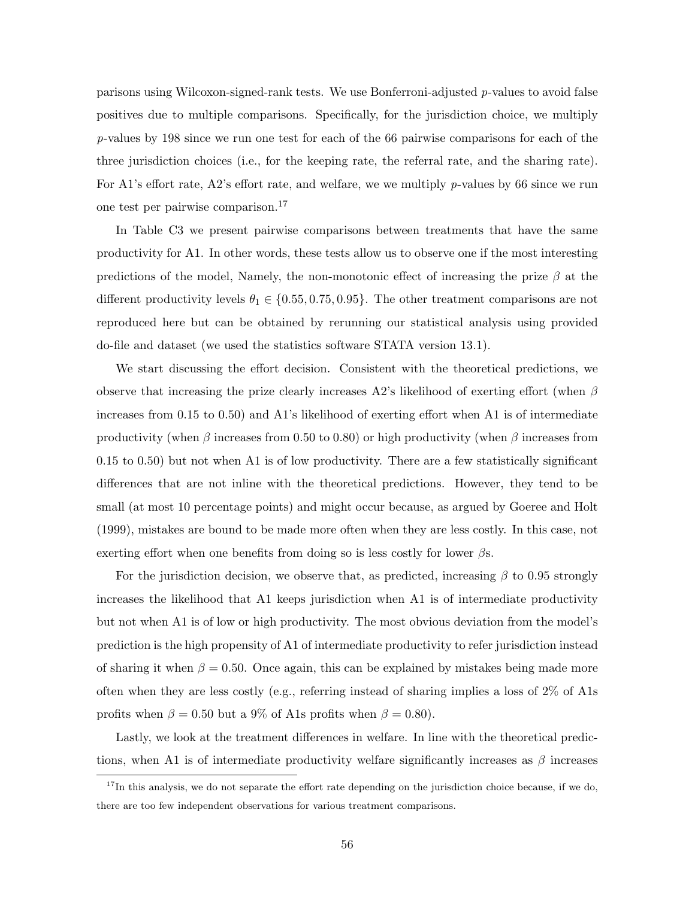parisons using Wilcoxon-signed-rank tests. We use Bonferroni-adjusted $p$-values to avoid false positives due to multiple comparisons. Specifically, for the jurisdiction choice, we multiply $p$-values by 198 since we run one test for each of the 66 pairwise comparisons for each of the three jurisdiction choices (i.e., for the keeping rate, the referral rate, and the sharing rate). For A1's effort rate, A2's effort rate, and welfare, we we multiply $p$-values by 66 since we run one test per pairwise comparison.[17]

In Table C3 we present pairwise comparisons between treatments that have the same productivity for A1. In other words, these tests allow us to observe one if the most interesting predictions of the model, Namely, the non-monotonic effect of increasing the prize $\beta$ at the different productivity levels $\theta_1 \in \{0.55, 0.75, 0.95\}$. The other treatment comparisons are not reproduced here but can be obtained by rerunning our statistical analysis using provided do-file and dataset (we used the statistics software STATA version 13.1).

We start discussing the effort decision. Consistent with the theoretical predictions, we observe that increasing the prize clearly increases A2's likelihood of exerting effort (when $\beta$ increases from 0.15 to 0.50) and A1's likelihood of exerting effort when A1 is of intermediate productivity (when $\beta$ increases from 0.50 to 0.80) or high productivity (when $\beta$ increases from 0.15 to 0.50) but not when A1 is of low productivity. There are a few statistically significant differences that are not inline with the theoretical predictions. However, they tend to be small (at most 10 percentage points) and might occur because, as argued by Goeree and Holt (1999), mistakes are bound to be made more often when they are less costly. In this case, not exerting effort when one benefits from doing so is less costly for lower $\beta$s.

For the jurisdiction decision, we observe that, as predicted, increasing $\beta$ to 0.95 strongly increases the likelihood that A1 keeps jurisdiction when A1 is of intermediate productivity but not when A1 is of low or high productivity. The most obvious deviation from the model's prediction is the high propensity of A1 of intermediate productivity to refer jurisdiction instead of sharing it when $\beta = 0.50$. Once again, this can be explained by mistakes being made more often when they are less costly (e.g., referring instead of sharing implies a loss of 2% of A1s profits when $\beta = 0.50$ but a 9% of A1s profits when $\beta = 0.80$).

Lastly, we look at the treatment differences in welfare. In line with the theoretical predictions, when A1 is of intermediate productivity welfare significantly increases as $\beta$ increases

[17] In this analysis, we do not separate the effort rate depending on the jurisdiction choice because, if we do, there are too few independent observations for various treatment comparisons.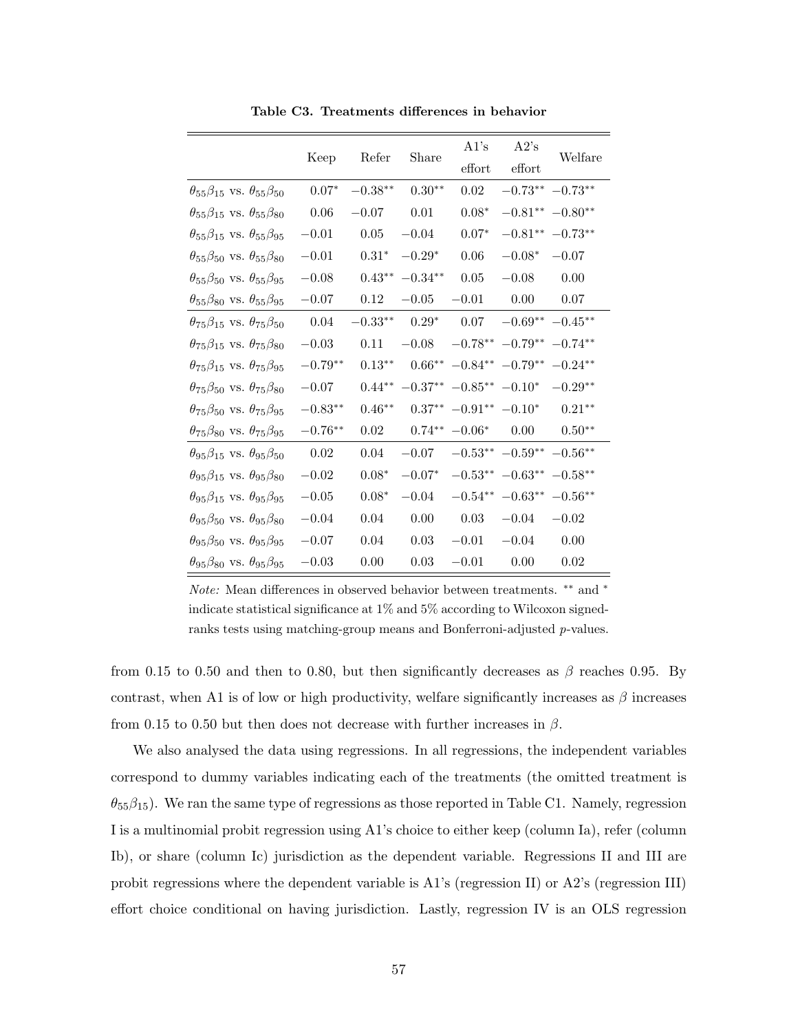**Table C3. Treatments differences in behavior**

| | Keep | Refer | Share | A1's effort | A2's effort | Welfare |
|---|---|---|---|---|---|---|
| $\theta_{55}\beta_{15}$ vs. $\theta_{55}\beta_{50}$ | $0.07^{*}$ | $-0.38^{**}$ | $0.30^{**}$ | $0.02$ | $-0.73^{**}$ | $-0.73^{**}$ |
| $\theta_{55}\beta_{15}$ vs. $\theta_{55}\beta_{80}$ | $0.06$ | $-0.07$ | $0.01$ | $0.08^{*}$ | $-0.81^{**}$ | $-0.80^{**}$ |
| $\theta_{55}\beta_{15}$ vs. $\theta_{55}\beta_{95}$ | $-0.01$ | $0.05$ | $-0.04$ | $0.07^{*}$ | $-0.81^{**}$ | $-0.73^{**}$ |
| $\theta_{55}\beta_{50}$ vs. $\theta_{55}\beta_{80}$ | $-0.01$ | $0.31^{*}$ | $-0.29^{*}$ | $0.06$ | $-0.08^{*}$ | $-0.07$ |
| $\theta_{55}\beta_{50}$ vs. $\theta_{55}\beta_{95}$ | $-0.08$ | $0.43^{**}$ | $-0.34^{**}$ | $0.05$ | $-0.08$ | $0.00$ |
| $\theta_{55}\beta_{80}$ vs. $\theta_{55}\beta_{95}$ | $-0.07$ | $0.12$ | $-0.05$ | $-0.01$ | $0.00$ | $0.07$ |
| $\theta_{75}\beta_{15}$ vs. $\theta_{75}\beta_{50}$ | $0.04$ | $-0.33^{**}$ | $0.29^{*}$ | $0.07$ | $-0.69^{**}$ | $-0.45^{**}$ |
| $\theta_{75}\beta_{15}$ vs. $\theta_{75}\beta_{80}$ | $-0.03$ | $0.11$ | $-0.08$ | $-0.78^{**}$ | $-0.79^{**}$ | $-0.74^{**}$ |
| $\theta_{75}\beta_{15}$ vs. $\theta_{75}\beta_{95}$ | $-0.79^{**}$ | $0.13^{**}$ | $0.66^{**}$ | $-0.84^{**}$ | $-0.79^{**}$ | $-0.24^{**}$ |
| $\theta_{75}\beta_{50}$ vs. $\theta_{75}\beta_{80}$ | $-0.07$ | $0.44^{**}$ | $-0.37^{**}$ | $-0.85^{**}$ | $-0.10^{*}$ | $-0.29^{**}$ |
| $\theta_{75}\beta_{50}$ vs. $\theta_{75}\beta_{95}$ | $-0.83^{**}$ | $0.46^{**}$ | $0.37^{**}$ | $-0.91^{**}$ | $-0.10^{*}$ | $0.21^{**}$ |
| $\theta_{75}\beta_{80}$ vs. $\theta_{75}\beta_{95}$ | $-0.76^{**}$ | $0.02$ | $0.74^{**}$ | $-0.06^{*}$ | $0.00$ | $0.50^{**}$ |
| $\theta_{95}\beta_{15}$ vs. $\theta_{95}\beta_{50}$ | $0.02$ | $0.04$ | $-0.07$ | $-0.53^{**}$ | $-0.59^{**}$ | $-0.56^{**}$ |
| $\theta_{95}\beta_{15}$ vs. $\theta_{95}\beta_{80}$ | $-0.02$ | $0.08^{*}$ | $-0.07^{*}$ | $-0.53^{**}$ | $-0.63^{**}$ | $-0.58^{**}$ |
| $\theta_{95}\beta_{15}$ vs. $\theta_{95}\beta_{95}$ | $-0.05$ | $0.08^{*}$ | $-0.04$ | $-0.54^{**}$ | $-0.63^{**}$ | $-0.56^{**}$ |
| $\theta_{95}\beta_{50}$ vs. $\theta_{95}\beta_{80}$ | $-0.04$ | $0.04$ | $0.00$ | $0.03$ | $-0.04$ | $-0.02$ |
| $\theta_{95}\beta_{50}$ vs. $\theta_{95}\beta_{95}$ | $-0.07$ | $0.04$ | $0.03$ | $-0.01$ | $-0.04$ | $0.00$ |
| $\theta_{95}\beta_{80}$ vs. $\theta_{95}\beta_{95}$ | $-0.03$ | $0.00$ | $0.03$ | $-0.01$ | $0.00$ | $0.02$ |

*Note:* Mean differences in observed behavior between treatments. ** and * indicate statistical significance at 1% and 5% according to Wilcoxon signed-ranks tests using matching-group means and Bonferroni-adjusted $p$-values.

from 0.15 to 0.50 and then to 0.80, but then significantly decreases as $\beta$ reaches 0.95. By contrast, when A1 is of low or high productivity, welfare significantly increases as $\beta$ increases from 0.15 to 0.50 but then does not decrease with further increases in $\beta$.

We also analysed the data using regressions. In all regressions, the independent variables correspond to dummy variables indicating each of the treatments (the omitted treatment is $\theta_{55}\beta_{15}$). We ran the same type of regressions as those reported in Table C1. Namely, regression I is a multinomial probit regression using A1's choice to either keep (column Ia), refer (column Ib), or share (column Ic) jurisdiction as the dependent variable. Regressions II and III are probit regressions where the dependent variable is A1's (regression II) or A2's (regression III) effort choice conditional on having jurisdiction. Lastly, regression IV is an OLS regression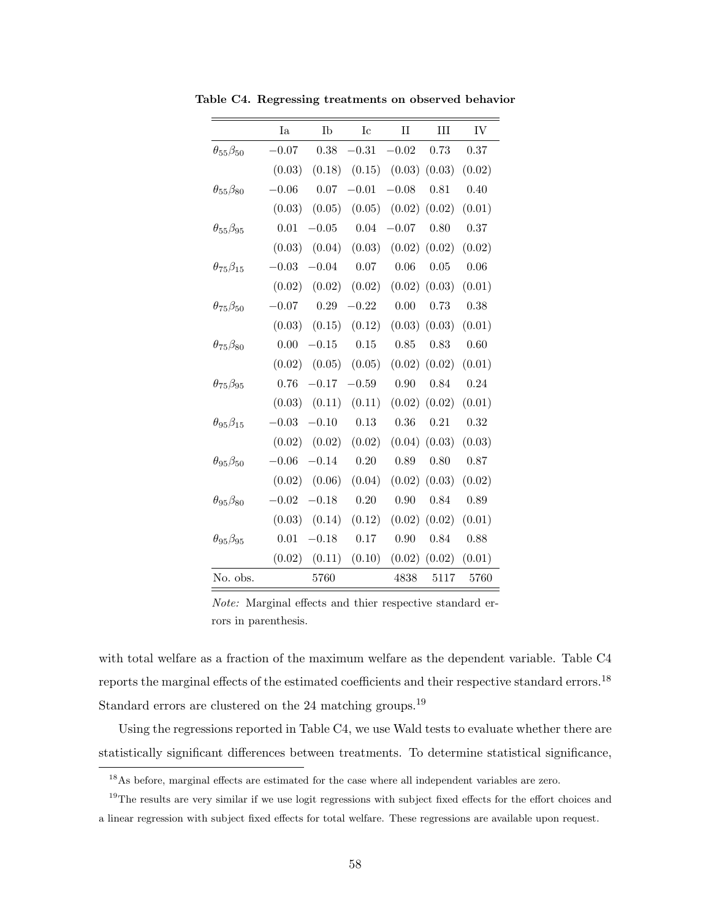**Table C4. Regressing treatments on observed behavior**

| | Ia | Ib | Ic | II | III | IV |
|---|---|---|---|---|---|---|
| $\theta_{55}\beta_{50}$ | $-0.07$ | $0.38$ | $-0.31$ | $-0.02$ | $0.73$ | $0.37$ |
| | $(0.03)$ | $(0.18)$ | $(0.15)$ | $(0.03)$ | $(0.03)$ | $(0.02)$ |
| $\theta_{55}\beta_{80}$ | $-0.06$ | $0.07$ | $-0.01$ | $-0.08$ | $0.81$ | $0.40$ |
| | $(0.03)$ | $(0.05)$ | $(0.05)$ | $(0.02)$ | $(0.02)$ | $(0.01)$ |
| $\theta_{55}\beta_{95}$ | $0.01$ | $-0.05$ | $0.04$ | $-0.07$ | $0.80$ | $0.37$ |
| | $(0.03)$ | $(0.04)$ | $(0.03)$ | $(0.02)$ | $(0.02)$ | $(0.02)$ |
| $\theta_{75}\beta_{15}$ | $-0.03$ | $-0.04$ | $0.07$ | $0.06$ | $0.05$ | $0.06$ |
| | $(0.02)$ | $(0.02)$ | $(0.02)$ | $(0.02)$ | $(0.03)$ | $(0.01)$ |
| $\theta_{75}\beta_{50}$ | $-0.07$ | $0.29$ | $-0.22$ | $0.00$ | $0.73$ | $0.38$ |
| | $(0.03)$ | $(0.15)$ | $(0.12)$ | $(0.03)$ | $(0.03)$ | $(0.01)$ |
| $\theta_{75}\beta_{80}$ | $0.00$ | $-0.15$ | $0.15$ | $0.85$ | $0.83$ | $0.60$ |
| | $(0.02)$ | $(0.05)$ | $(0.05)$ | $(0.02)$ | $(0.02)$ | $(0.01)$ |
| $\theta_{75}\beta_{95}$ | $0.76$ | $-0.17$ | $-0.59$ | $0.90$ | $0.84$ | $0.24$ |
| | $(0.03)$ | $(0.11)$ | $(0.11)$ | $(0.02)$ | $(0.02)$ | $(0.01)$ |
| $\theta_{95}\beta_{15}$ | $-0.03$ | $-0.10$ | $0.13$ | $0.36$ | $0.21$ | $0.32$ |
| | $(0.02)$ | $(0.02)$ | $(0.02)$ | $(0.04)$ | $(0.03)$ | $(0.03)$ |
| $\theta_{95}\beta_{50}$ | $-0.06$ | $-0.14$ | $0.20$ | $0.89$ | $0.80$ | $0.87$ |
| | $(0.02)$ | $(0.06)$ | $(0.04)$ | $(0.02)$ | $(0.03)$ | $(0.02)$ |
| $\theta_{95}\beta_{80}$ | $-0.02$ | $-0.18$ | $0.20$ | $0.90$ | $0.84$ | $0.89$ |
| | $(0.03)$ | $(0.14)$ | $(0.12)$ | $(0.02)$ | $(0.02)$ | $(0.01)$ |
| $\theta_{95}\beta_{95}$ | $0.01$ | $-0.18$ | $0.17$ | $0.90$ | $0.84$ | $0.88$ |
| | $(0.02)$ | $(0.11)$ | $(0.10)$ | $(0.02)$ | $(0.02)$ | $(0.01)$ |
| No. obs. | | 5760 | | 4838 | 5117 | 5760 |

*Note:* Marginal effects and thier respective standard errors in parenthesis.

with total welfare as a fraction of the maximum welfare as the dependent variable. Table C4 reports the marginal effects of the estimated coefficients and their respective standard errors.[18] Standard errors are clustered on the 24 matching groups.[19]

Using the regressions reported in Table C4, we use Wald tests to evaluate whether there are statistically significant differences between treatments. To determine statistical significance,

[18] As before, marginal effects are estimated for the case where all independent variables are zero.

[19] The results are very similar if we use logit regressions with subject fixed effects for the effort choices and a linear regression with subject fixed effects for total welfare. These regressions are available upon request.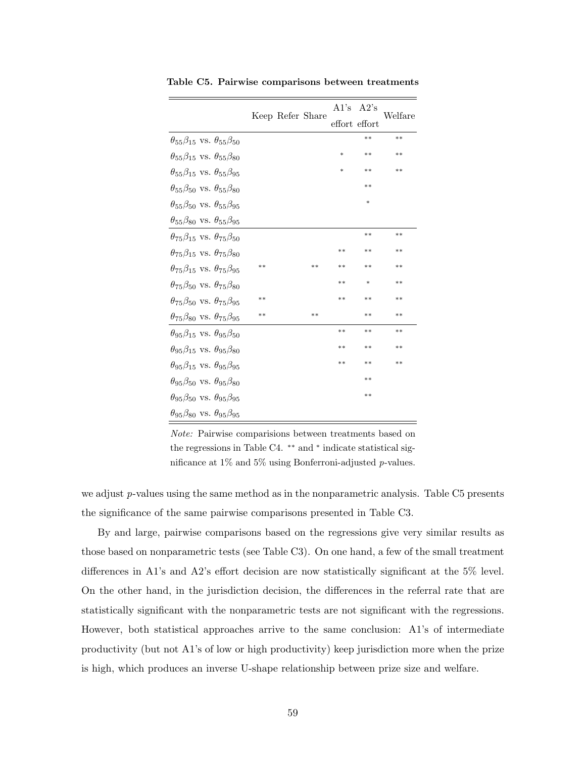**Table C5. Pairwise comparisons between treatments**

| | Keep | Refer | Share | A1's effort | A2's effort | Welfare |
|---|---|---|---|---|---|---|
| $\theta_{55}\beta_{15}$ vs. $\theta_{55}\beta_{50}$ | | | | | ** | ** |
| $\theta_{55}\beta_{15}$ vs. $\theta_{55}\beta_{80}$ | | | | * | ** | ** |
| $\theta_{55}\beta_{15}$ vs. $\theta_{55}\beta_{95}$ | | | | * | ** | ** |
| $\theta_{55}\beta_{50}$ vs. $\theta_{55}\beta_{80}$ | | | | | ** | |
| $\theta_{55}\beta_{50}$ vs. $\theta_{55}\beta_{95}$ | | | | | * | |
| $\theta_{55}\beta_{80}$ vs. $\theta_{55}\beta_{95}$ | | | | | | |
| $\theta_{75}\beta_{15}$ vs. $\theta_{75}\beta_{50}$ | | | | | ** | ** |
| $\theta_{75}\beta_{15}$ vs. $\theta_{75}\beta_{80}$ | | | | ** | ** | ** |
| $\theta_{75}\beta_{15}$ vs. $\theta_{75}\beta_{95}$ | ** | | ** | ** | ** | ** |
| $\theta_{75}\beta_{50}$ vs. $\theta_{75}\beta_{80}$ | | | | ** | * | ** |
| $\theta_{75}\beta_{50}$ vs. $\theta_{75}\beta_{95}$ | ** | | | ** | ** | ** |
| $\theta_{75}\beta_{80}$ vs. $\theta_{75}\beta_{95}$ | ** | | ** | | ** | ** |
| $\theta_{95}\beta_{15}$ vs. $\theta_{95}\beta_{50}$ | | | | ** | ** | ** |
| $\theta_{95}\beta_{15}$ vs. $\theta_{95}\beta_{80}$ | | | | ** | ** | ** |
| $\theta_{95}\beta_{15}$ vs. $\theta_{95}\beta_{95}$ | | | | ** | ** | ** |
| $\theta_{95}\beta_{50}$ vs. $\theta_{95}\beta_{80}$ | | | | | ** | |
| $\theta_{95}\beta_{50}$ vs. $\theta_{95}\beta_{95}$ | | | | | ** | |
| $\theta_{95}\beta_{80}$ vs. $\theta_{95}\beta_{95}$ | | | | | | |

*Note:* Pairwise comparisions between treatments based on the regressions in Table C4. ** and * indicate statistical significance at 1% and 5% using Bonferroni-adjusted $p$-values.

we adjust $p$-values using the same method as in the nonparametric analysis. Table C5 presents the significance of the same pairwise comparisons presented in Table C3.

By and large, pairwise comparisons based on the regressions give very similar results as those based on nonparametric tests (see Table C3). On one hand, a few of the small treatment differences in A1's and A2's effort decision are now statistically significant at the 5% level. On the other hand, in the jurisdiction decision, the differences in the referral rate that are statistically significant with the nonparametric tests are not significant with the regressions. However, both statistical approaches arrive to the same conclusion: A1's of intermediate productivity (but not A1's of low or high productivity) keep jurisdiction more when the prize is high, which produces an inverse U-shape relationship between prize size and welfare.